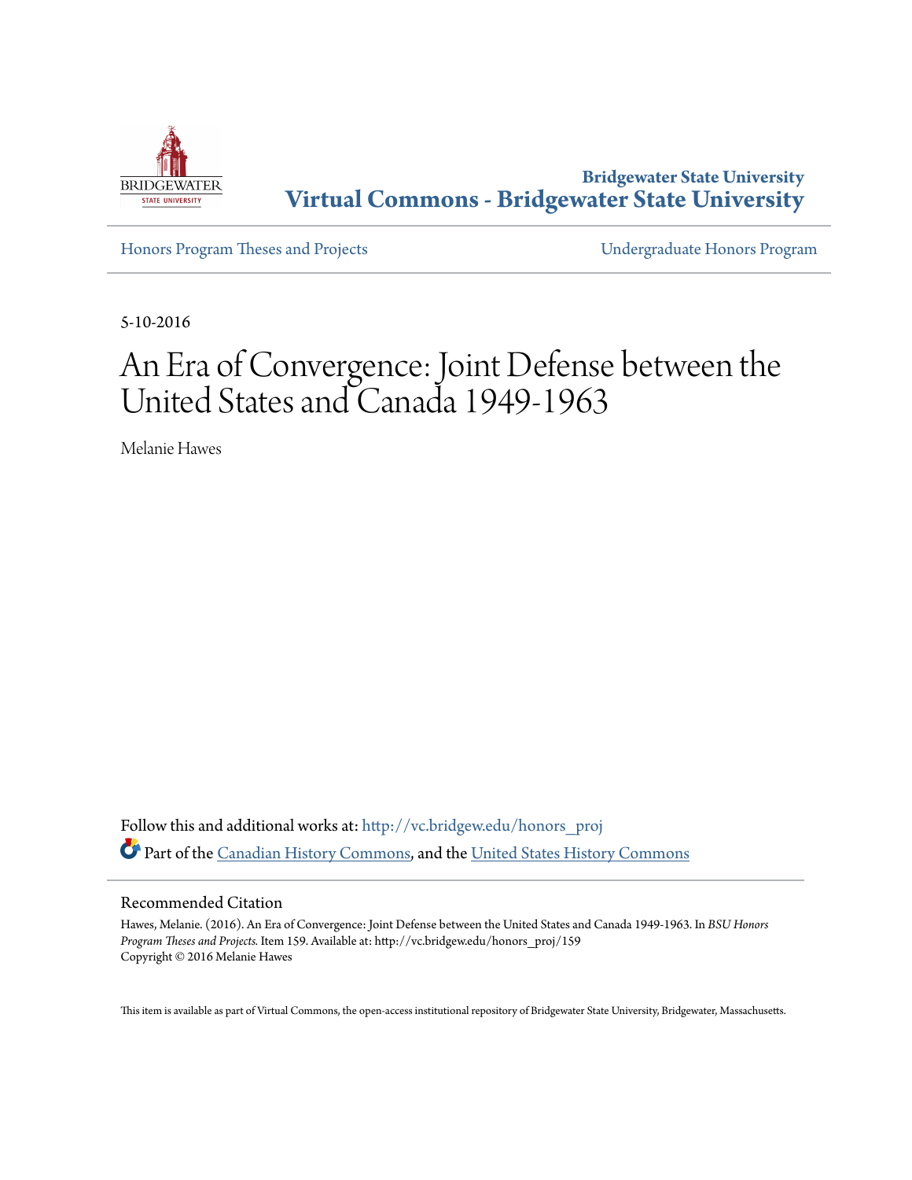Bridgewater State University
**Virtual Commons - Bridgewater State University**

Honors Program Theses and Projects

Undergraduate Honors Program

5-10-2016

# An Era of Convergence: Joint Defense between the United States and Canada 1949-1963

Melanie Hawes

Follow this and additional works at: http://vc.bridgew.edu/honors_proj

Part of the Canadian History Commons, and the United States History Commons

## Recommended Citation

Hawes, Melanie. (2016). An Era of Convergence: Joint Defense between the United States and Canada 1949-1963. In *BSU Honors Program Theses and Projects.* Item 159. Available at: http://vc.bridgew.edu/honors_proj/159
Copyright © 2016 Melanie Hawes

This item is available as part of Virtual Commons, the open-access institutional repository of Bridgewater State University, Bridgewater, Massachusetts.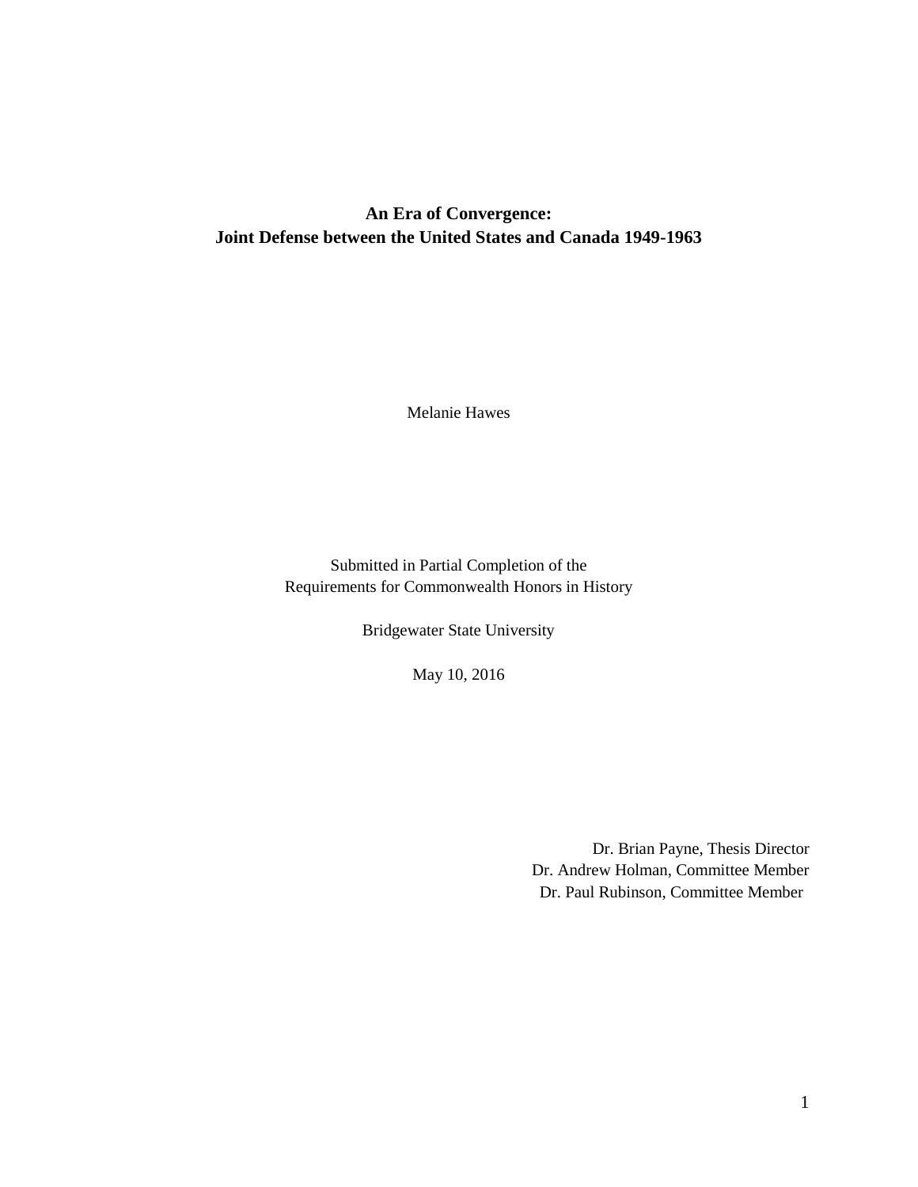**An Era of Convergence:**
**Joint Defense between the United States and Canada 1949-1963**

Melanie Hawes

Submitted in Partial Completion of the
Requirements for Commonwealth Honors in History

Bridgewater State University

May 10, 2016

Dr. Brian Payne, Thesis Director
Dr. Andrew Holman, Committee Member
Dr. Paul Rubinson, Committee Member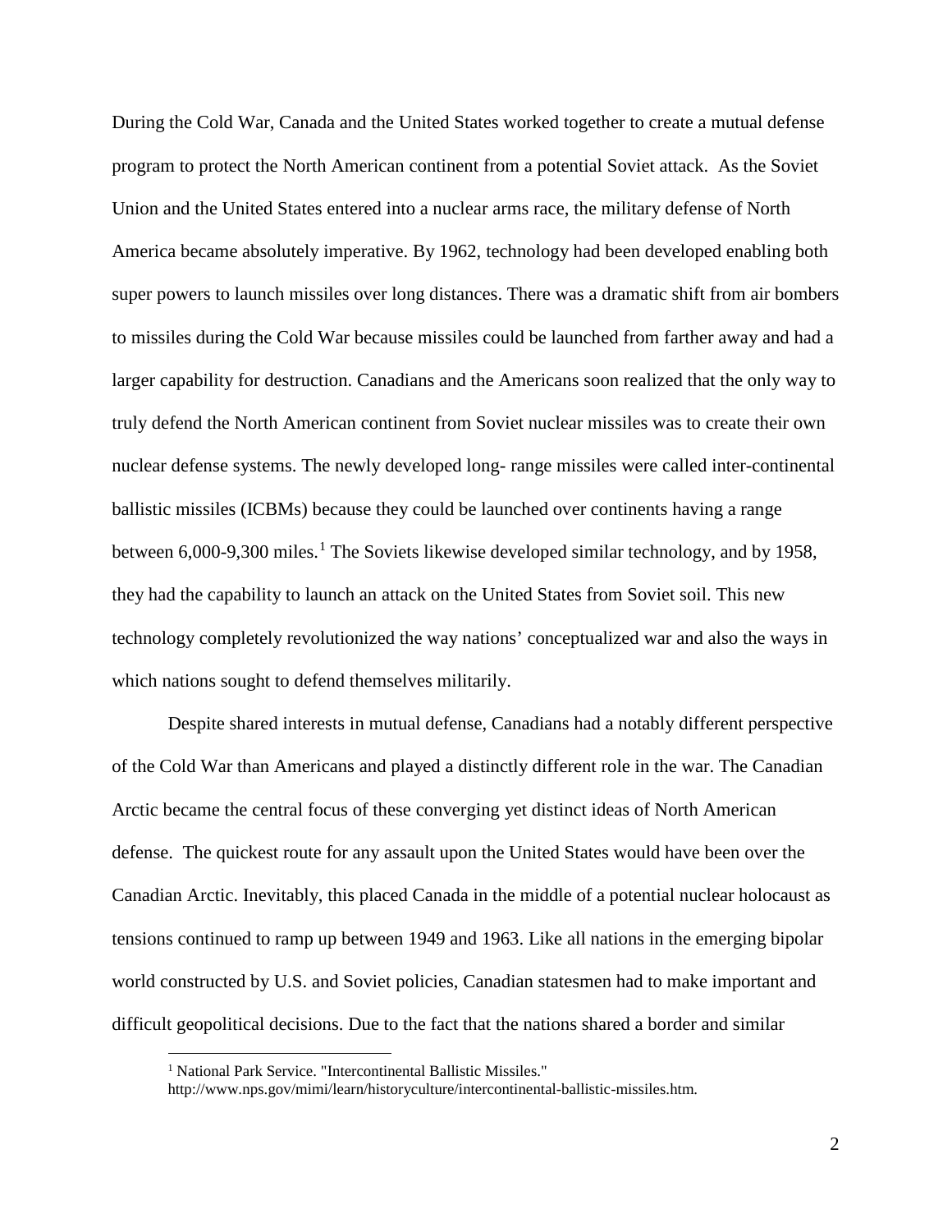During the Cold War, Canada and the United States worked together to create a mutual defense program to protect the North American continent from a potential Soviet attack. As the Soviet Union and the United States entered into a nuclear arms race, the military defense of North America became absolutely imperative. By 1962, technology had been developed enabling both super powers to launch missiles over long distances. There was a dramatic shift from air bombers to missiles during the Cold War because missiles could be launched from farther away and had a larger capability for destruction. Canadians and the Americans soon realized that the only way to truly defend the North American continent from Soviet nuclear missiles was to create their own nuclear defense systems. The newly developed long- range missiles were called inter-continental ballistic missiles (ICBMs) because they could be launched over continents having a range between 6,000-9,300 miles.[1] The Soviets likewise developed similar technology, and by 1958, they had the capability to launch an attack on the United States from Soviet soil. This new technology completely revolutionized the way nations' conceptualized war and also the ways in which nations sought to defend themselves militarily.

Despite shared interests in mutual defense, Canadians had a notably different perspective of the Cold War than Americans and played a distinctly different role in the war. The Canadian Arctic became the central focus of these converging yet distinct ideas of North American defense. The quickest route for any assault upon the United States would have been over the Canadian Arctic. Inevitably, this placed Canada in the middle of a potential nuclear holocaust as tensions continued to ramp up between 1949 and 1963. Like all nations in the emerging bipolar world constructed by U.S. and Soviet policies, Canadian statesmen had to make important and difficult geopolitical decisions. Due to the fact that the nations shared a border and similar

[1] National Park Service. "Intercontinental Ballistic Missiles." http://www.nps.gov/mimi/learn/historyculture/intercontinental-ballistic-missiles.htm.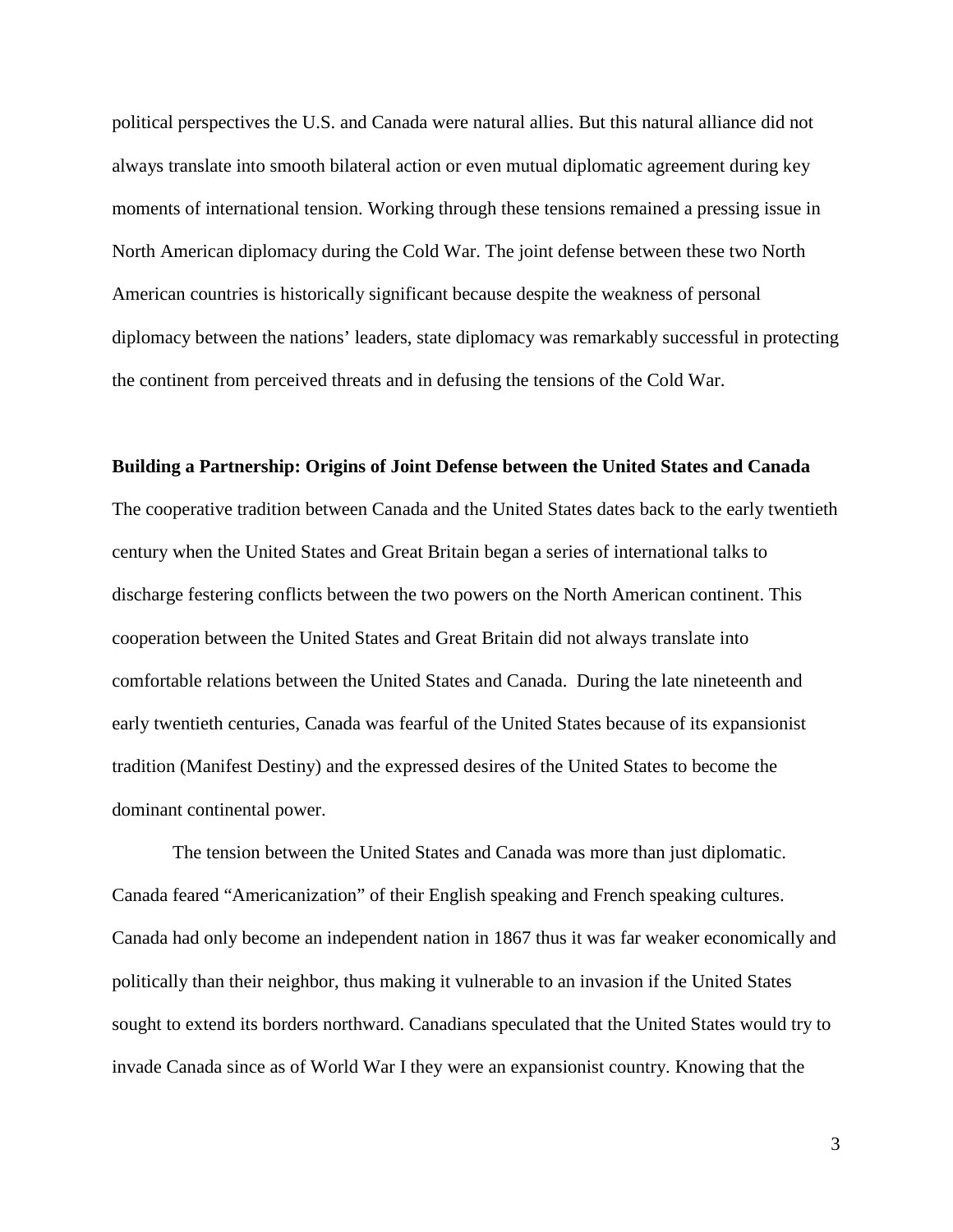political perspectives the U.S. and Canada were natural allies. But this natural alliance did not always translate into smooth bilateral action or even mutual diplomatic agreement during key moments of international tension. Working through these tensions remained a pressing issue in North American diplomacy during the Cold War. The joint defense between these two North American countries is historically significant because despite the weakness of personal diplomacy between the nations' leaders, state diplomacy was remarkably successful in protecting the continent from perceived threats and in defusing the tensions of the Cold War.

**Building a Partnership: Origins of Joint Defense between the United States and Canada**

The cooperative tradition between Canada and the United States dates back to the early twentieth century when the United States and Great Britain began a series of international talks to discharge festering conflicts between the two powers on the North American continent. This cooperation between the United States and Great Britain did not always translate into comfortable relations between the United States and Canada. During the late nineteenth and early twentieth centuries, Canada was fearful of the United States because of its expansionist tradition (Manifest Destiny) and the expressed desires of the United States to become the dominant continental power.

The tension between the United States and Canada was more than just diplomatic. Canada feared "Americanization" of their English speaking and French speaking cultures. Canada had only become an independent nation in 1867 thus it was far weaker economically and politically than their neighbor, thus making it vulnerable to an invasion if the United States sought to extend its borders northward. Canadians speculated that the United States would try to invade Canada since as of World War I they were an expansionist country. Knowing that the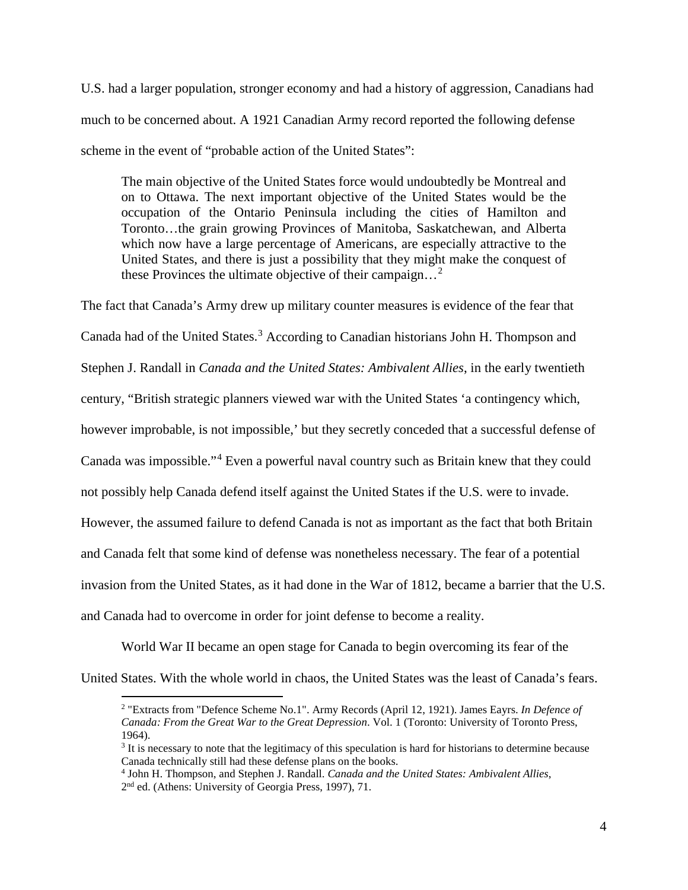U.S. had a larger population, stronger economy and had a history of aggression, Canadians had much to be concerned about. A 1921 Canadian Army record reported the following defense scheme in the event of "probable action of the United States":

> The main objective of the United States force would undoubtedly be Montreal and on to Ottawa. The next important objective of the United States would be the occupation of the Ontario Peninsula including the cities of Hamilton and Toronto…the grain growing Provinces of Manitoba, Saskatchewan, and Alberta which now have a large percentage of Americans, are especially attractive to the United States, and there is just a possibility that they might make the conquest of these Provinces the ultimate objective of their campaign…[2]

The fact that Canada's Army drew up military counter measures is evidence of the fear that Canada had of the United States.[3] According to Canadian historians John H. Thompson and Stephen J. Randall in *Canada and the United States: Ambivalent Allies*, in the early twentieth century, "British strategic planners viewed war with the United States 'a contingency which, however improbable, is not impossible,' but they secretly conceded that a successful defense of Canada was impossible."[4] Even a powerful naval country such as Britain knew that they could not possibly help Canada defend itself against the United States if the U.S. were to invade. However, the assumed failure to defend Canada is not as important as the fact that both Britain and Canada felt that some kind of defense was nonetheless necessary. The fear of a potential invasion from the United States, as it had done in the War of 1812, became a barrier that the U.S. and Canada had to overcome in order for joint defense to become a reality.

World War II became an open stage for Canada to begin overcoming its fear of the United States. With the whole world in chaos, the United States was the least of Canada's fears.

---

[2] "Extracts from "Defence Scheme No.1". Army Records (April 12, 1921). James Eayrs. *In Defence of Canada: From the Great War to the Great Depression.* Vol. 1 (Toronto: University of Toronto Press, 1964).

[3] It is necessary to note that the legitimacy of this speculation is hard for historians to determine because Canada technically still had these defense plans on the books.

[4] John H. Thompson, and Stephen J. Randall. *Canada and the United States: Ambivalent Allies*, 2nd ed. (Athens: University of Georgia Press, 1997), 71.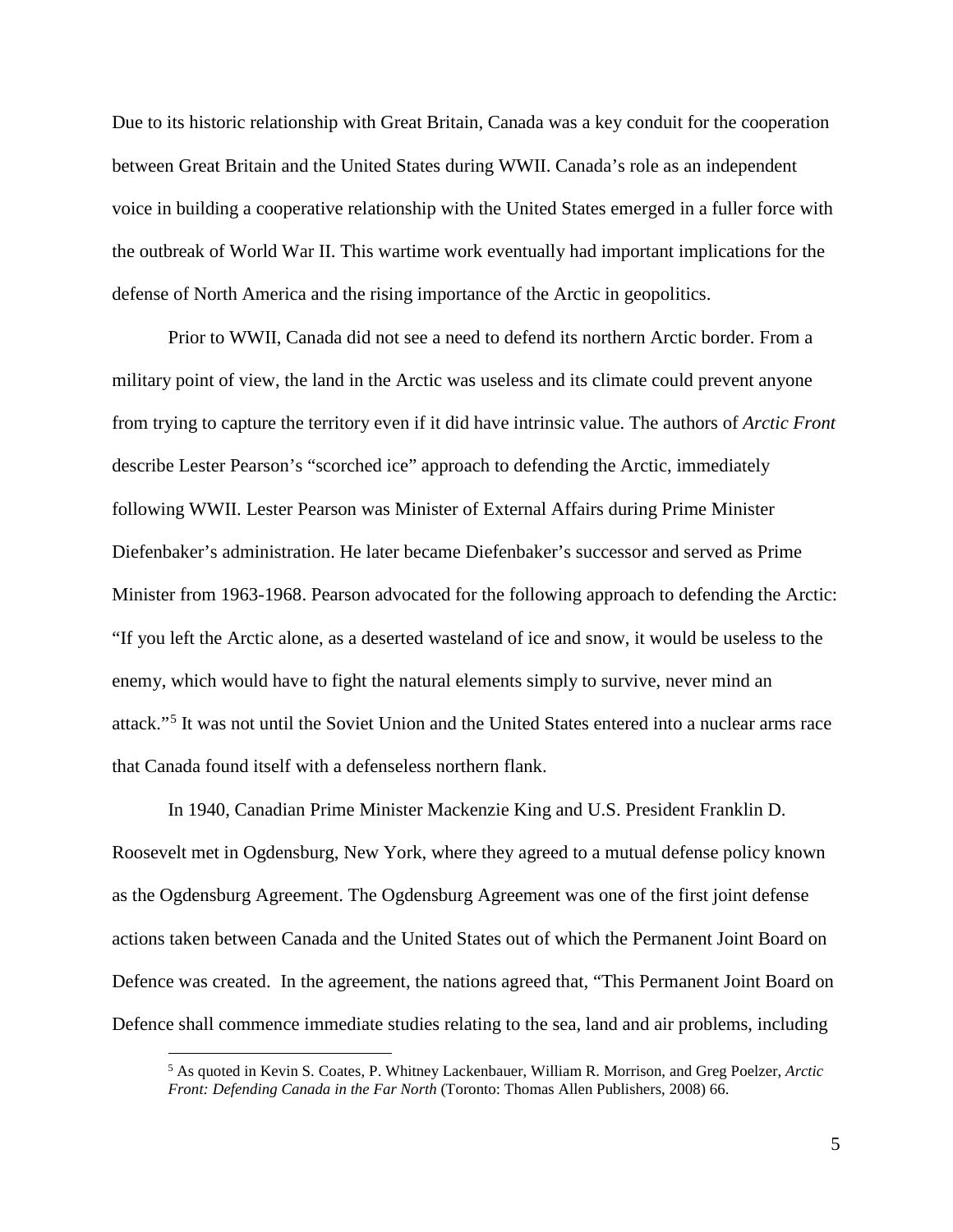Due to its historic relationship with Great Britain, Canada was a key conduit for the cooperation between Great Britain and the United States during WWII. Canada's role as an independent voice in building a cooperative relationship with the United States emerged in a fuller force with the outbreak of World War II. This wartime work eventually had important implications for the defense of North America and the rising importance of the Arctic in geopolitics.

Prior to WWII, Canada did not see a need to defend its northern Arctic border. From a military point of view, the land in the Arctic was useless and its climate could prevent anyone from trying to capture the territory even if it did have intrinsic value. The authors of *Arctic Front* describe Lester Pearson's "scorched ice" approach to defending the Arctic, immediately following WWII. Lester Pearson was Minister of External Affairs during Prime Minister Diefenbaker's administration. He later became Diefenbaker's successor and served as Prime Minister from 1963-1968. Pearson advocated for the following approach to defending the Arctic: "If you left the Arctic alone, as a deserted wasteland of ice and snow, it would be useless to the enemy, which would have to fight the natural elements simply to survive, never mind an attack."[5] It was not until the Soviet Union and the United States entered into a nuclear arms race that Canada found itself with a defenseless northern flank.

In 1940, Canadian Prime Minister Mackenzie King and U.S. President Franklin D. Roosevelt met in Ogdensburg, New York, where they agreed to a mutual defense policy known as the Ogdensburg Agreement. The Ogdensburg Agreement was one of the first joint defense actions taken between Canada and the United States out of which the Permanent Joint Board on Defence was created. In the agreement, the nations agreed that, "This Permanent Joint Board on Defence shall commence immediate studies relating to the sea, land and air problems, including

---

[5] As quoted in Kevin S. Coates, P. Whitney Lackenbauer, William R. Morrison, and Greg Poelzer, *Arctic Front: Defending Canada in the Far North* (Toronto: Thomas Allen Publishers, 2008) 66.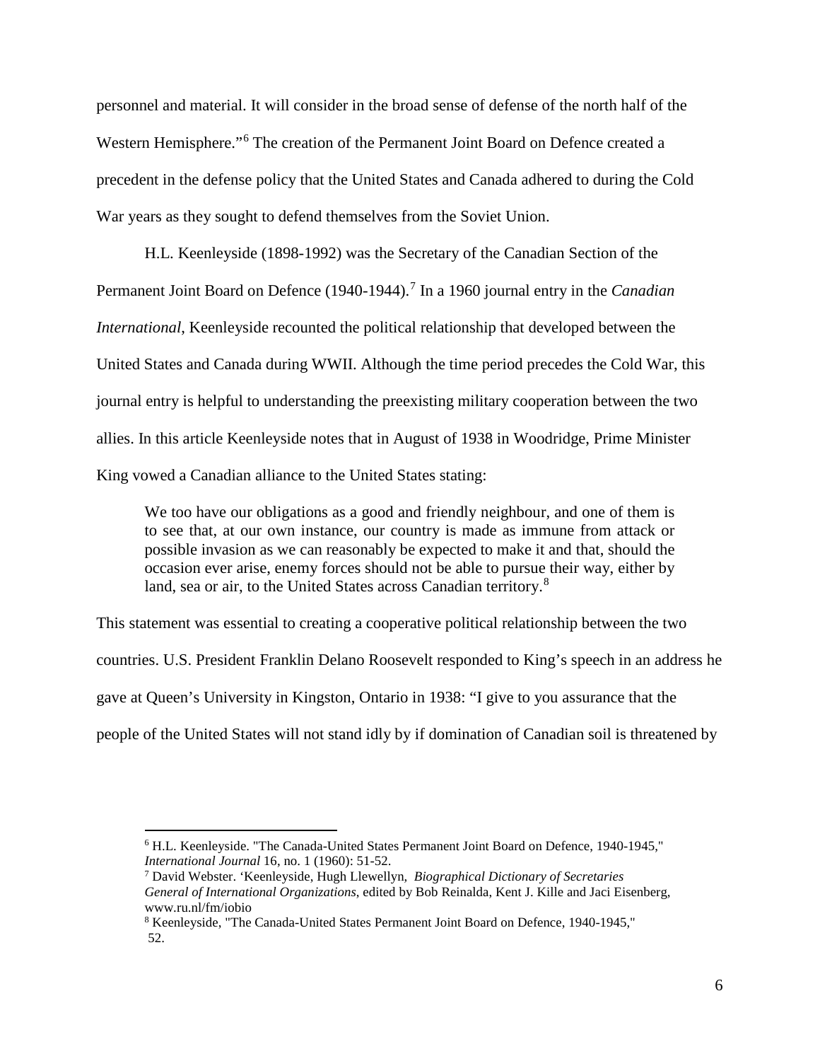personnel and material. It will consider in the broad sense of defense of the north half of the Western Hemisphere."[6] The creation of the Permanent Joint Board on Defence created a precedent in the defense policy that the United States and Canada adhered to during the Cold War years as they sought to defend themselves from the Soviet Union.

H.L. Keenleyside (1898-1992) was the Secretary of the Canadian Section of the Permanent Joint Board on Defence (1940-1944).[7] In a 1960 journal entry in the *Canadian International*, Keenleyside recounted the political relationship that developed between the United States and Canada during WWII. Although the time period precedes the Cold War, this journal entry is helpful to understanding the preexisting military cooperation between the two allies. In this article Keenleyside notes that in August of 1938 in Woodridge, Prime Minister King vowed a Canadian alliance to the United States stating:

> We too have our obligations as a good and friendly neighbour, and one of them is to see that, at our own instance, our country is made as immune from attack or possible invasion as we can reasonably be expected to make it and that, should the occasion ever arise, enemy forces should not be able to pursue their way, either by land, sea or air, to the United States across Canadian territory.[8]

This statement was essential to creating a cooperative political relationship between the two countries. U.S. President Franklin Delano Roosevelt responded to King's speech in an address he gave at Queen's University in Kingston, Ontario in 1938: "I give to you assurance that the people of the United States will not stand idly by if domination of Canadian soil is threatened by

---

[6] H.L. Keenleyside. "The Canada-United States Permanent Joint Board on Defence, 1940-1945," *International Journal* 16, no. 1 (1960): 51-52.

[7] David Webster. 'Keenleyside, Hugh Llewellyn, *Biographical Dictionary of Secretaries General of International Organizations*, edited by Bob Reinalda, Kent J. Kille and Jaci Eisenberg, www.ru.nl/fm/iobio

[8] Keenleyside, "The Canada-United States Permanent Joint Board on Defence, 1940-1945," 52.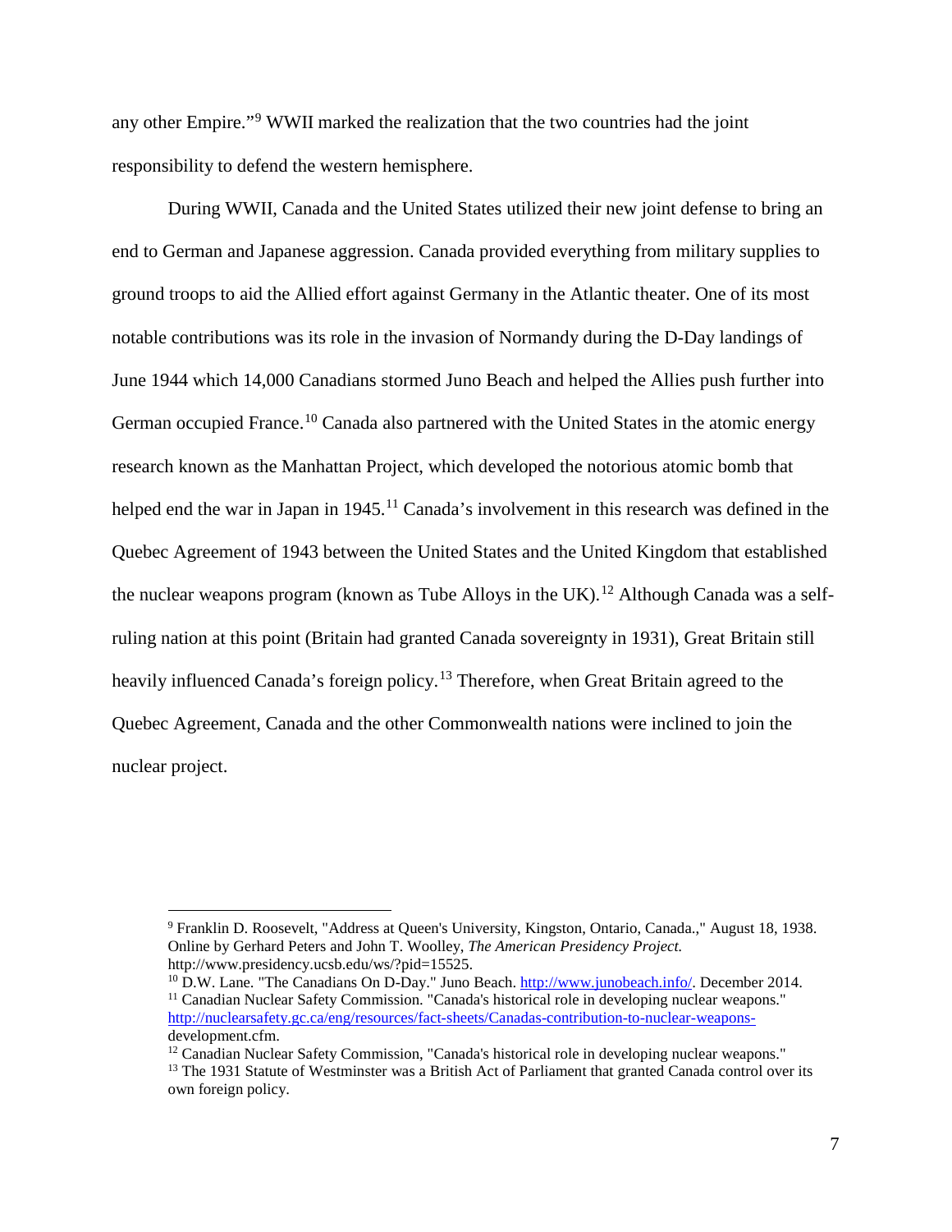any other Empire."[9] WWII marked the realization that the two countries had the joint responsibility to defend the western hemisphere.

During WWII, Canada and the United States utilized their new joint defense to bring an end to German and Japanese aggression. Canada provided everything from military supplies to ground troops to aid the Allied effort against Germany in the Atlantic theater. One of its most notable contributions was its role in the invasion of Normandy during the D-Day landings of June 1944 which 14,000 Canadians stormed Juno Beach and helped the Allies push further into German occupied France.[10] Canada also partnered with the United States in the atomic energy research known as the Manhattan Project, which developed the notorious atomic bomb that helped end the war in Japan in 1945.[11] Canada's involvement in this research was defined in the Quebec Agreement of 1943 between the United States and the United Kingdom that established the nuclear weapons program (known as Tube Alloys in the UK).[12] Although Canada was a self-ruling nation at this point (Britain had granted Canada sovereignty in 1931), Great Britain still heavily influenced Canada's foreign policy.[13] Therefore, when Great Britain agreed to the Quebec Agreement, Canada and the other Commonwealth nations were inclined to join the nuclear project.

---

[9] Franklin D. Roosevelt, "Address at Queen's University, Kingston, Ontario, Canada.," August 18, 1938. Online by Gerhard Peters and John T. Woolley, *The American Presidency Project.* http://www.presidency.ucsb.edu/ws/?pid=15525.

[10] D.W. Lane. "The Canadians On D-Day." Juno Beach. http://www.junobeach.info/. December 2014.

[11] Canadian Nuclear Safety Commission. "Canada's historical role in developing nuclear weapons." http://nuclearsafety.gc.ca/eng/resources/fact-sheets/Canadas-contribution-to-nuclear-weapons-development.cfm.

[12] Canadian Nuclear Safety Commission, "Canada's historical role in developing nuclear weapons."

[13] The 1931 Statute of Westminster was a British Act of Parliament that granted Canada control over its own foreign policy.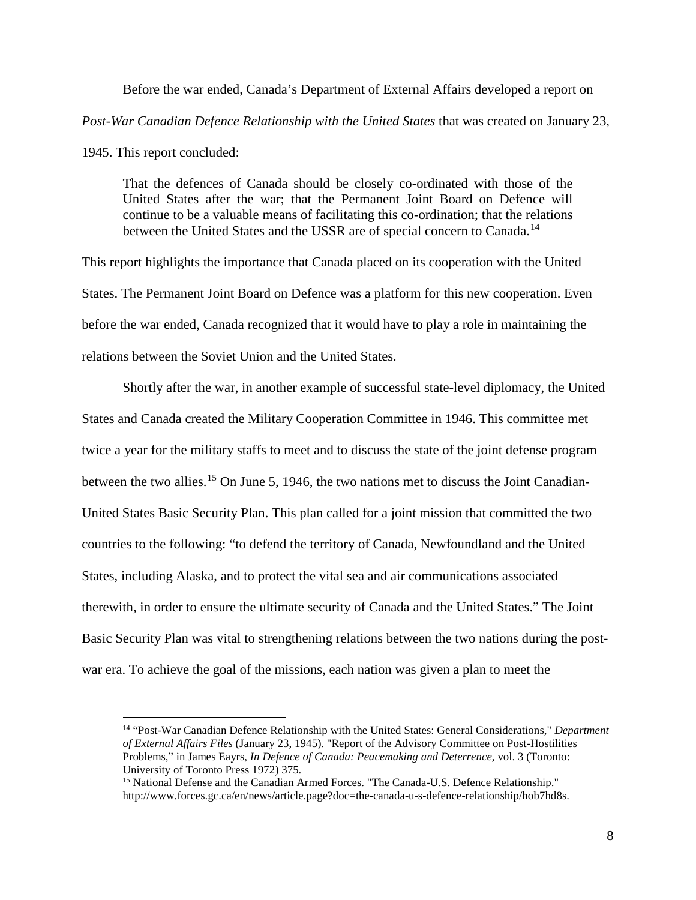Before the war ended, Canada's Department of External Affairs developed a report on *Post-War Canadian Defence Relationship with the United States* that was created on January 23, 1945. This report concluded:

> That the defences of Canada should be closely co-ordinated with those of the United States after the war; that the Permanent Joint Board on Defence will continue to be a valuable means of facilitating this co-ordination; that the relations between the United States and the USSR are of special concern to Canada.[14]

This report highlights the importance that Canada placed on its cooperation with the United States. The Permanent Joint Board on Defence was a platform for this new cooperation. Even before the war ended, Canada recognized that it would have to play a role in maintaining the relations between the Soviet Union and the United States.

Shortly after the war, in another example of successful state-level diplomacy, the United States and Canada created the Military Cooperation Committee in 1946. This committee met twice a year for the military staffs to meet and to discuss the state of the joint defense program between the two allies.[15] On June 5, 1946, the two nations met to discuss the Joint Canadian-United States Basic Security Plan. This plan called for a joint mission that committed the two countries to the following: "to defend the territory of Canada, Newfoundland and the United States, including Alaska, and to protect the vital sea and air communications associated therewith, in order to ensure the ultimate security of Canada and the United States." The Joint Basic Security Plan was vital to strengthening relations between the two nations during the post-war era. To achieve the goal of the missions, each nation was given a plan to meet the

---

[14] "Post-War Canadian Defence Relationship with the United States: General Considerations," *Department of External Affairs Files* (January 23, 1945). "Report of the Advisory Committee on Post-Hostilities Problems," in James Eayrs, *In Defence of Canada: Peacemaking and Deterrence*, vol. 3 (Toronto: University of Toronto Press 1972) 375.

[15] National Defense and the Canadian Armed Forces. "The Canada-U.S. Defence Relationship." http://www.forces.gc.ca/en/news/article.page?doc=the-canada-u-s-defence-relationship/hob7hd8s.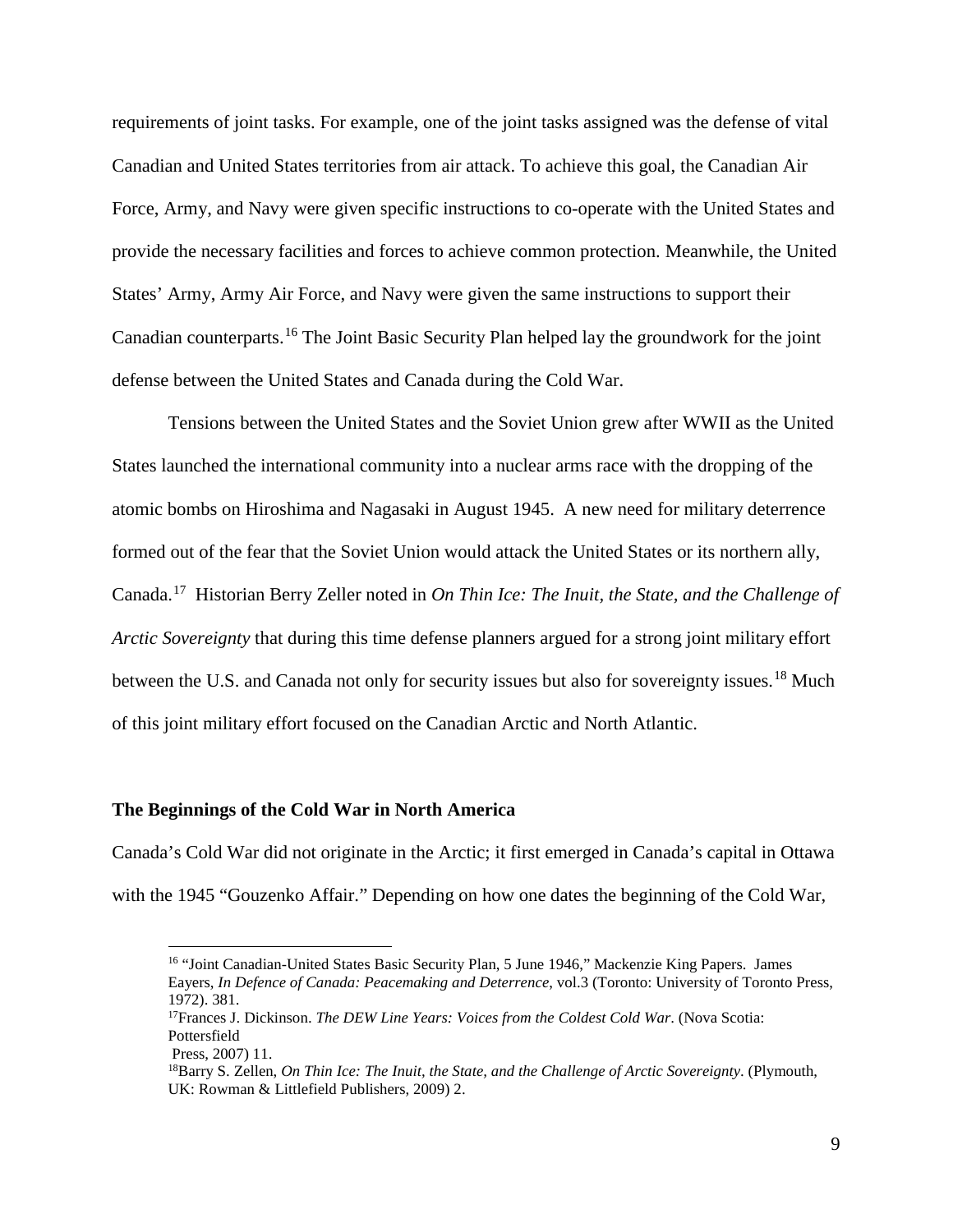requirements of joint tasks. For example, one of the joint tasks assigned was the defense of vital Canadian and United States territories from air attack. To achieve this goal, the Canadian Air Force, Army, and Navy were given specific instructions to co-operate with the United States and provide the necessary facilities and forces to achieve common protection. Meanwhile, the United States' Army, Army Air Force, and Navy were given the same instructions to support their Canadian counterparts.[16] The Joint Basic Security Plan helped lay the groundwork for the joint defense between the United States and Canada during the Cold War.

Tensions between the United States and the Soviet Union grew after WWII as the United States launched the international community into a nuclear arms race with the dropping of the atomic bombs on Hiroshima and Nagasaki in August 1945. A new need for military deterrence formed out of the fear that the Soviet Union would attack the United States or its northern ally, Canada.[17] Historian Berry Zeller noted in *On Thin Ice: The Inuit, the State, and the Challenge of Arctic Sovereignty* that during this time defense planners argued for a strong joint military effort between the U.S. and Canada not only for security issues but also for sovereignty issues.[18] Much of this joint military effort focused on the Canadian Arctic and North Atlantic.

### The Beginnings of the Cold War in North America

Canada's Cold War did not originate in the Arctic; it first emerged in Canada's capital in Ottawa with the 1945 "Gouzenko Affair." Depending on how one dates the beginning of the Cold War,

---

[16] "Joint Canadian-United States Basic Security Plan, 5 June 1946," Mackenzie King Papers. James Eayers, *In Defence of Canada: Peacemaking and Deterrence*, vol.3 (Toronto: University of Toronto Press, 1972). 381.

[17] Frances J. Dickinson. *The DEW Line Years: Voices from the Coldest Cold War*. (Nova Scotia: Pottersfield Press, 2007) 11.

[18] Barry S. Zellen, *On Thin Ice: The Inuit, the State, and the Challenge of Arctic Sovereignty*. (Plymouth, UK: Rowman & Littlefield Publishers, 2009) 2.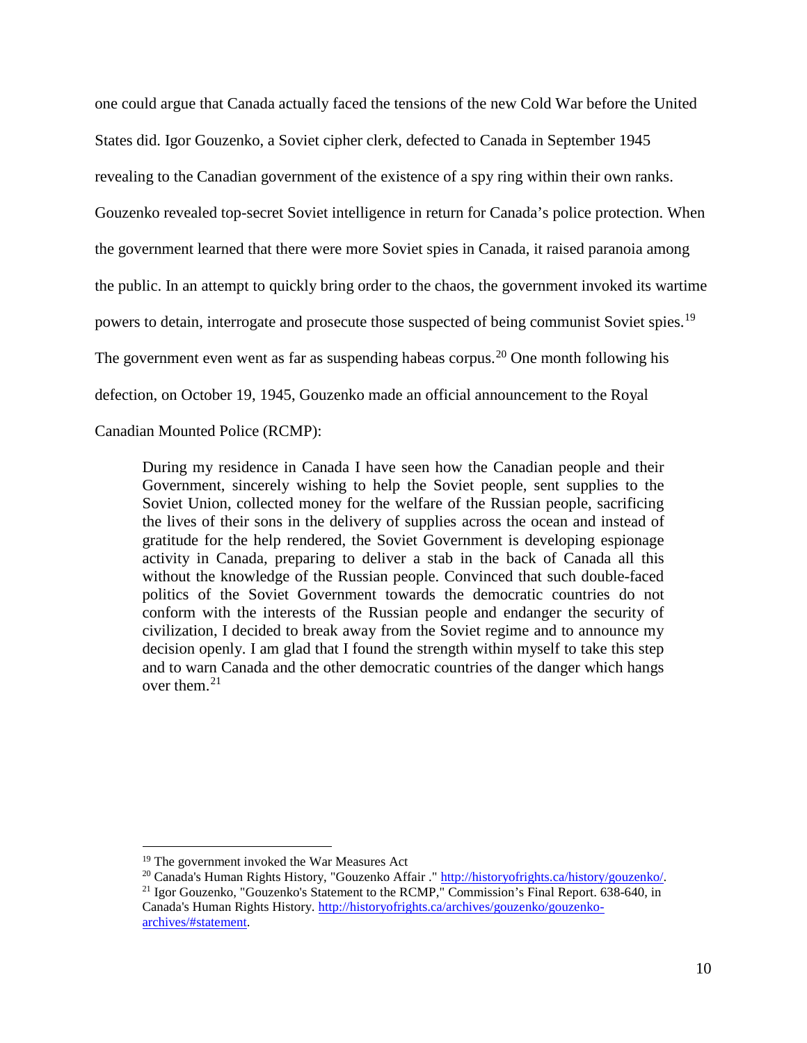one could argue that Canada actually faced the tensions of the new Cold War before the United States did. Igor Gouzenko, a Soviet cipher clerk, defected to Canada in September 1945 revealing to the Canadian government of the existence of a spy ring within their own ranks. Gouzenko revealed top-secret Soviet intelligence in return for Canada's police protection. When the government learned that there were more Soviet spies in Canada, it raised paranoia among the public. In an attempt to quickly bring order to the chaos, the government invoked its wartime powers to detain, interrogate and prosecute those suspected of being communist Soviet spies.[19] The government even went as far as suspending habeas corpus.[20] One month following his defection, on October 19, 1945, Gouzenko made an official announcement to the Royal Canadian Mounted Police (RCMP):

> During my residence in Canada I have seen how the Canadian people and their Government, sincerely wishing to help the Soviet people, sent supplies to the Soviet Union, collected money for the welfare of the Russian people, sacrificing the lives of their sons in the delivery of supplies across the ocean and instead of gratitude for the help rendered, the Soviet Government is developing espionage activity in Canada, preparing to deliver a stab in the back of Canada all this without the knowledge of the Russian people. Convinced that such double-faced politics of the Soviet Government towards the democratic countries do not conform with the interests of the Russian people and endanger the security of civilization, I decided to break away from the Soviet regime and to announce my decision openly. I am glad that I found the strength within myself to take this step and to warn Canada and the other democratic countries of the danger which hangs over them.[21]

---

[19] The government invoked the War Measures Act

[20] Canada's Human Rights History, "Gouzenko Affair ." http://historyofrights.ca/history/gouzenko/.

[21] Igor Gouzenko, "Gouzenko's Statement to the RCMP," Commission's Final Report. 638-640, in Canada's Human Rights History. http://historyofrights.ca/archives/gouzenko/gouzenko-archives/#statement.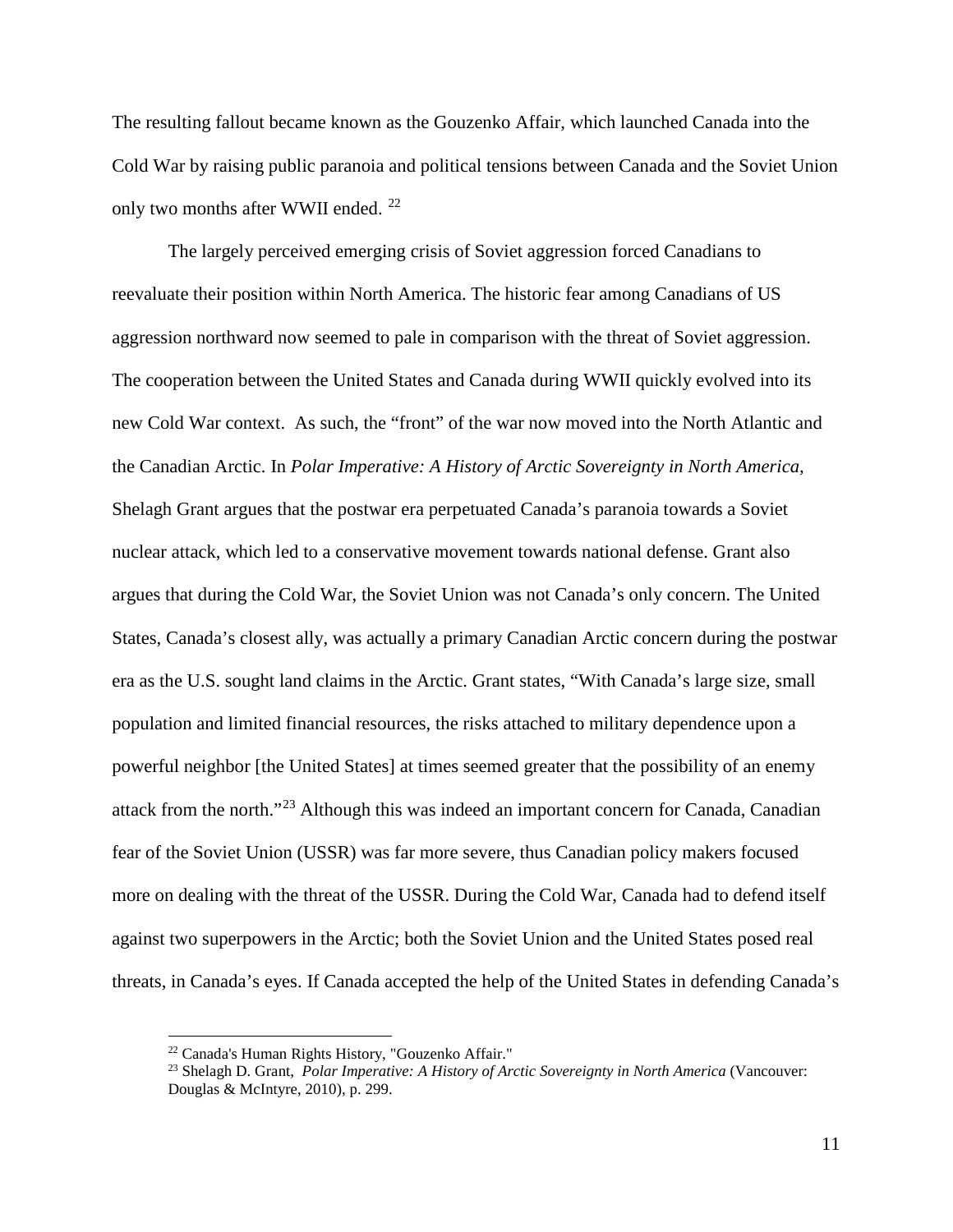The resulting fallout became known as the Gouzenko Affair, which launched Canada into the Cold War by raising public paranoia and political tensions between Canada and the Soviet Union only two months after WWII ended. [22]

The largely perceived emerging crisis of Soviet aggression forced Canadians to reevaluate their position within North America. The historic fear among Canadians of US aggression northward now seemed to pale in comparison with the threat of Soviet aggression. The cooperation between the United States and Canada during WWII quickly evolved into its new Cold War context. As such, the "front" of the war now moved into the North Atlantic and the Canadian Arctic. In *Polar Imperative: A History of Arctic Sovereignty in North America,* Shelagh Grant argues that the postwar era perpetuated Canada's paranoia towards a Soviet nuclear attack, which led to a conservative movement towards national defense. Grant also argues that during the Cold War, the Soviet Union was not Canada's only concern. The United States, Canada's closest ally, was actually a primary Canadian Arctic concern during the postwar era as the U.S. sought land claims in the Arctic. Grant states, "With Canada's large size, small population and limited financial resources, the risks attached to military dependence upon a powerful neighbor [the United States] at times seemed greater that the possibility of an enemy attack from the north."[23] Although this was indeed an important concern for Canada, Canadian fear of the Soviet Union (USSR) was far more severe, thus Canadian policy makers focused more on dealing with the threat of the USSR. During the Cold War, Canada had to defend itself against two superpowers in the Arctic; both the Soviet Union and the United States posed real threats, in Canada's eyes. If Canada accepted the help of the United States in defending Canada's

[22] Canada's Human Rights History, "Gouzenko Affair."

[23] Shelagh D. Grant, *Polar Imperative: A History of Arctic Sovereignty in North America* (Vancouver: Douglas & McIntyre, 2010), p. 299.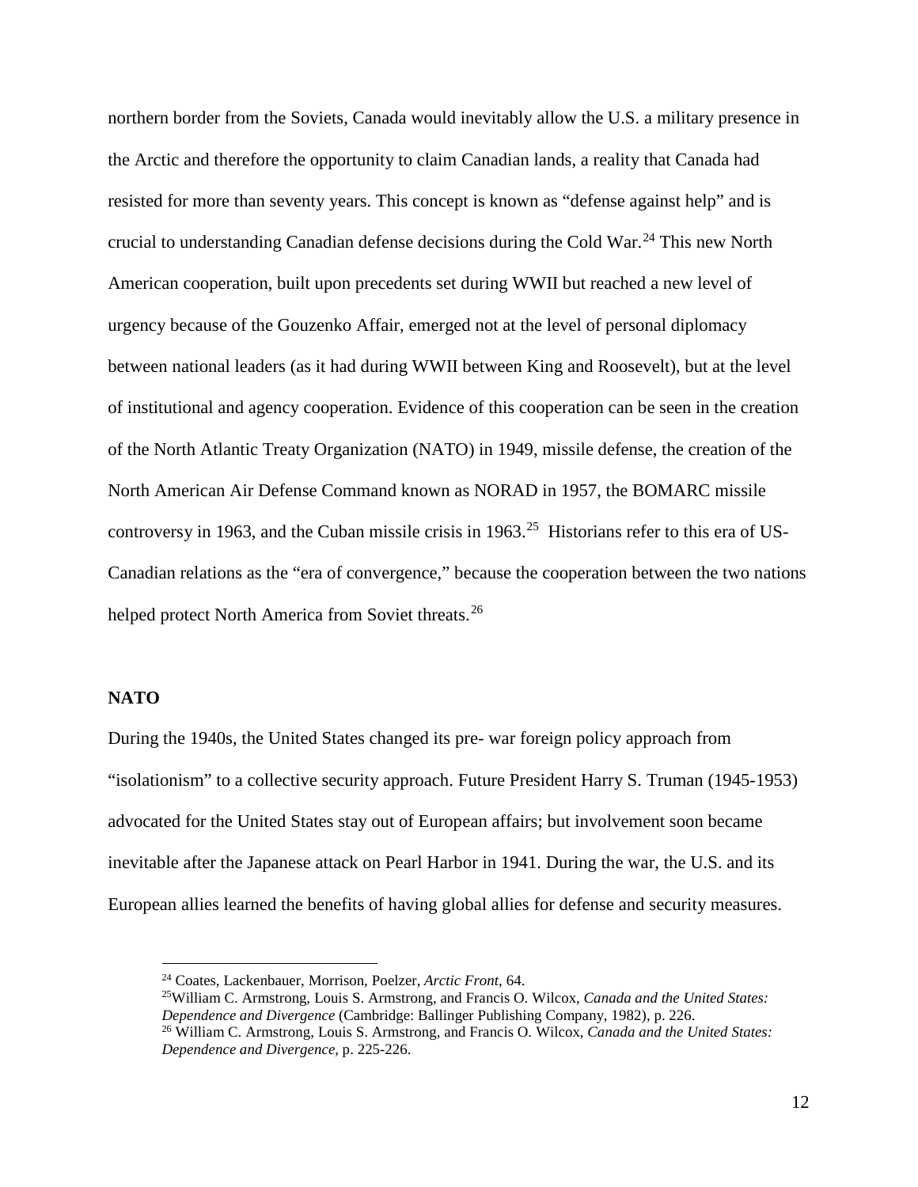northern border from the Soviets, Canada would inevitably allow the U.S. a military presence in the Arctic and therefore the opportunity to claim Canadian lands, a reality that Canada had resisted for more than seventy years. This concept is known as "defense against help" and is crucial to understanding Canadian defense decisions during the Cold War.[24] This new North American cooperation, built upon precedents set during WWII but reached a new level of urgency because of the Gouzenko Affair, emerged not at the level of personal diplomacy between national leaders (as it had during WWII between King and Roosevelt), but at the level of institutional and agency cooperation. Evidence of this cooperation can be seen in the creation of the North Atlantic Treaty Organization (NATO) in 1949, missile defense, the creation of the North American Air Defense Command known as NORAD in 1957, the BOMARC missile controversy in 1963, and the Cuban missile crisis in 1963.[25] Historians refer to this era of US-Canadian relations as the "era of convergence," because the cooperation between the two nations helped protect North America from Soviet threats.[26]

**NATO**

During the 1940s, the United States changed its pre- war foreign policy approach from "isolationism" to a collective security approach. Future President Harry S. Truman (1945-1953) advocated for the United States stay out of European affairs; but involvement soon became inevitable after the Japanese attack on Pearl Harbor in 1941. During the war, the U.S. and its European allies learned the benefits of having global allies for defense and security measures.

[24] Coates, Lackenbauer, Morrison, Poelzer, *Arctic Front*, 64.
[25] William C. Armstrong, Louis S. Armstrong, and Francis O. Wilcox, *Canada and the United States: Dependence and Divergence* (Cambridge: Ballinger Publishing Company, 1982), p. 226.
[26] William C. Armstrong, Louis S. Armstrong, and Francis O. Wilcox, *Canada and the United States: Dependence and Divergence*, p. 225-226.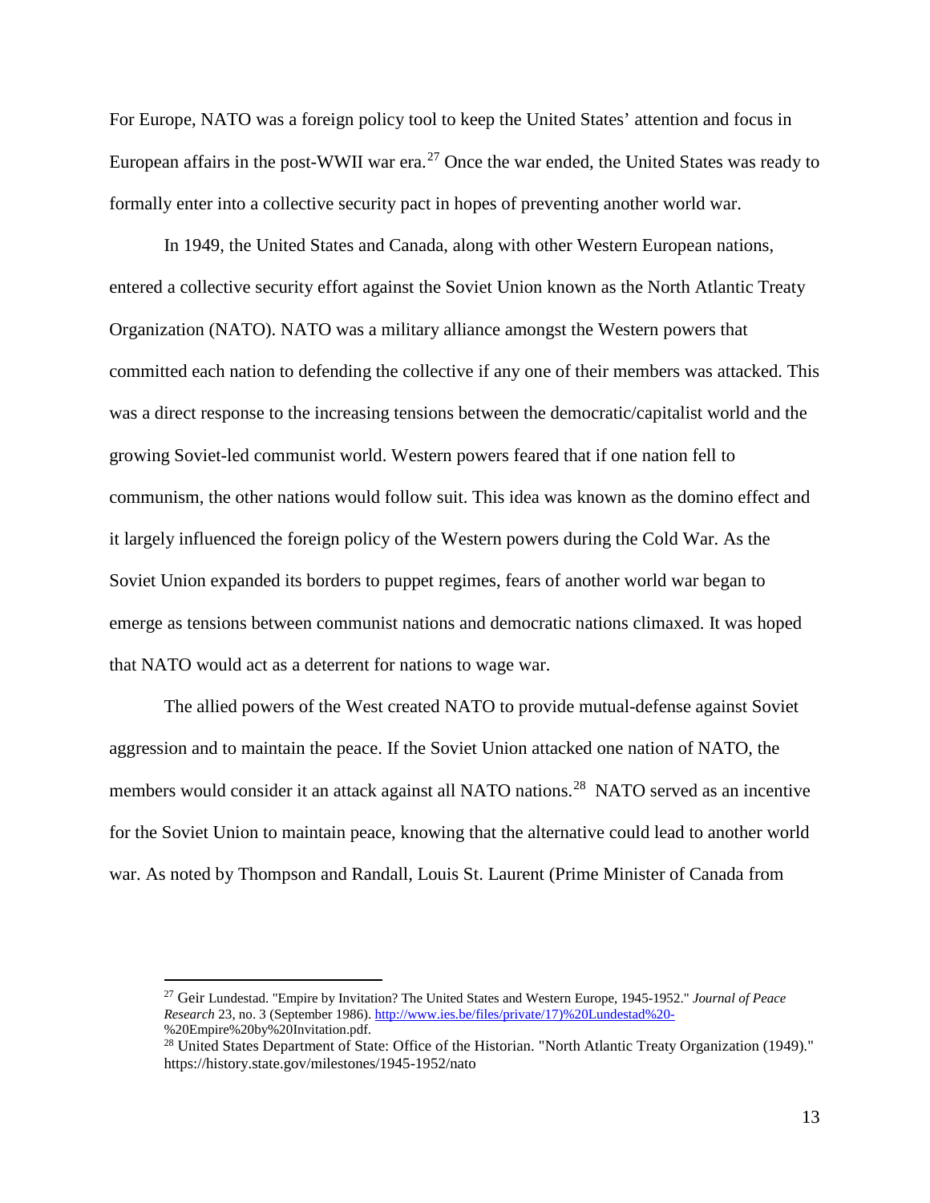For Europe, NATO was a foreign policy tool to keep the United States' attention and focus in European affairs in the post-WWII war era.[27] Once the war ended, the United States was ready to formally enter into a collective security pact in hopes of preventing another world war.

In 1949, the United States and Canada, along with other Western European nations, entered a collective security effort against the Soviet Union known as the North Atlantic Treaty Organization (NATO). NATO was a military alliance amongst the Western powers that committed each nation to defending the collective if any one of their members was attacked. This was a direct response to the increasing tensions between the democratic/capitalist world and the growing Soviet-led communist world. Western powers feared that if one nation fell to communism, the other nations would follow suit. This idea was known as the domino effect and it largely influenced the foreign policy of the Western powers during the Cold War. As the Soviet Union expanded its borders to puppet regimes, fears of another world war began to emerge as tensions between communist nations and democratic nations climaxed. It was hoped that NATO would act as a deterrent for nations to wage war.

The allied powers of the West created NATO to provide mutual-defense against Soviet aggression and to maintain the peace. If the Soviet Union attacked one nation of NATO, the members would consider it an attack against all NATO nations.[28] NATO served as an incentive for the Soviet Union to maintain peace, knowing that the alternative could lead to another world war. As noted by Thompson and Randall, Louis St. Laurent (Prime Minister of Canada from

---

[27] Geir Lundestad. "Empire by Invitation? The United States and Western Europe, 1945-1952." *Journal of Peace Research* 23, no. 3 (September 1986). http://www.ies.be/files/private/17)%20Lundestad%20-%20Empire%20by%20Invitation.pdf.

[28] United States Department of State: Office of the Historian. "North Atlantic Treaty Organization (1949)." https://history.state.gov/milestones/1945-1952/nato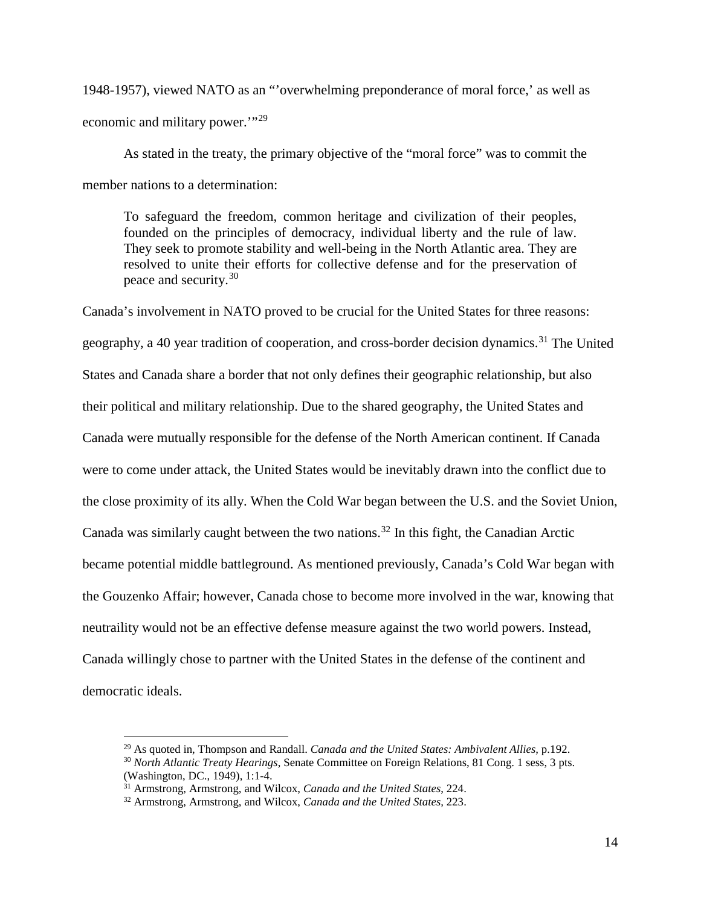1948-1957), viewed NATO as an "'overwhelming preponderance of moral force,' as well as economic and military power.'"[29]

As stated in the treaty, the primary objective of the "moral force" was to commit the member nations to a determination:

> To safeguard the freedom, common heritage and civilization of their peoples, founded on the principles of democracy, individual liberty and the rule of law. They seek to promote stability and well-being in the North Atlantic area. They are resolved to unite their efforts for collective defense and for the preservation of peace and security.[30]

Canada's involvement in NATO proved to be crucial for the United States for three reasons: geography, a 40 year tradition of cooperation, and cross-border decision dynamics.[31] The United States and Canada share a border that not only defines their geographic relationship, but also their political and military relationship. Due to the shared geography, the United States and Canada were mutually responsible for the defense of the North American continent. If Canada were to come under attack, the United States would be inevitably drawn into the conflict due to the close proximity of its ally. When the Cold War began between the U.S. and the Soviet Union, Canada was similarly caught between the two nations.[32] In this fight, the Canadian Arctic became potential middle battleground. As mentioned previously, Canada's Cold War began with the Gouzenko Affair; however, Canada chose to become more involved in the war, knowing that neutraility would not be an effective defense measure against the two world powers. Instead, Canada willingly chose to partner with the United States in the defense of the continent and democratic ideals.

---

[29] As quoted in, Thompson and Randall. *Canada and the United States: Ambivalent Allies*, p.192.

[30] *North Atlantic Treaty Hearings*, Senate Committee on Foreign Relations, 81 Cong. 1 sess, 3 pts. (Washington, DC., 1949), 1:1-4.

[31] Armstrong, Armstrong, and Wilcox, *Canada and the United States*, 224.

[32] Armstrong, Armstrong, and Wilcox, *Canada and the United States*, 223.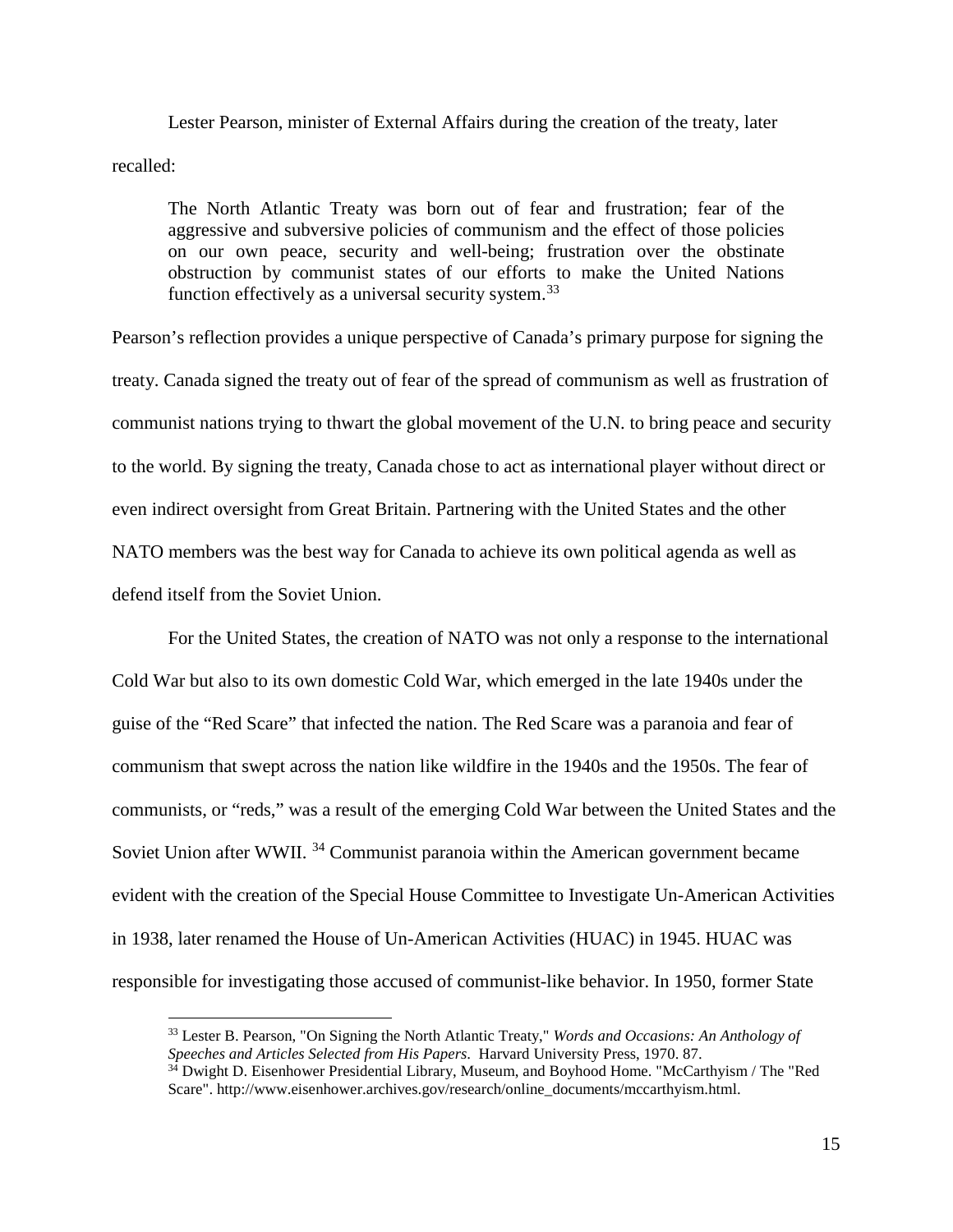Lester Pearson, minister of External Affairs during the creation of the treaty, later recalled:

> The North Atlantic Treaty was born out of fear and frustration; fear of the aggressive and subversive policies of communism and the effect of those policies on our own peace, security and well-being; frustration over the obstinate obstruction by communist states of our efforts to make the United Nations function effectively as a universal security system.[33]

Pearson's reflection provides a unique perspective of Canada's primary purpose for signing the treaty. Canada signed the treaty out of fear of the spread of communism as well as frustration of communist nations trying to thwart the global movement of the U.N. to bring peace and security to the world. By signing the treaty, Canada chose to act as international player without direct or even indirect oversight from Great Britain. Partnering with the United States and the other NATO members was the best way for Canada to achieve its own political agenda as well as defend itself from the Soviet Union.

For the United States, the creation of NATO was not only a response to the international Cold War but also to its own domestic Cold War, which emerged in the late 1940s under the guise of the "Red Scare" that infected the nation. The Red Scare was a paranoia and fear of communism that swept across the nation like wildfire in the 1940s and the 1950s. The fear of communists, or "reds," was a result of the emerging Cold War between the United States and the Soviet Union after WWII. [34] Communist paranoia within the American government became evident with the creation of the Special House Committee to Investigate Un-American Activities in 1938, later renamed the House of Un-American Activities (HUAC) in 1945. HUAC was responsible for investigating those accused of communist-like behavior. In 1950, former State

---

[33] Lester B. Pearson, "On Signing the North Atlantic Treaty," *Words and Occasions: An Anthology of Speeches and Articles Selected from His Papers*. Harvard University Press, 1970. 87.

[34] Dwight D. Eisenhower Presidential Library, Museum, and Boyhood Home. "McCarthyism / The "Red Scare". http://www.eisenhower.archives.gov/research/online_documents/mccarthyism.html.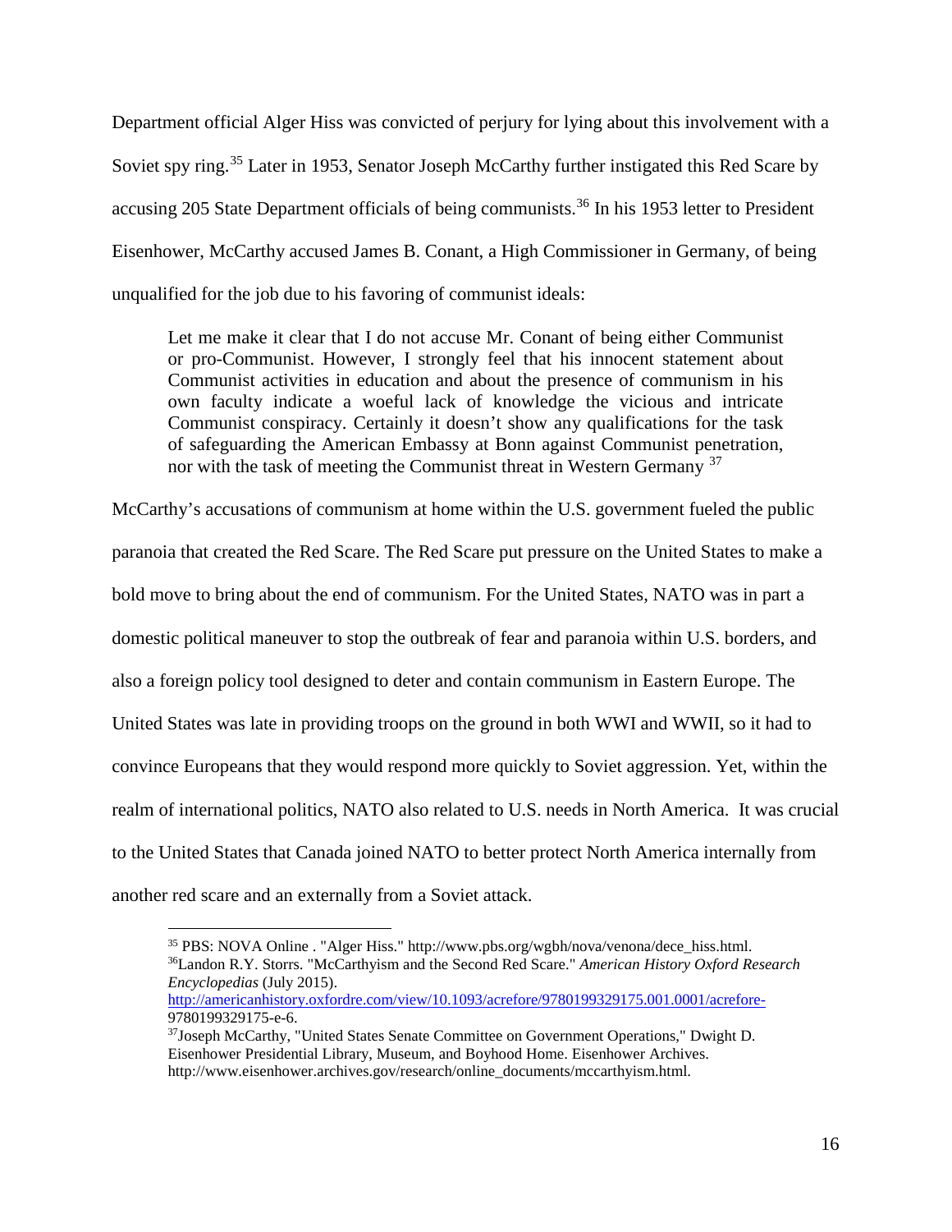Department official Alger Hiss was convicted of perjury for lying about this involvement with a Soviet spy ring.[35] Later in 1953, Senator Joseph McCarthy further instigated this Red Scare by accusing 205 State Department officials of being communists.[36] In his 1953 letter to President Eisenhower, McCarthy accused James B. Conant, a High Commissioner in Germany, of being unqualified for the job due to his favoring of communist ideals:

> Let me make it clear that I do not accuse Mr. Conant of being either Communist or pro-Communist. However, I strongly feel that his innocent statement about Communist activities in education and about the presence of communism in his own faculty indicate a woeful lack of knowledge the vicious and intricate Communist conspiracy. Certainly it doesn't show any qualifications for the task of safeguarding the American Embassy at Bonn against Communist penetration, nor with the task of meeting the Communist threat in Western Germany [37]

McCarthy's accusations of communism at home within the U.S. government fueled the public paranoia that created the Red Scare. The Red Scare put pressure on the United States to make a bold move to bring about the end of communism. For the United States, NATO was in part a domestic political maneuver to stop the outbreak of fear and paranoia within U.S. borders, and also a foreign policy tool designed to deter and contain communism in Eastern Europe. The United States was late in providing troops on the ground in both WWI and WWII, so it had to convince Europeans that they would respond more quickly to Soviet aggression. Yet, within the realm of international politics, NATO also related to U.S. needs in North America. It was crucial to the United States that Canada joined NATO to better protect North America internally from another red scare and an externally from a Soviet attack.

---

[35] PBS: NOVA Online . "Alger Hiss." http://www.pbs.org/wgbh/nova/venona/dece_hiss.html.

[36] Landon R.Y. Storrs. "McCarthyism and the Second Red Scare." *American History Oxford Research Encyclopedias* (July 2015). http://americanhistory.oxfordre.com/view/10.1093/acrefore/9780199329175.001.0001/acrefore-9780199329175-e-6.

[37] Joseph McCarthy, "United States Senate Committee on Government Operations," Dwight D. Eisenhower Presidential Library, Museum, and Boyhood Home. Eisenhower Archives. http://www.eisenhower.archives.gov/research/online_documents/mccarthyism.html.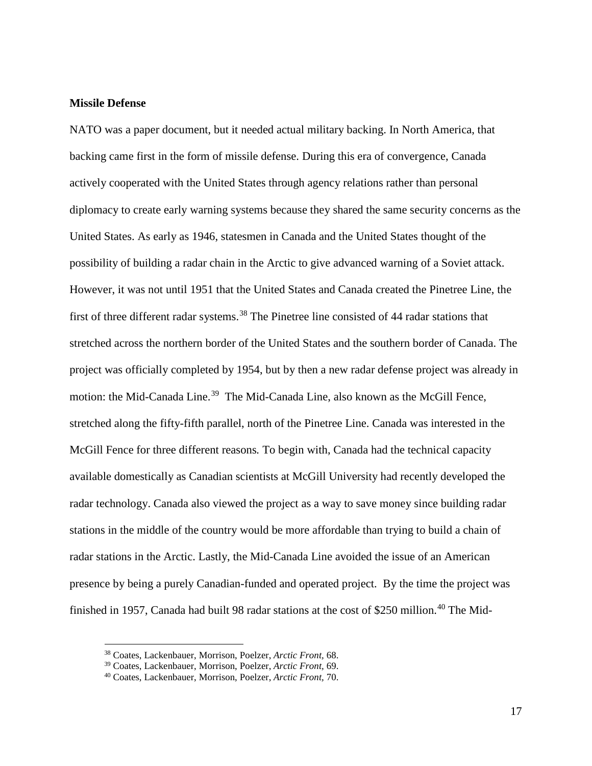**Missile Defense**

NATO was a paper document, but it needed actual military backing. In North America, that backing came first in the form of missile defense. During this era of convergence, Canada actively cooperated with the United States through agency relations rather than personal diplomacy to create early warning systems because they shared the same security concerns as the United States. As early as 1946, statesmen in Canada and the United States thought of the possibility of building a radar chain in the Arctic to give advanced warning of a Soviet attack. However, it was not until 1951 that the United States and Canada created the Pinetree Line, the first of three different radar systems.[38] The Pinetree line consisted of 44 radar stations that stretched across the northern border of the United States and the southern border of Canada. The project was officially completed by 1954, but by then a new radar defense project was already in motion: the Mid-Canada Line.[39] The Mid-Canada Line, also known as the McGill Fence, stretched along the fifty-fifth parallel, north of the Pinetree Line. Canada was interested in the McGill Fence for three different reasons. To begin with, Canada had the technical capacity available domestically as Canadian scientists at McGill University had recently developed the radar technology. Canada also viewed the project as a way to save money since building radar stations in the middle of the country would be more affordable than trying to build a chain of radar stations in the Arctic. Lastly, the Mid-Canada Line avoided the issue of an American presence by being a purely Canadian-funded and operated project. By the time the project was finished in 1957, Canada had built 98 radar stations at the cost of $250 million.[40] The Mid-

[38] Coates, Lackenbauer, Morrison, Poelzer, *Arctic Front*, 68.
[39] Coates, Lackenbauer, Morrison, Poelzer, *Arctic Front*, 69.
[40] Coates, Lackenbauer, Morrison, Poelzer, *Arctic Front*, 70.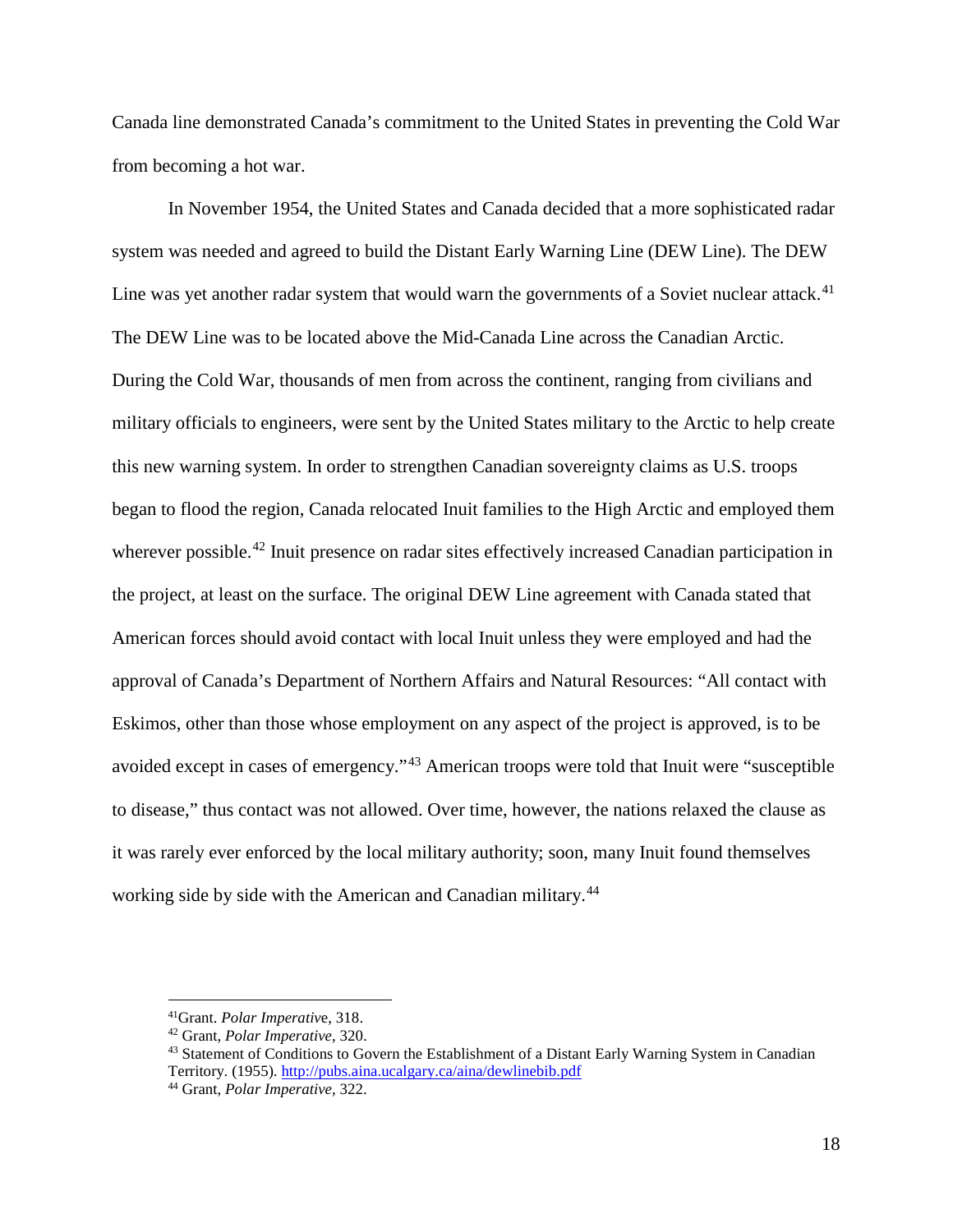Canada line demonstrated Canada's commitment to the United States in preventing the Cold War from becoming a hot war.

In November 1954, the United States and Canada decided that a more sophisticated radar system was needed and agreed to build the Distant Early Warning Line (DEW Line). The DEW Line was yet another radar system that would warn the governments of a Soviet nuclear attack.[41] The DEW Line was to be located above the Mid-Canada Line across the Canadian Arctic. During the Cold War, thousands of men from across the continent, ranging from civilians and military officials to engineers, were sent by the United States military to the Arctic to help create this new warning system. In order to strengthen Canadian sovereignty claims as U.S. troops began to flood the region, Canada relocated Inuit families to the High Arctic and employed them wherever possible.[42] Inuit presence on radar sites effectively increased Canadian participation in the project, at least on the surface. The original DEW Line agreement with Canada stated that American forces should avoid contact with local Inuit unless they were employed and had the approval of Canada's Department of Northern Affairs and Natural Resources: "All contact with Eskimos, other than those whose employment on any aspect of the project is approved, is to be avoided except in cases of emergency."[43] American troops were told that Inuit were "susceptible to disease," thus contact was not allowed. Over time, however, the nations relaxed the clause as it was rarely ever enforced by the local military authority; soon, many Inuit found themselves working side by side with the American and Canadian military.[44]

---

[41] Grant. *Polar Imperative*, 318.

[42] Grant, *Polar Imperative*, 320.

[43] Statement of Conditions to Govern the Establishment of a Distant Early Warning System in Canadian Territory. (1955). http://pubs.aina.ucalgary.ca/aina/dewlinebib.pdf

[44] Grant, *Polar Imperative*, 322.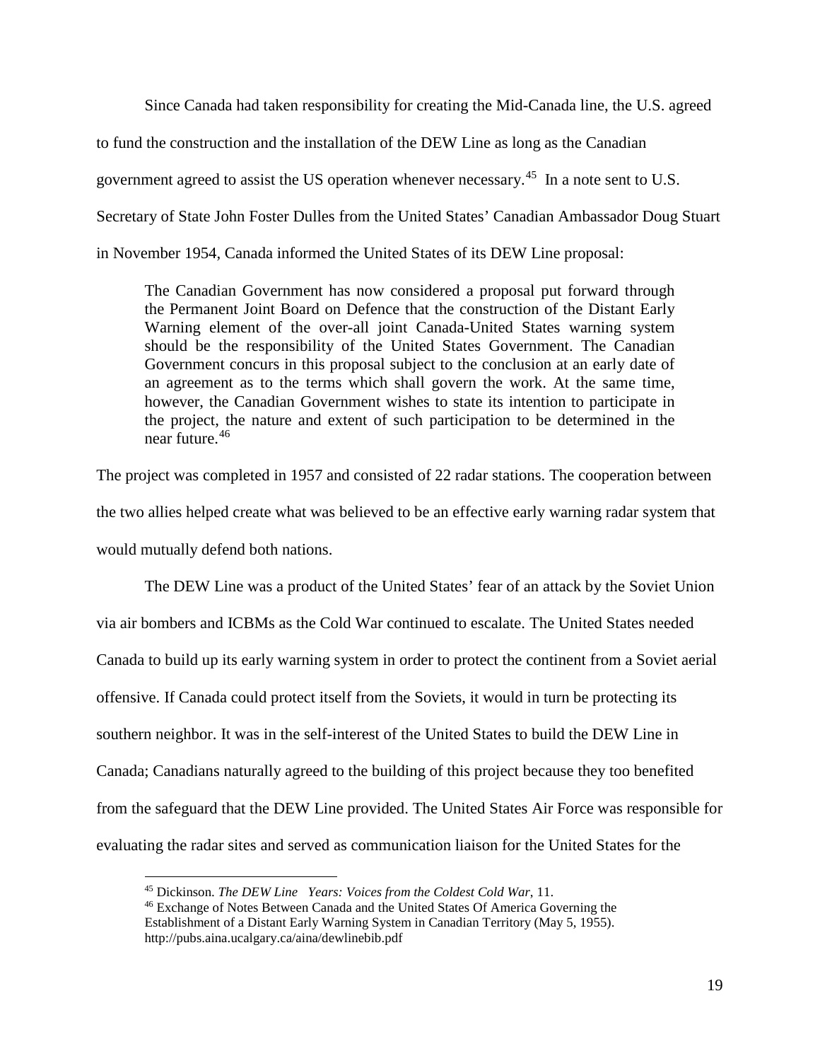Since Canada had taken responsibility for creating the Mid-Canada line, the U.S. agreed to fund the construction and the installation of the DEW Line as long as the Canadian government agreed to assist the US operation whenever necessary.[45] In a note sent to U.S. Secretary of State John Foster Dulles from the United States' Canadian Ambassador Doug Stuart in November 1954, Canada informed the United States of its DEW Line proposal:

> The Canadian Government has now considered a proposal put forward through the Permanent Joint Board on Defence that the construction of the Distant Early Warning element of the over-all joint Canada-United States warning system should be the responsibility of the United States Government. The Canadian Government concurs in this proposal subject to the conclusion at an early date of an agreement as to the terms which shall govern the work. At the same time, however, the Canadian Government wishes to state its intention to participate in the project, the nature and extent of such participation to be determined in the near future.[46]

The project was completed in 1957 and consisted of 22 radar stations. The cooperation between the two allies helped create what was believed to be an effective early warning radar system that would mutually defend both nations.

The DEW Line was a product of the United States' fear of an attack by the Soviet Union via air bombers and ICBMs as the Cold War continued to escalate. The United States needed Canada to build up its early warning system in order to protect the continent from a Soviet aerial offensive. If Canada could protect itself from the Soviets, it would in turn be protecting its southern neighbor. It was in the self-interest of the United States to build the DEW Line in Canada; Canadians naturally agreed to the building of this project because they too benefited from the safeguard that the DEW Line provided. The United States Air Force was responsible for evaluating the radar sites and served as communication liaison for the United States for the

---

[45] Dickinson. *The DEW Line Years: Voices from the Coldest Cold War*, 11.

[46] Exchange of Notes Between Canada and the United States Of America Governing the Establishment of a Distant Early Warning System in Canadian Territory (May 5, 1955). http://pubs.aina.ucalgary.ca/aina/dewlinebib.pdf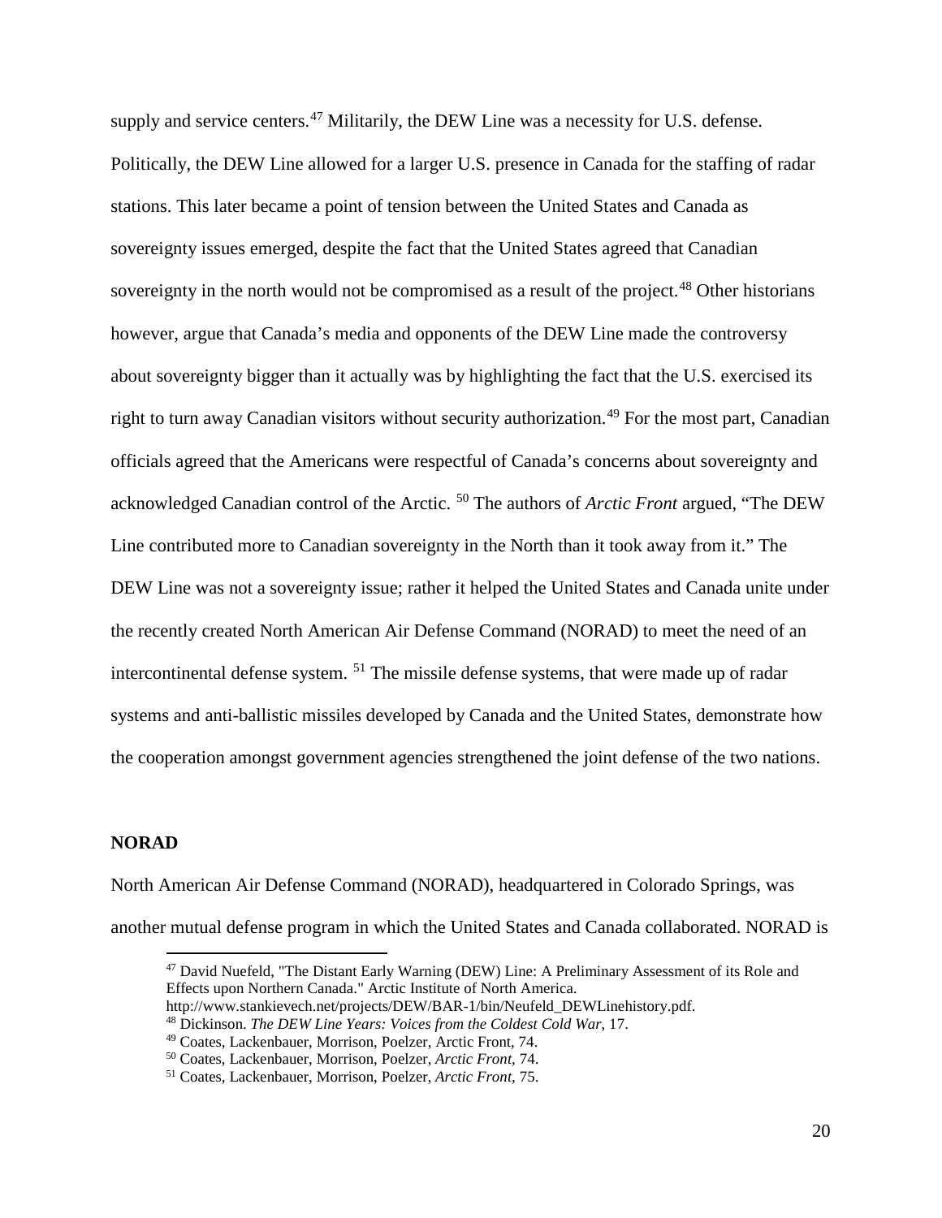supply and service centers.[47] Militarily, the DEW Line was a necessity for U.S. defense. Politically, the DEW Line allowed for a larger U.S. presence in Canada for the staffing of radar stations. This later became a point of tension between the United States and Canada as sovereignty issues emerged, despite the fact that the United States agreed that Canadian sovereignty in the north would not be compromised as a result of the project.[48] Other historians however, argue that Canada's media and opponents of the DEW Line made the controversy about sovereignty bigger than it actually was by highlighting the fact that the U.S. exercised its right to turn away Canadian visitors without security authorization.[49] For the most part, Canadian officials agreed that the Americans were respectful of Canada's concerns about sovereignty and acknowledged Canadian control of the Arctic. [50] The authors of *Arctic Front* argued, "The DEW Line contributed more to Canadian sovereignty in the North than it took away from it." The DEW Line was not a sovereignty issue; rather it helped the United States and Canada unite under the recently created North American Air Defense Command (NORAD) to meet the need of an intercontinental defense system. [51] The missile defense systems, that were made up of radar systems and anti-ballistic missiles developed by Canada and the United States, demonstrate how the cooperation amongst government agencies strengthened the joint defense of the two nations.

**NORAD**

North American Air Defense Command (NORAD), headquartered in Colorado Springs, was another mutual defense program in which the United States and Canada collaborated. NORAD is

---

[47] David Nuefeld, "The Distant Early Warning (DEW) Line: A Preliminary Assessment of its Role and Effects upon Northern Canada." Arctic Institute of North America. http://www.stankievech.net/projects/DEW/BAR-1/bin/Neufeld_DEWLinehistory.pdf.

[48] Dickinson. *The DEW Line Years: Voices from the Coldest Cold War*, 17.

[49] Coates, Lackenbauer, Morrison, Poelzer, Arctic Front, 74.

[50] Coates, Lackenbauer, Morrison, Poelzer, *Arctic Front*, 74.

[51] Coates, Lackenbauer, Morrison, Poelzer, *Arctic Front*, 75.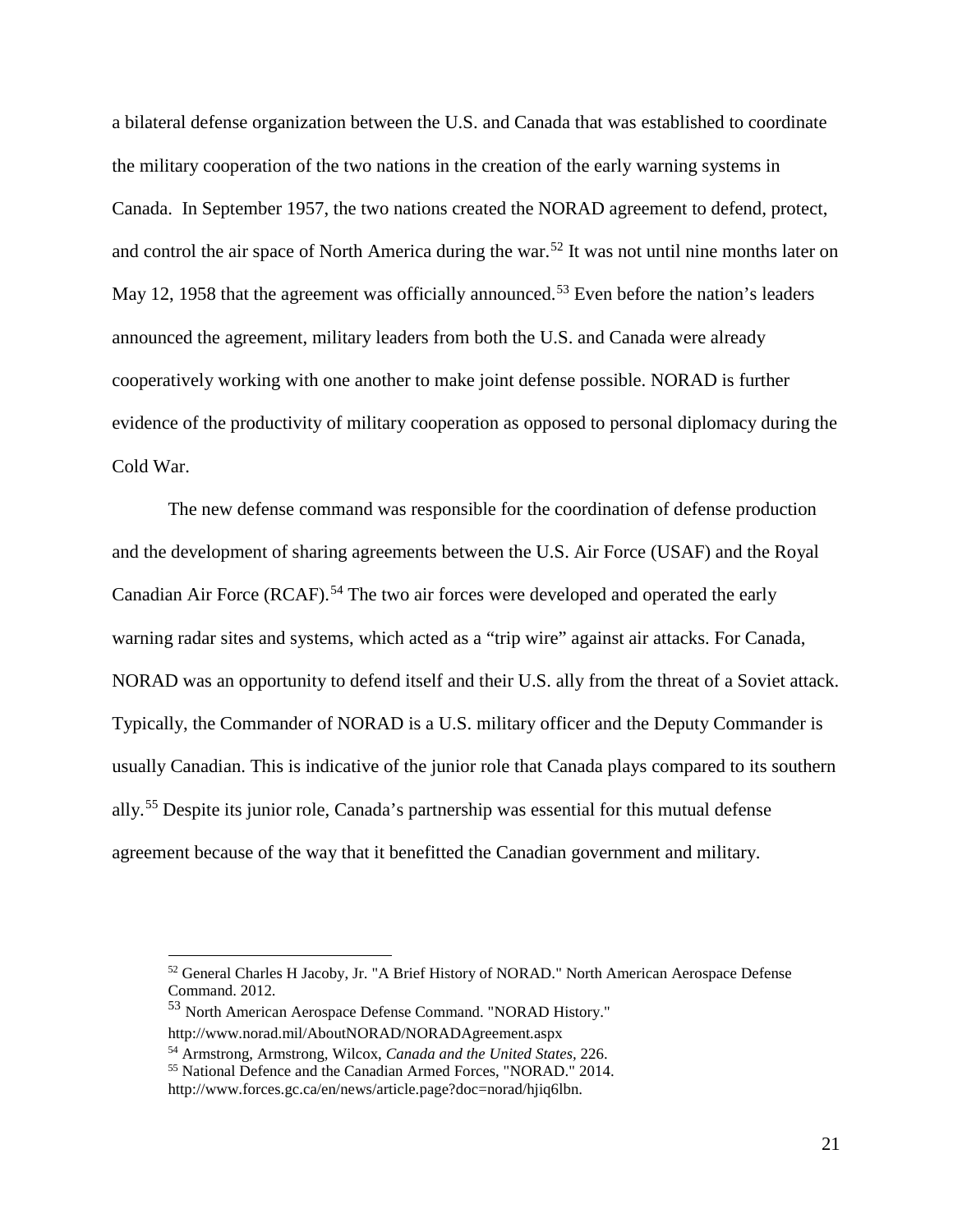a bilateral defense organization between the U.S. and Canada that was established to coordinate the military cooperation of the two nations in the creation of the early warning systems in Canada. In September 1957, the two nations created the NORAD agreement to defend, protect, and control the air space of North America during the war.[52] It was not until nine months later on May 12, 1958 that the agreement was officially announced.[53] Even before the nation's leaders announced the agreement, military leaders from both the U.S. and Canada were already cooperatively working with one another to make joint defense possible. NORAD is further evidence of the productivity of military cooperation as opposed to personal diplomacy during the Cold War.

The new defense command was responsible for the coordination of defense production and the development of sharing agreements between the U.S. Air Force (USAF) and the Royal Canadian Air Force (RCAF).[54] The two air forces were developed and operated the early warning radar sites and systems, which acted as a "trip wire" against air attacks. For Canada, NORAD was an opportunity to defend itself and their U.S. ally from the threat of a Soviet attack. Typically, the Commander of NORAD is a U.S. military officer and the Deputy Commander is usually Canadian. This is indicative of the junior role that Canada plays compared to its southern ally.[55] Despite its junior role, Canada's partnership was essential for this mutual defense agreement because of the way that it benefitted the Canadian government and military.

---

[52] General Charles H Jacoby, Jr. "A Brief History of NORAD." North American Aerospace Defense Command. 2012.

[53] North American Aerospace Defense Command. "NORAD History." http://www.norad.mil/AboutNORAD/NORADAgreement.aspx

[54] Armstrong, Armstrong, Wilcox, *Canada and the United States*, 226.

[55] National Defence and the Canadian Armed Forces, "NORAD." 2014. http://www.forces.gc.ca/en/news/article.page?doc=norad/hjiq6lbn.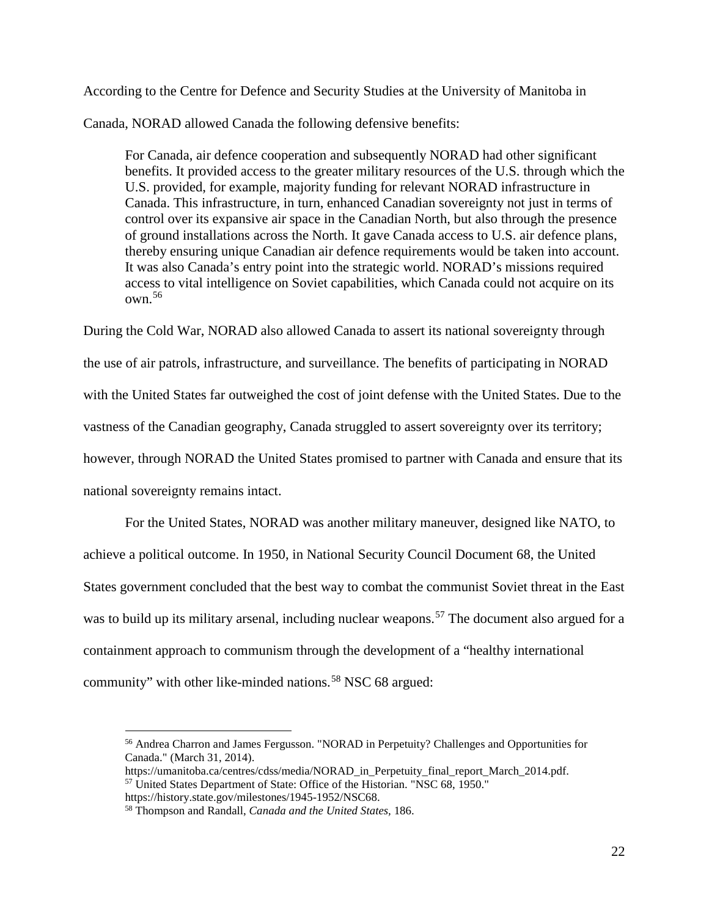According to the Centre for Defence and Security Studies at the University of Manitoba in Canada, NORAD allowed Canada the following defensive benefits:

> For Canada, air defence cooperation and subsequently NORAD had other significant benefits. It provided access to the greater military resources of the U.S. through which the U.S. provided, for example, majority funding for relevant NORAD infrastructure in Canada. This infrastructure, in turn, enhanced Canadian sovereignty not just in terms of control over its expansive air space in the Canadian North, but also through the presence of ground installations across the North. It gave Canada access to U.S. air defence plans, thereby ensuring unique Canadian air defence requirements would be taken into account. It was also Canada's entry point into the strategic world. NORAD's missions required access to vital intelligence on Soviet capabilities, which Canada could not acquire on its own.[56]

During the Cold War, NORAD also allowed Canada to assert its national sovereignty through the use of air patrols, infrastructure, and surveillance. The benefits of participating in NORAD with the United States far outweighed the cost of joint defense with the United States. Due to the vastness of the Canadian geography, Canada struggled to assert sovereignty over its territory; however, through NORAD the United States promised to partner with Canada and ensure that its national sovereignty remains intact.

For the United States, NORAD was another military maneuver, designed like NATO, to achieve a political outcome. In 1950, in National Security Council Document 68, the United States government concluded that the best way to combat the communist Soviet threat in the East was to build up its military arsenal, including nuclear weapons.[57] The document also argued for a containment approach to communism through the development of a "healthy international community" with other like-minded nations.[58] NSC 68 argued:

---

[56] Andrea Charron and James Fergusson. "NORAD in Perpetuity? Challenges and Opportunities for Canada." (March 31, 2014). https://umanitoba.ca/centres/cdss/media/NORAD_in_Perpetuity_final_report_March_2014.pdf.

[57] United States Department of State: Office of the Historian. "NSC 68, 1950." https://history.state.gov/milestones/1945-1952/NSC68.

[58] Thompson and Randall, *Canada and the United States,* 186.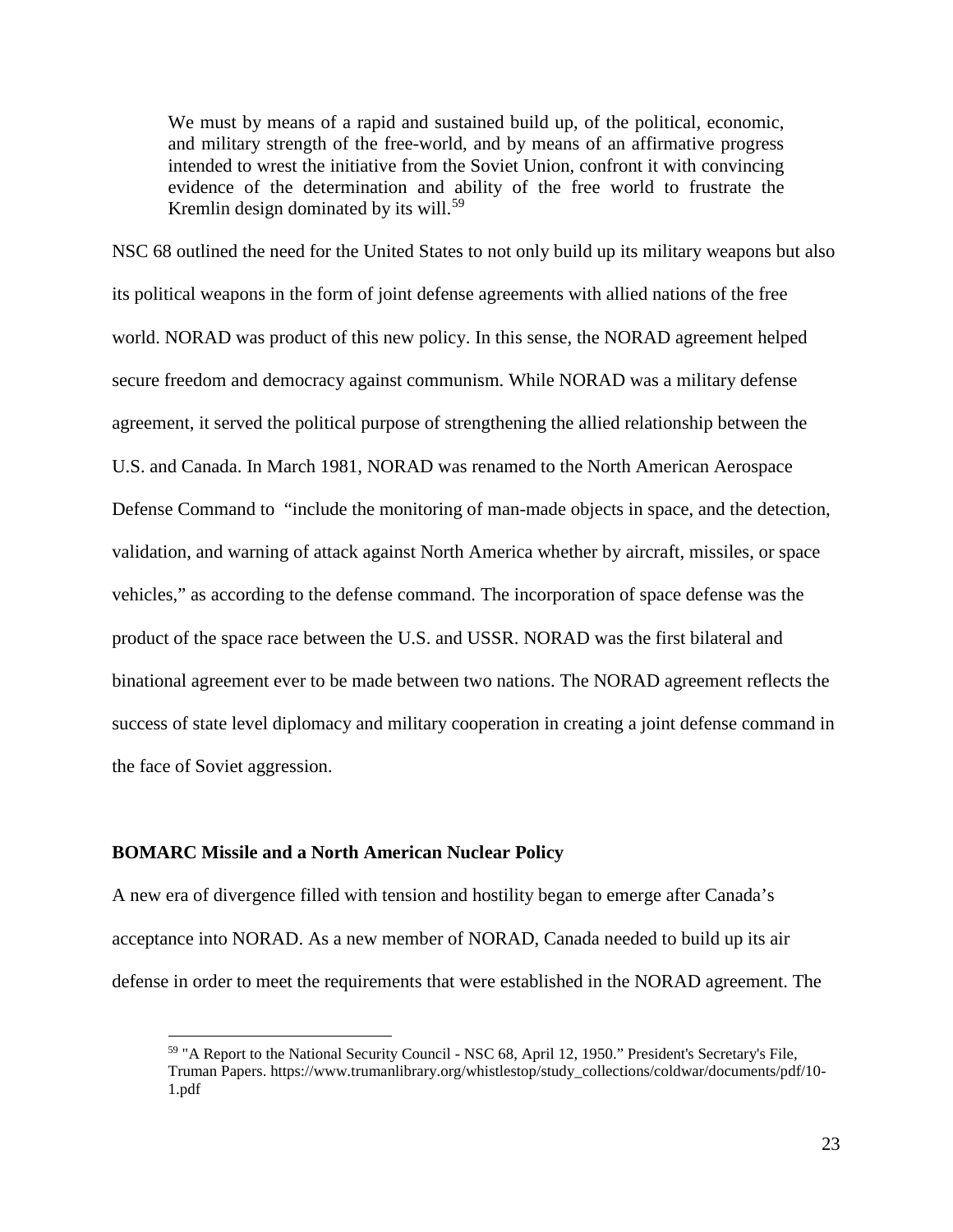> We must by means of a rapid and sustained build up, of the political, economic, and military strength of the free-world, and by means of an affirmative progress intended to wrest the initiative from the Soviet Union, confront it with convincing evidence of the determination and ability of the free world to frustrate the Kremlin design dominated by its will.[59]

NSC 68 outlined the need for the United States to not only build up its military weapons but also its political weapons in the form of joint defense agreements with allied nations of the free world. NORAD was product of this new policy. In this sense, the NORAD agreement helped secure freedom and democracy against communism. While NORAD was a military defense agreement, it served the political purpose of strengthening the allied relationship between the U.S. and Canada. In March 1981, NORAD was renamed to the North American Aerospace Defense Command to "include the monitoring of man-made objects in space, and the detection, validation, and warning of attack against North America whether by aircraft, missiles, or space vehicles," as according to the defense command. The incorporation of space defense was the product of the space race between the U.S. and USSR. NORAD was the first bilateral and binational agreement ever to be made between two nations. The NORAD agreement reflects the success of state level diplomacy and military cooperation in creating a joint defense command in the face of Soviet aggression.

**BOMARC Missile and a North American Nuclear Policy**

A new era of divergence filled with tension and hostility began to emerge after Canada's acceptance into NORAD. As a new member of NORAD, Canada needed to build up its air defense in order to meet the requirements that were established in the NORAD agreement. The

---

[59] "A Report to the National Security Council - NSC 68, April 12, 1950." President's Secretary's File, Truman Papers. https://www.trumanlibrary.org/whistlestop/study_collections/coldwar/documents/pdf/10-1.pdf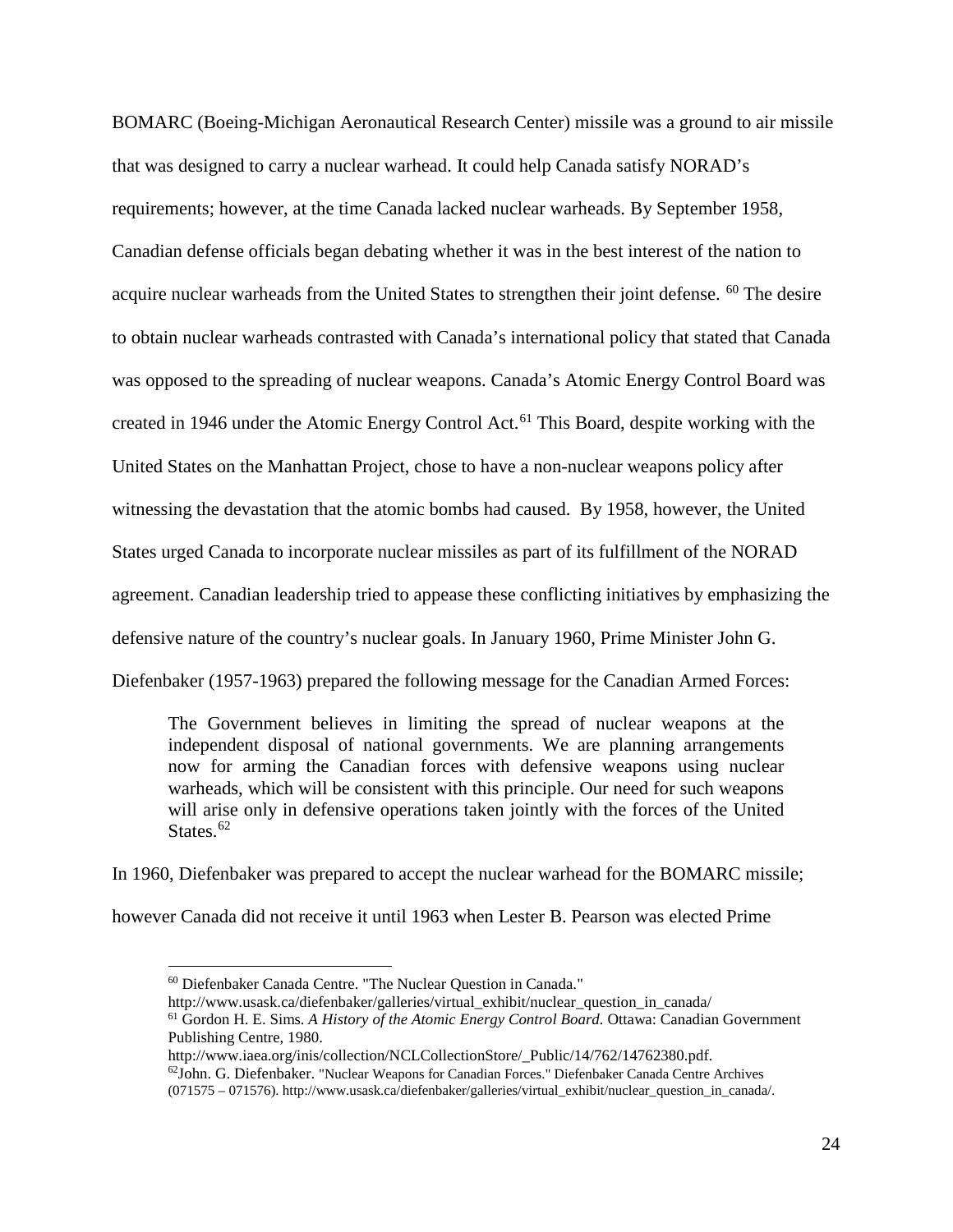BOMARC (Boeing-Michigan Aeronautical Research Center) missile was a ground to air missile that was designed to carry a nuclear warhead. It could help Canada satisfy NORAD's requirements; however, at the time Canada lacked nuclear warheads. By September 1958, Canadian defense officials began debating whether it was in the best interest of the nation to acquire nuclear warheads from the United States to strengthen their joint defense. [60] The desire to obtain nuclear warheads contrasted with Canada's international policy that stated that Canada was opposed to the spreading of nuclear weapons. Canada's Atomic Energy Control Board was created in 1946 under the Atomic Energy Control Act.[61] This Board, despite working with the United States on the Manhattan Project, chose to have a non-nuclear weapons policy after witnessing the devastation that the atomic bombs had caused. By 1958, however, the United States urged Canada to incorporate nuclear missiles as part of its fulfillment of the NORAD agreement. Canadian leadership tried to appease these conflicting initiatives by emphasizing the defensive nature of the country's nuclear goals. In January 1960, Prime Minister John G. Diefenbaker (1957-1963) prepared the following message for the Canadian Armed Forces:

> The Government believes in limiting the spread of nuclear weapons at the independent disposal of national governments. We are planning arrangements now for arming the Canadian forces with defensive weapons using nuclear warheads, which will be consistent with this principle. Our need for such weapons will arise only in defensive operations taken jointly with the forces of the United States.[62]

In 1960, Diefenbaker was prepared to accept the nuclear warhead for the BOMARC missile; however Canada did not receive it until 1963 when Lester B. Pearson was elected Prime

---

[60] Diefenbaker Canada Centre. "The Nuclear Question in Canada." http://www.usask.ca/diefenbaker/galleries/virtual_exhibit/nuclear_question_in_canada/

[61] Gordon H. E. Sims. *A History of the Atomic Energy Control Board.* Ottawa: Canadian Government Publishing Centre, 1980. http://www.iaea.org/inis/collection/NCLCollectionStore/_Public/14/762/14762380.pdf.

[62] John. G. Diefenbaker. "Nuclear Weapons for Canadian Forces." Diefenbaker Canada Centre Archives (071575 – 071576). http://www.usask.ca/diefenbaker/galleries/virtual_exhibit/nuclear_question_in_canada/.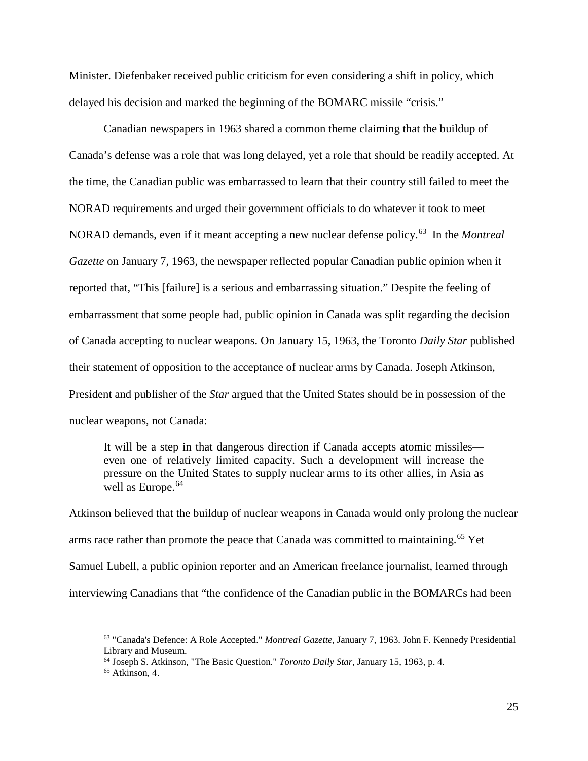Minister. Diefenbaker received public criticism for even considering a shift in policy, which delayed his decision and marked the beginning of the BOMARC missile "crisis."

Canadian newspapers in 1963 shared a common theme claiming that the buildup of Canada's defense was a role that was long delayed, yet a role that should be readily accepted. At the time, the Canadian public was embarrassed to learn that their country still failed to meet the NORAD requirements and urged their government officials to do whatever it took to meet NORAD demands, even if it meant accepting a new nuclear defense policy.[63] In the *Montreal Gazette* on January 7, 1963, the newspaper reflected popular Canadian public opinion when it reported that, "This [failure] is a serious and embarrassing situation." Despite the feeling of embarrassment that some people had, public opinion in Canada was split regarding the decision of Canada accepting to nuclear weapons. On January 15, 1963, the Toronto *Daily Star* published their statement of opposition to the acceptance of nuclear arms by Canada. Joseph Atkinson, President and publisher of the *Star* argued that the United States should be in possession of the nuclear weapons, not Canada:

> It will be a step in that dangerous direction if Canada accepts atomic missiles—even one of relatively limited capacity. Such a development will increase the pressure on the United States to supply nuclear arms to its other allies, in Asia as well as Europe.[64]

Atkinson believed that the buildup of nuclear weapons in Canada would only prolong the nuclear arms race rather than promote the peace that Canada was committed to maintaining.[65] Yet Samuel Lubell, a public opinion reporter and an American freelance journalist, learned through interviewing Canadians that "the confidence of the Canadian public in the BOMARCs had been

---

[63] "Canada's Defence: A Role Accepted." *Montreal Gazette,* January 7, 1963. John F. Kennedy Presidential Library and Museum.

[64] Joseph S. Atkinson, "The Basic Question." *Toronto Daily Star*, January 15, 1963, p. 4.

[65] Atkinson, 4.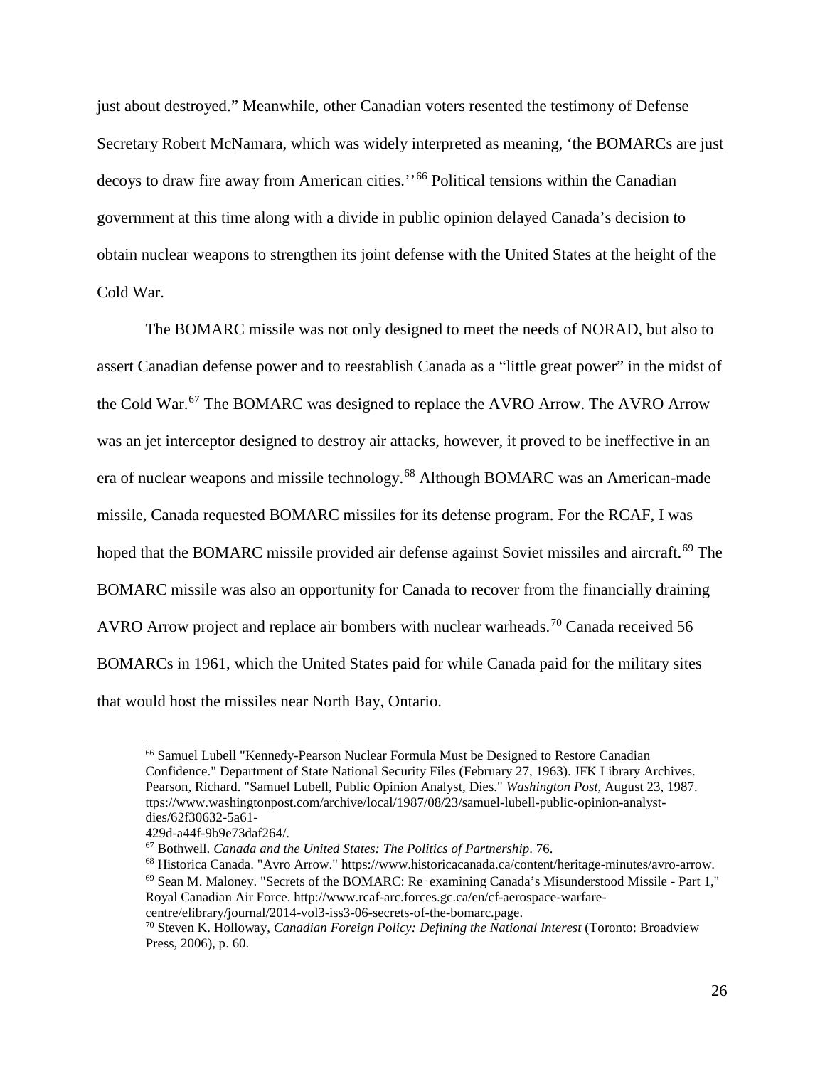just about destroyed." Meanwhile, other Canadian voters resented the testimony of Defense Secretary Robert McNamara, which was widely interpreted as meaning, 'the BOMARCs are just decoys to draw fire away from American cities.''[66] Political tensions within the Canadian government at this time along with a divide in public opinion delayed Canada's decision to obtain nuclear weapons to strengthen its joint defense with the United States at the height of the Cold War.

The BOMARC missile was not only designed to meet the needs of NORAD, but also to assert Canadian defense power and to reestablish Canada as a "little great power" in the midst of the Cold War.[67] The BOMARC was designed to replace the AVRO Arrow. The AVRO Arrow was an jet interceptor designed to destroy air attacks, however, it proved to be ineffective in an era of nuclear weapons and missile technology.[68] Although BOMARC was an American-made missile, Canada requested BOMARC missiles for its defense program. For the RCAF, I was hoped that the BOMARC missile provided air defense against Soviet missiles and aircraft.[69] The BOMARC missile was also an opportunity for Canada to recover from the financially draining AVRO Arrow project and replace air bombers with nuclear warheads.[70] Canada received 56 BOMARCs in 1961, which the United States paid for while Canada paid for the military sites that would host the missiles near North Bay, Ontario.

---

[66] Samuel Lubell "Kennedy-Pearson Nuclear Formula Must be Designed to Restore Canadian Confidence." Department of State National Security Files (February 27, 1963). JFK Library Archives. Pearson, Richard. "Samuel Lubell, Public Opinion Analyst, Dies." *Washington Post*, August 23, 1987. ttps://www.washingtonpost.com/archive/local/1987/08/23/samuel-lubell-public-opinion-analyst-dies/62f30632-5a61-429d-a44f-9b9e73daf264/.

[67] Bothwell. *Canada and the United States: The Politics of Partnership*. 76.

[68] Historica Canada. "Avro Arrow." https://www.historicacanada.ca/content/heritage-minutes/avro-arrow.

[69] Sean M. Maloney. "Secrets of the BOMARC: Re‑examining Canada's Misunderstood Missile - Part 1," Royal Canadian Air Force. http://www.rcaf-arc.forces.gc.ca/en/cf-aerospace-warfare-centre/elibrary/journal/2014-vol3-iss3-06-secrets-of-the-bomarc.page.

[70] Steven K. Holloway, *Canadian Foreign Policy: Defining the National Interest* (Toronto: Broadview Press, 2006), p. 60.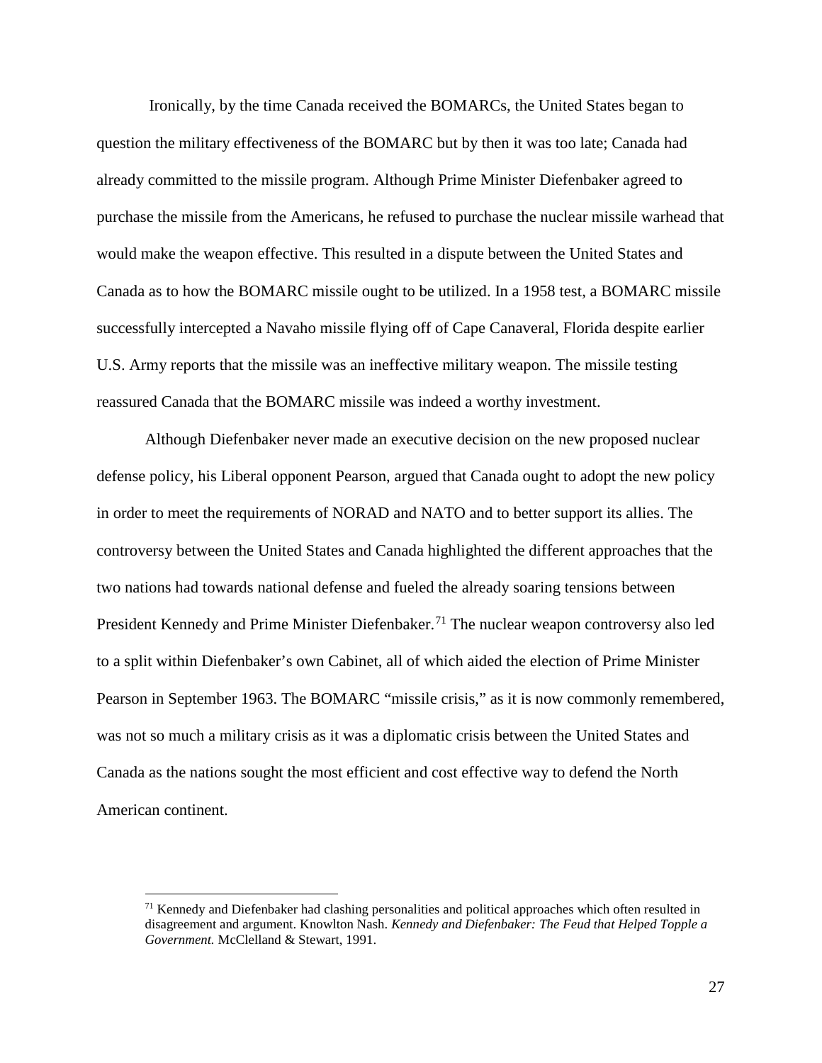Ironically, by the time Canada received the BOMARCs, the United States began to question the military effectiveness of the BOMARC but by then it was too late; Canada had already committed to the missile program. Although Prime Minister Diefenbaker agreed to purchase the missile from the Americans, he refused to purchase the nuclear missile warhead that would make the weapon effective. This resulted in a dispute between the United States and Canada as to how the BOMARC missile ought to be utilized. In a 1958 test, a BOMARC missile successfully intercepted a Navaho missile flying off of Cape Canaveral, Florida despite earlier U.S. Army reports that the missile was an ineffective military weapon. The missile testing reassured Canada that the BOMARC missile was indeed a worthy investment.

Although Diefenbaker never made an executive decision on the new proposed nuclear defense policy, his Liberal opponent Pearson, argued that Canada ought to adopt the new policy in order to meet the requirements of NORAD and NATO and to better support its allies. The controversy between the United States and Canada highlighted the different approaches that the two nations had towards national defense and fueled the already soaring tensions between President Kennedy and Prime Minister Diefenbaker.[71] The nuclear weapon controversy also led to a split within Diefenbaker's own Cabinet, all of which aided the election of Prime Minister Pearson in September 1963. The BOMARC "missile crisis," as it is now commonly remembered, was not so much a military crisis as it was a diplomatic crisis between the United States and Canada as the nations sought the most efficient and cost effective way to defend the North American continent.

---

[71] Kennedy and Diefenbaker had clashing personalities and political approaches which often resulted in disagreement and argument. Knowlton Nash. *Kennedy and Diefenbaker: The Feud that Helped Topple a Government.* McClelland & Stewart, 1991.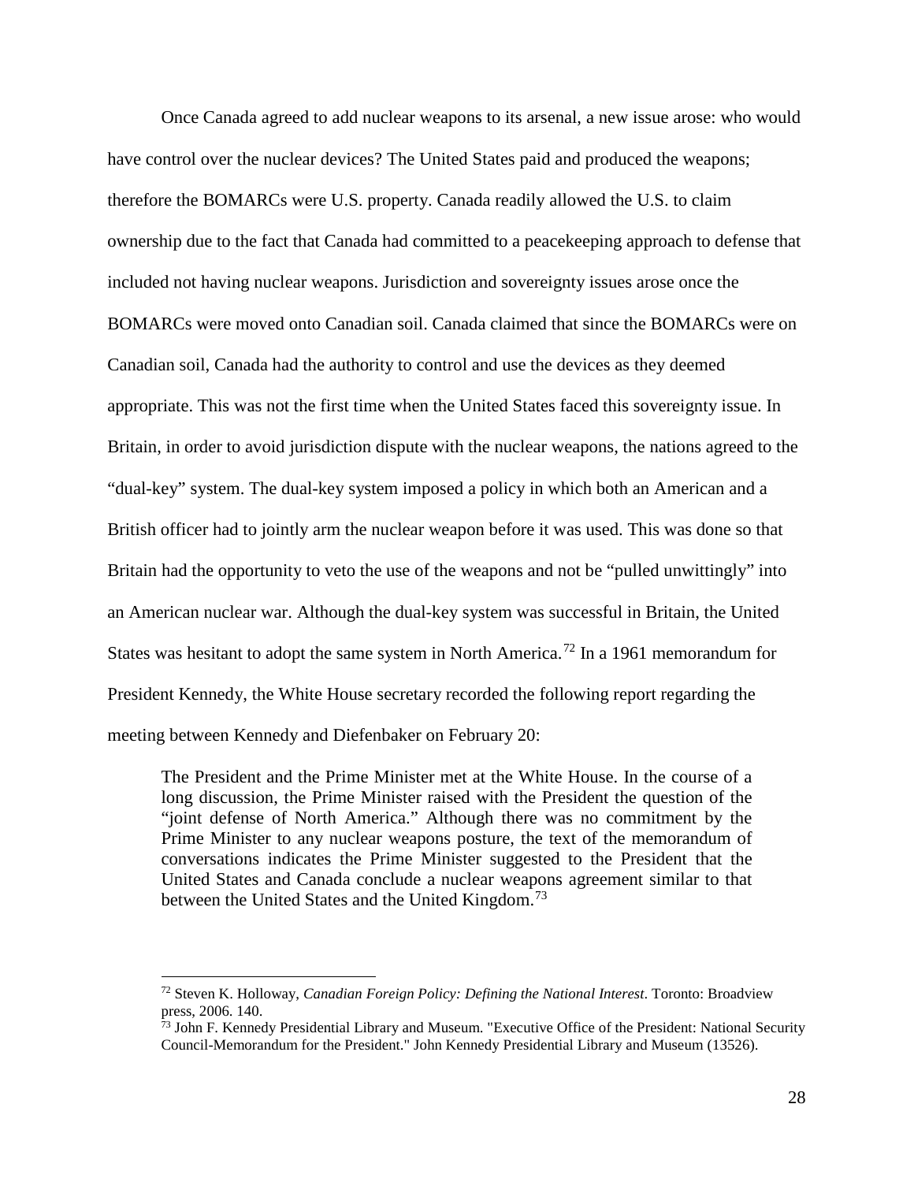Once Canada agreed to add nuclear weapons to its arsenal, a new issue arose: who would have control over the nuclear devices? The United States paid and produced the weapons; therefore the BOMARCs were U.S. property. Canada readily allowed the U.S. to claim ownership due to the fact that Canada had committed to a peacekeeping approach to defense that included not having nuclear weapons. Jurisdiction and sovereignty issues arose once the BOMARCs were moved onto Canadian soil. Canada claimed that since the BOMARCs were on Canadian soil, Canada had the authority to control and use the devices as they deemed appropriate. This was not the first time when the United States faced this sovereignty issue. In Britain, in order to avoid jurisdiction dispute with the nuclear weapons, the nations agreed to the "dual-key" system. The dual-key system imposed a policy in which both an American and a British officer had to jointly arm the nuclear weapon before it was used. This was done so that Britain had the opportunity to veto the use of the weapons and not be "pulled unwittingly" into an American nuclear war. Although the dual-key system was successful in Britain, the United States was hesitant to adopt the same system in North America.[72] In a 1961 memorandum for President Kennedy, the White House secretary recorded the following report regarding the meeting between Kennedy and Diefenbaker on February 20:

> The President and the Prime Minister met at the White House. In the course of a long discussion, the Prime Minister raised with the President the question of the "joint defense of North America." Although there was no commitment by the Prime Minister to any nuclear weapons posture, the text of the memorandum of conversations indicates the Prime Minister suggested to the President that the United States and Canada conclude a nuclear weapons agreement similar to that between the United States and the United Kingdom.[73]

---

[72] Steven K. Holloway, *Canadian Foreign Policy: Defining the National Interest*. Toronto: Broadview press, 2006. 140.

[73] John F. Kennedy Presidential Library and Museum. "Executive Office of the President: National Security Council-Memorandum for the President." John Kennedy Presidential Library and Museum (13526).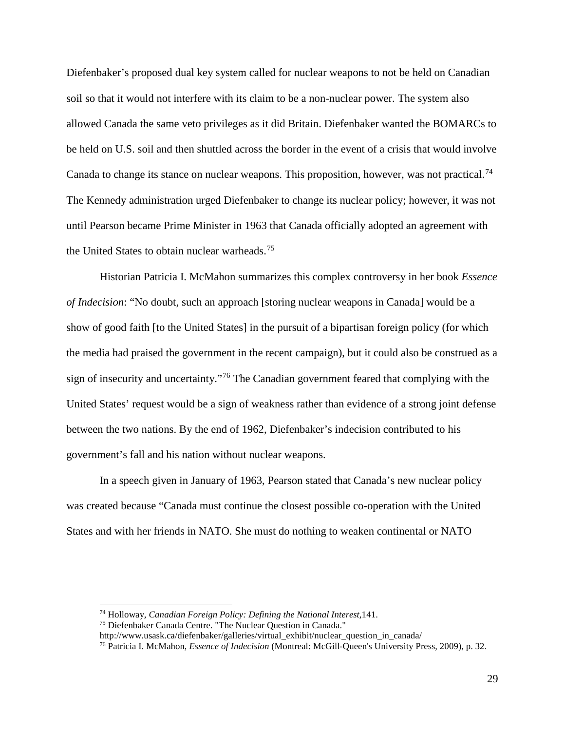Diefenbaker's proposed dual key system called for nuclear weapons to not be held on Canadian soil so that it would not interfere with its claim to be a non-nuclear power. The system also allowed Canada the same veto privileges as it did Britain. Diefenbaker wanted the BOMARCs to be held on U.S. soil and then shuttled across the border in the event of a crisis that would involve Canada to change its stance on nuclear weapons. This proposition, however, was not practical.[74] The Kennedy administration urged Diefenbaker to change its nuclear policy; however, it was not until Pearson became Prime Minister in 1963 that Canada officially adopted an agreement with the United States to obtain nuclear warheads.[75]

Historian Patricia I. McMahon summarizes this complex controversy in her book *Essence of Indecision*: "No doubt, such an approach [storing nuclear weapons in Canada] would be a show of good faith [to the United States] in the pursuit of a bipartisan foreign policy (for which the media had praised the government in the recent campaign), but it could also be construed as a sign of insecurity and uncertainty."[76] The Canadian government feared that complying with the United States' request would be a sign of weakness rather than evidence of a strong joint defense between the two nations. By the end of 1962, Diefenbaker's indecision contributed to his government's fall and his nation without nuclear weapons.

In a speech given in January of 1963, Pearson stated that Canada's new nuclear policy was created because "Canada must continue the closest possible co-operation with the United States and with her friends in NATO. She must do nothing to weaken continental or NATO

---

[74] Holloway, *Canadian Foreign Policy: Defining the National Interest*,141.

[75] Diefenbaker Canada Centre. "The Nuclear Question in Canada." http://www.usask.ca/diefenbaker/galleries/virtual_exhibit/nuclear_question_in_canada/

[76] Patricia I. McMahon, *Essence of Indecision* (Montreal: McGill-Queen's University Press, 2009), p. 32.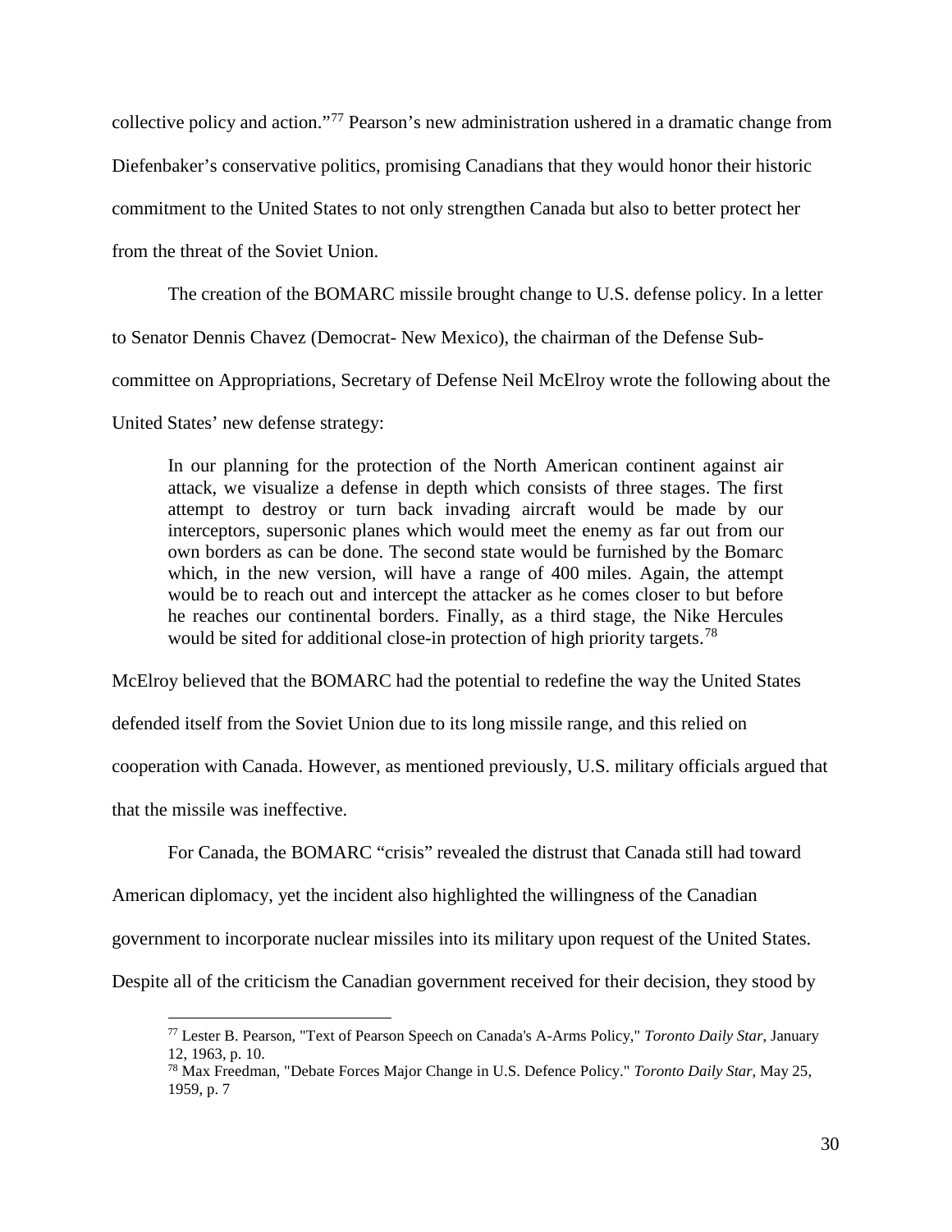collective policy and action."[77] Pearson's new administration ushered in a dramatic change from Diefenbaker's conservative politics, promising Canadians that they would honor their historic commitment to the United States to not only strengthen Canada but also to better protect her from the threat of the Soviet Union.

The creation of the BOMARC missile brought change to U.S. defense policy. In a letter to Senator Dennis Chavez (Democrat- New Mexico), the chairman of the Defense Sub-committee on Appropriations, Secretary of Defense Neil McElroy wrote the following about the United States' new defense strategy:

> In our planning for the protection of the North American continent against air attack, we visualize a defense in depth which consists of three stages. The first attempt to destroy or turn back invading aircraft would be made by our interceptors, supersonic planes which would meet the enemy as far out from our own borders as can be done. The second state would be furnished by the Bomarc which, in the new version, will have a range of 400 miles. Again, the attempt would be to reach out and intercept the attacker as he comes closer to but before he reaches our continental borders. Finally, as a third stage, the Nike Hercules would be sited for additional close-in protection of high priority targets.[78]

McElroy believed that the BOMARC had the potential to redefine the way the United States defended itself from the Soviet Union due to its long missile range, and this relied on cooperation with Canada. However, as mentioned previously, U.S. military officials argued that that the missile was ineffective.

For Canada, the BOMARC "crisis" revealed the distrust that Canada still had toward American diplomacy, yet the incident also highlighted the willingness of the Canadian government to incorporate nuclear missiles into its military upon request of the United States. Despite all of the criticism the Canadian government received for their decision, they stood by

---

[77] Lester B. Pearson, "Text of Pearson Speech on Canada's A-Arms Policy," *Toronto Daily Star*, January 12, 1963, p. 10.

[78] Max Freedman, "Debate Forces Major Change in U.S. Defence Policy." *Toronto Daily Star*, May 25, 1959, p. 7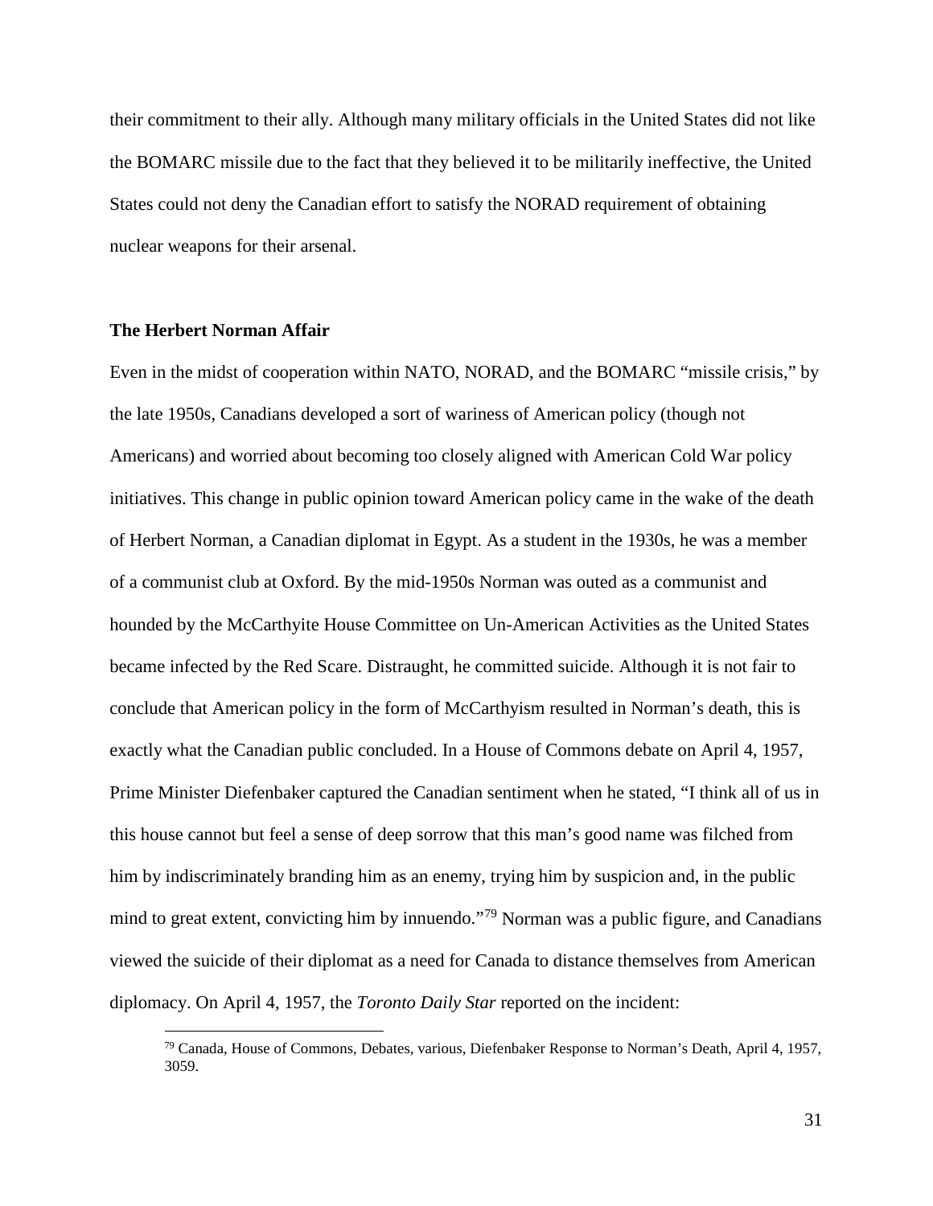their commitment to their ally. Although many military officials in the United States did not like the BOMARC missile due to the fact that they believed it to be militarily ineffective, the United States could not deny the Canadian effort to satisfy the NORAD requirement of obtaining nuclear weapons for their arsenal.

**The Herbert Norman Affair**

Even in the midst of cooperation within NATO, NORAD, and the BOMARC "missile crisis," by the late 1950s, Canadians developed a sort of wariness of American policy (though not Americans) and worried about becoming too closely aligned with American Cold War policy initiatives. This change in public opinion toward American policy came in the wake of the death of Herbert Norman, a Canadian diplomat in Egypt. As a student in the 1930s, he was a member of a communist club at Oxford. By the mid-1950s Norman was outed as a communist and hounded by the McCarthyite House Committee on Un-American Activities as the United States became infected by the Red Scare. Distraught, he committed suicide. Although it is not fair to conclude that American policy in the form of McCarthyism resulted in Norman's death, this is exactly what the Canadian public concluded. In a House of Commons debate on April 4, 1957, Prime Minister Diefenbaker captured the Canadian sentiment when he stated, "I think all of us in this house cannot but feel a sense of deep sorrow that this man's good name was filched from him by indiscriminately branding him as an enemy, trying him by suspicion and, in the public mind to great extent, convicting him by innuendo."[79] Norman was a public figure, and Canadians viewed the suicide of their diplomat as a need for Canada to distance themselves from American diplomacy. On April 4, 1957, the *Toronto Daily Star* reported on the incident:

[79] Canada, House of Commons, Debates, various, Diefenbaker Response to Norman's Death, April 4, 1957, 3059.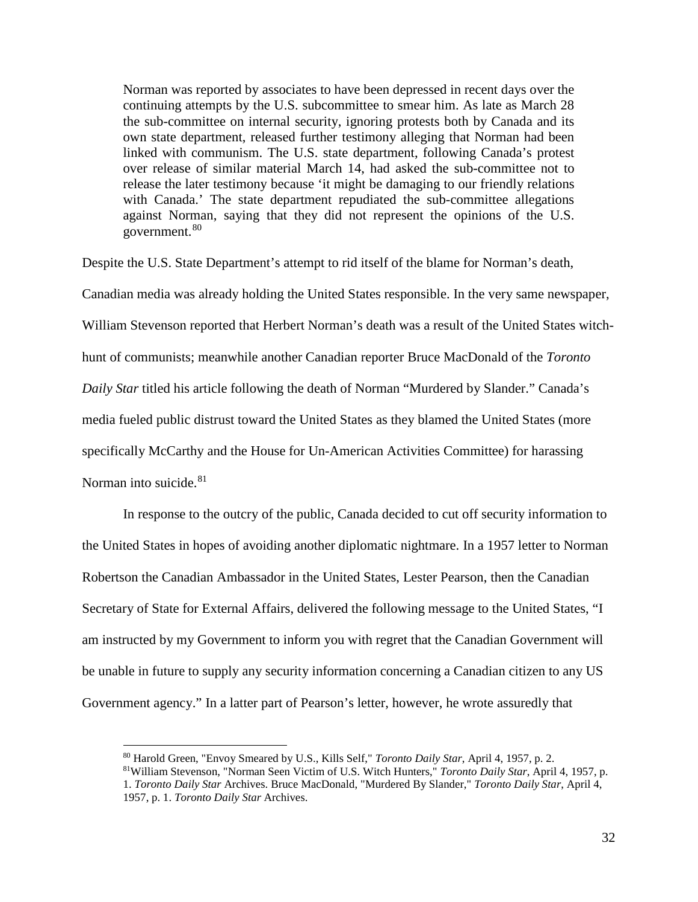> Norman was reported by associates to have been depressed in recent days over the continuing attempts by the U.S. subcommittee to smear him. As late as March 28 the sub-committee on internal security, ignoring protests both by Canada and its own state department, released further testimony alleging that Norman had been linked with communism. The U.S. state department, following Canada's protest over release of similar material March 14, had asked the sub-committee not to release the later testimony because 'it might be damaging to our friendly relations with Canada.' The state department repudiated the sub-committee allegations against Norman, saying that they did not represent the opinions of the U.S. government.[80]

Despite the U.S. State Department's attempt to rid itself of the blame for Norman's death, Canadian media was already holding the United States responsible. In the very same newspaper, William Stevenson reported that Herbert Norman's death was a result of the United States witch-hunt of communists; meanwhile another Canadian reporter Bruce MacDonald of the *Toronto Daily Star* titled his article following the death of Norman "Murdered by Slander." Canada's media fueled public distrust toward the United States as they blamed the United States (more specifically McCarthy and the House for Un-American Activities Committee) for harassing Norman into suicide.[81]

In response to the outcry of the public, Canada decided to cut off security information to the United States in hopes of avoiding another diplomatic nightmare. In a 1957 letter to Norman Robertson the Canadian Ambassador in the United States, Lester Pearson, then the Canadian Secretary of State for External Affairs, delivered the following message to the United States, "I am instructed by my Government to inform you with regret that the Canadian Government will be unable in future to supply any security information concerning a Canadian citizen to any US Government agency." In a latter part of Pearson's letter, however, he wrote assuredly that

---

[80] Harold Green, "Envoy Smeared by U.S., Kills Self," *Toronto Daily Star*, April 4, 1957, p. 2.

[81] William Stevenson, "Norman Seen Victim of U.S. Witch Hunters," *Toronto Daily Star*, April 4, 1957, p. 1. *Toronto Daily Star* Archives. Bruce MacDonald, "Murdered By Slander," *Toronto Daily Star*, April 4, 1957, p. 1. *Toronto Daily Star* Archives.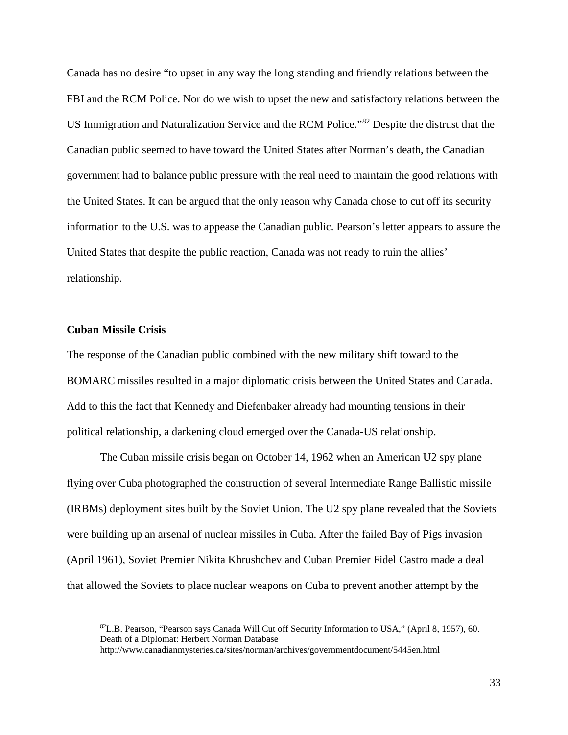Canada has no desire "to upset in any way the long standing and friendly relations between the FBI and the RCM Police. Nor do we wish to upset the new and satisfactory relations between the US Immigration and Naturalization Service and the RCM Police."[82] Despite the distrust that the Canadian public seemed to have toward the United States after Norman's death, the Canadian government had to balance public pressure with the real need to maintain the good relations with the United States. It can be argued that the only reason why Canada chose to cut off its security information to the U.S. was to appease the Canadian public. Pearson's letter appears to assure the United States that despite the public reaction, Canada was not ready to ruin the allies' relationship.

**Cuban Missile Crisis**

The response of the Canadian public combined with the new military shift toward to the BOMARC missiles resulted in a major diplomatic crisis between the United States and Canada. Add to this the fact that Kennedy and Diefenbaker already had mounting tensions in their political relationship, a darkening cloud emerged over the Canada-US relationship.

The Cuban missile crisis began on October 14, 1962 when an American U2 spy plane flying over Cuba photographed the construction of several Intermediate Range Ballistic missile (IRBMs) deployment sites built by the Soviet Union. The U2 spy plane revealed that the Soviets were building up an arsenal of nuclear missiles in Cuba. After the failed Bay of Pigs invasion (April 1961), Soviet Premier Nikita Khrushchev and Cuban Premier Fidel Castro made a deal that allowed the Soviets to place nuclear weapons on Cuba to prevent another attempt by the

---

[82] L.B. Pearson, "Pearson says Canada Will Cut off Security Information to USA," (April 8, 1957), 60. Death of a Diplomat: Herbert Norman Database http://www.canadianmysteries.ca/sites/norman/archives/governmentdocument/5445en.html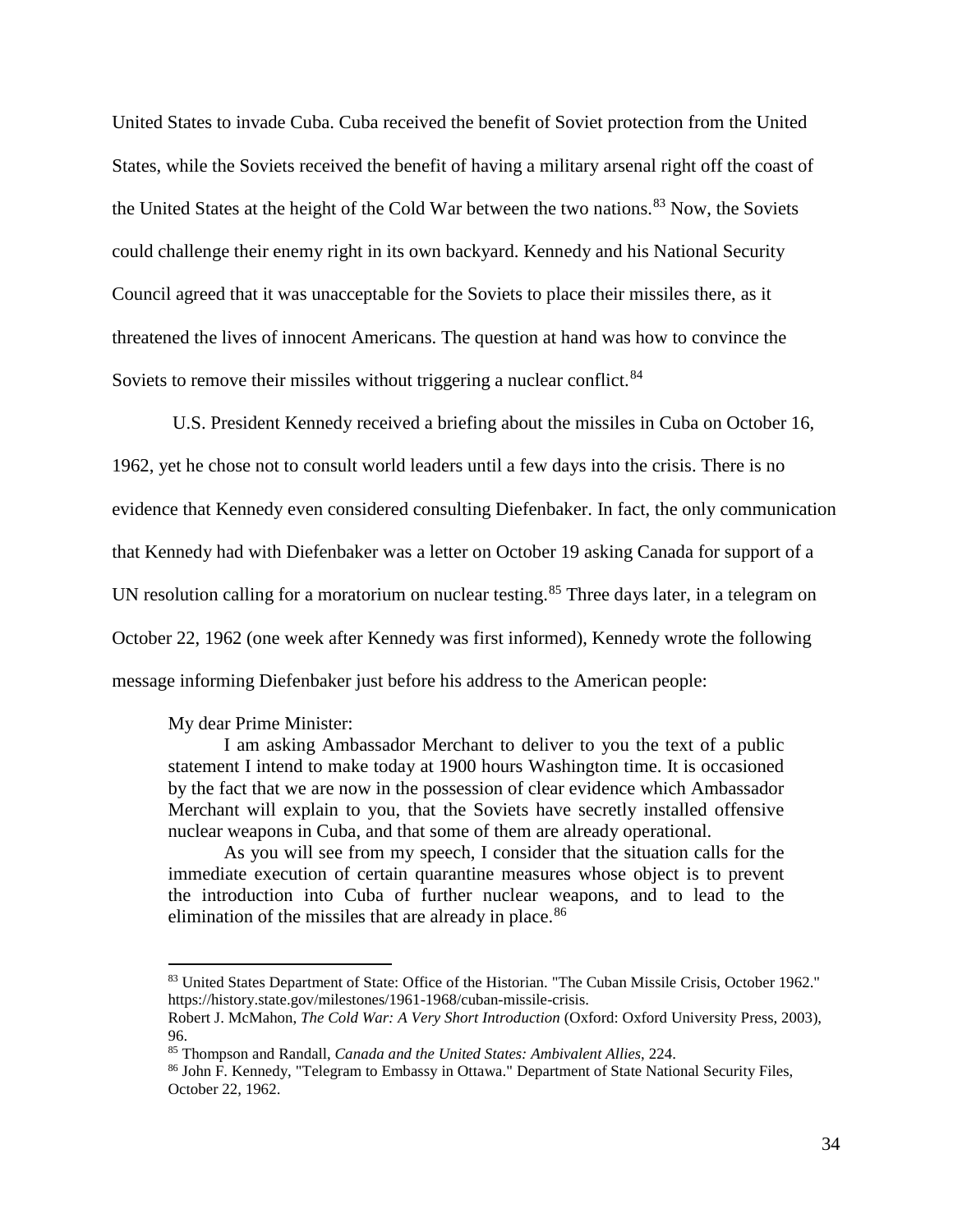United States to invade Cuba. Cuba received the benefit of Soviet protection from the United States, while the Soviets received the benefit of having a military arsenal right off the coast of the United States at the height of the Cold War between the two nations.[83] Now, the Soviets could challenge their enemy right in its own backyard. Kennedy and his National Security Council agreed that it was unacceptable for the Soviets to place their missiles there, as it threatened the lives of innocent Americans. The question at hand was how to convince the Soviets to remove their missiles without triggering a nuclear conflict.[84]

U.S. President Kennedy received a briefing about the missiles in Cuba on October 16, 1962, yet he chose not to consult world leaders until a few days into the crisis. There is no evidence that Kennedy even considered consulting Diefenbaker. In fact, the only communication that Kennedy had with Diefenbaker was a letter on October 19 asking Canada for support of a UN resolution calling for a moratorium on nuclear testing.[85] Three days later, in a telegram on October 22, 1962 (one week after Kennedy was first informed), Kennedy wrote the following message informing Diefenbaker just before his address to the American people:

> My dear Prime Minister:
>
> I am asking Ambassador Merchant to deliver to you the text of a public statement I intend to make today at 1900 hours Washington time. It is occasioned by the fact that we are now in the possession of clear evidence which Ambassador Merchant will explain to you, that the Soviets have secretly installed offensive nuclear weapons in Cuba, and that some of them are already operational.
>
> As you will see from my speech, I consider that the situation calls for the immediate execution of certain quarantine measures whose object is to prevent the introduction into Cuba of further nuclear weapons, and to lead to the elimination of the missiles that are already in place.[86]

---

[83] United States Department of State: Office of the Historian. "The Cuban Missile Crisis, October 1962." https://history.state.gov/milestones/1961-1968/cuban-missile-crisis.

Robert J. McMahon, *The Cold War: A Very Short Introduction* (Oxford: Oxford University Press, 2003), 96.

[85] Thompson and Randall, *Canada and the United States: Ambivalent Allies*, 224.

[86] John F. Kennedy, "Telegram to Embassy in Ottawa." Department of State National Security Files, October 22, 1962.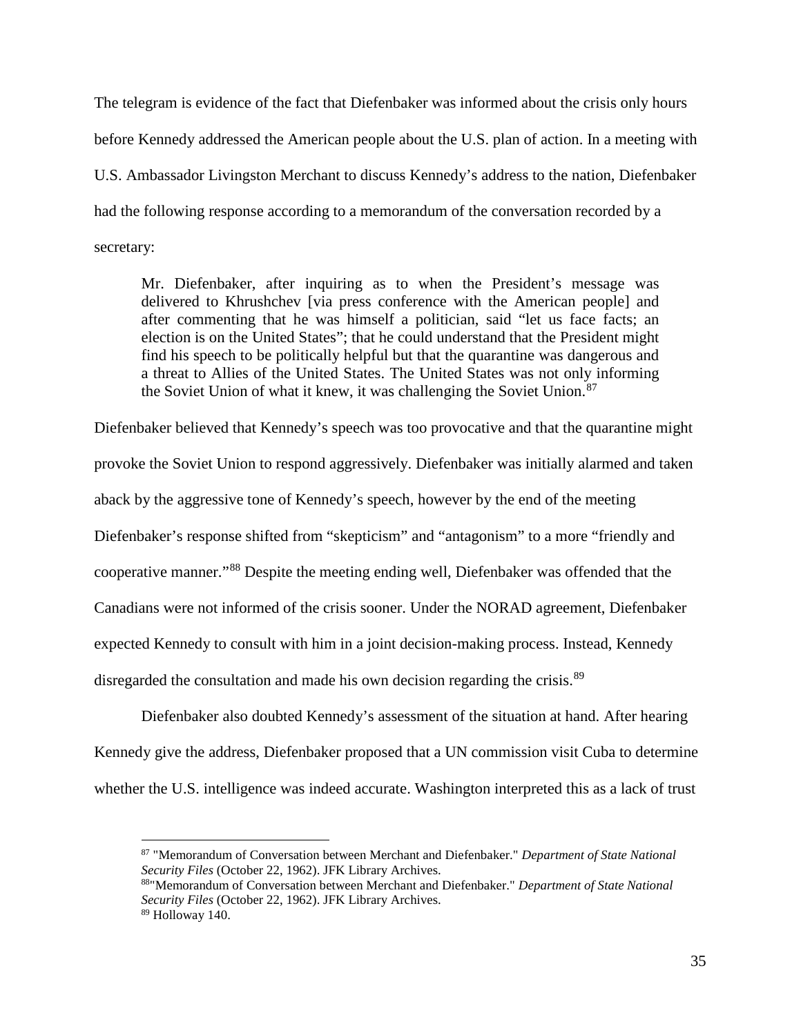The telegram is evidence of the fact that Diefenbaker was informed about the crisis only hours before Kennedy addressed the American people about the U.S. plan of action. In a meeting with U.S. Ambassador Livingston Merchant to discuss Kennedy's address to the nation, Diefenbaker had the following response according to a memorandum of the conversation recorded by a secretary:

> Mr. Diefenbaker, after inquiring as to when the President's message was delivered to Khrushchev [via press conference with the American people] and after commenting that he was himself a politician, said "let us face facts; an election is on the United States"; that he could understand that the President might find his speech to be politically helpful but that the quarantine was dangerous and a threat to Allies of the United States. The United States was not only informing the Soviet Union of what it knew, it was challenging the Soviet Union.[87]

Diefenbaker believed that Kennedy's speech was too provocative and that the quarantine might provoke the Soviet Union to respond aggressively. Diefenbaker was initially alarmed and taken aback by the aggressive tone of Kennedy's speech, however by the end of the meeting Diefenbaker's response shifted from "skepticism" and "antagonism" to a more "friendly and cooperative manner."[88] Despite the meeting ending well, Diefenbaker was offended that the Canadians were not informed of the crisis sooner. Under the NORAD agreement, Diefenbaker expected Kennedy to consult with him in a joint decision-making process. Instead, Kennedy disregarded the consultation and made his own decision regarding the crisis.[89]

Diefenbaker also doubted Kennedy's assessment of the situation at hand. After hearing Kennedy give the address, Diefenbaker proposed that a UN commission visit Cuba to determine whether the U.S. intelligence was indeed accurate. Washington interpreted this as a lack of trust

---

[87] "Memorandum of Conversation between Merchant and Diefenbaker." *Department of State National Security Files* (October 22, 1962). JFK Library Archives.

[88] "Memorandum of Conversation between Merchant and Diefenbaker." *Department of State National Security Files* (October 22, 1962). JFK Library Archives.

[89] Holloway 140.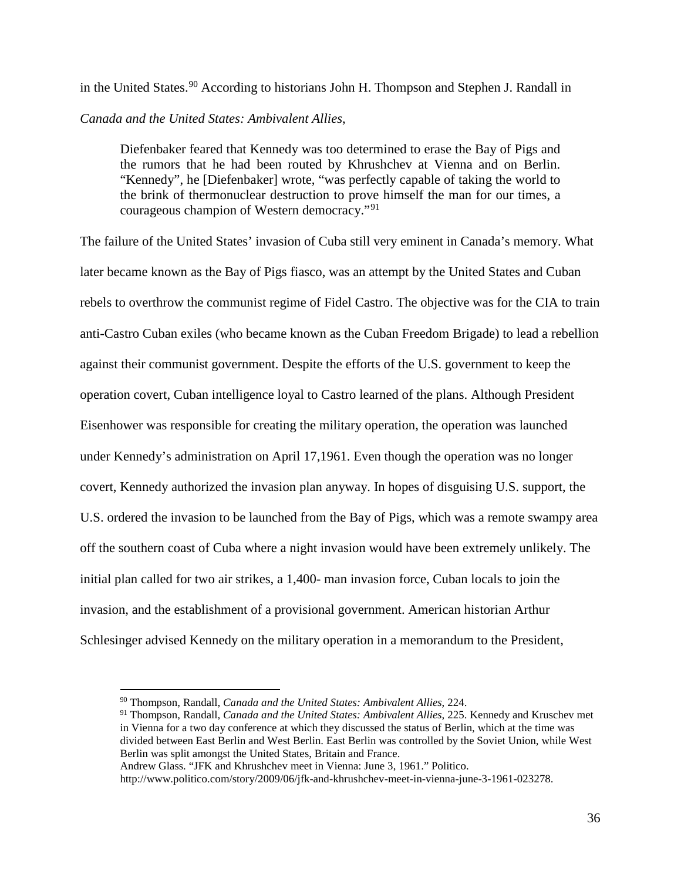in the United States.[90] According to historians John H. Thompson and Stephen J. Randall in *Canada and the United States: Ambivalent Allies*,

> Diefenbaker feared that Kennedy was too determined to erase the Bay of Pigs and the rumors that he had been routed by Khrushchev at Vienna and on Berlin. "Kennedy", he [Diefenbaker] wrote, "was perfectly capable of taking the world to the brink of thermonuclear destruction to prove himself the man for our times, a courageous champion of Western democracy."[91]

The failure of the United States' invasion of Cuba still very eminent in Canada's memory. What later became known as the Bay of Pigs fiasco, was an attempt by the United States and Cuban rebels to overthrow the communist regime of Fidel Castro. The objective was for the CIA to train anti-Castro Cuban exiles (who became known as the Cuban Freedom Brigade) to lead a rebellion against their communist government. Despite the efforts of the U.S. government to keep the operation covert, Cuban intelligence loyal to Castro learned of the plans. Although President Eisenhower was responsible for creating the military operation, the operation was launched under Kennedy's administration on April 17,1961. Even though the operation was no longer covert, Kennedy authorized the invasion plan anyway. In hopes of disguising U.S. support, the U.S. ordered the invasion to be launched from the Bay of Pigs, which was a remote swampy area off the southern coast of Cuba where a night invasion would have been extremely unlikely. The initial plan called for two air strikes, a 1,400- man invasion force, Cuban locals to join the invasion, and the establishment of a provisional government. American historian Arthur Schlesinger advised Kennedy on the military operation in a memorandum to the President,

---

[90] Thompson, Randall, *Canada and the United States: Ambivalent Allies*, 224.

[91] Thompson, Randall, *Canada and the United States: Ambivalent Allies*, 225. Kennedy and Kruschev met in Vienna for a two day conference at which they discussed the status of Berlin, which at the time was divided between East Berlin and West Berlin. East Berlin was controlled by the Soviet Union, while West Berlin was split amongst the United States, Britain and France.
Andrew Glass. "JFK and Khrushchev meet in Vienna: June 3, 1961." Politico.
http://www.politico.com/story/2009/06/jfk-and-khrushchev-meet-in-vienna-june-3-1961-023278.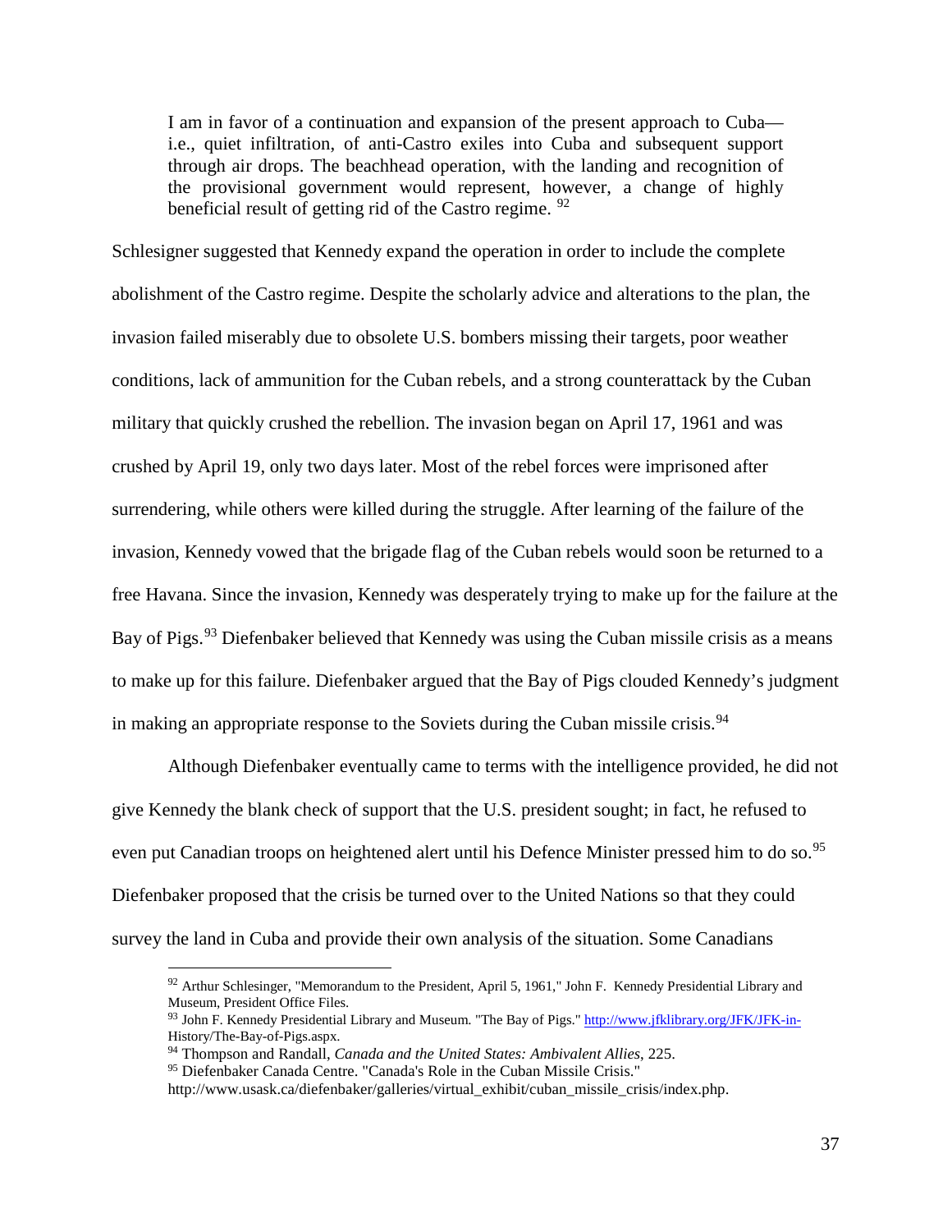> I am in favor of a continuation and expansion of the present approach to Cuba—i.e., quiet infiltration, of anti-Castro exiles into Cuba and subsequent support through air drops. The beachhead operation, with the landing and recognition of the provisional government would represent, however, a change of highly beneficial result of getting rid of the Castro regime. [92]

Schlesigner suggested that Kennedy expand the operation in order to include the complete abolishment of the Castro regime. Despite the scholarly advice and alterations to the plan, the invasion failed miserably due to obsolete U.S. bombers missing their targets, poor weather conditions, lack of ammunition for the Cuban rebels, and a strong counterattack by the Cuban military that quickly crushed the rebellion. The invasion began on April 17, 1961 and was crushed by April 19, only two days later. Most of the rebel forces were imprisoned after surrendering, while others were killed during the struggle. After learning of the failure of the invasion, Kennedy vowed that the brigade flag of the Cuban rebels would soon be returned to a free Havana. Since the invasion, Kennedy was desperately trying to make up for the failure at the Bay of Pigs.[93] Diefenbaker believed that Kennedy was using the Cuban missile crisis as a means to make up for this failure. Diefenbaker argued that the Bay of Pigs clouded Kennedy's judgment in making an appropriate response to the Soviets during the Cuban missile crisis.[94]

Although Diefenbaker eventually came to terms with the intelligence provided, he did not give Kennedy the blank check of support that the U.S. president sought; in fact, he refused to even put Canadian troops on heightened alert until his Defence Minister pressed him to do so.[95] Diefenbaker proposed that the crisis be turned over to the United Nations so that they could survey the land in Cuba and provide their own analysis of the situation. Some Canadians

---

[92] Arthur Schlesinger, "Memorandum to the President, April 5, 1961," John F. Kennedy Presidential Library and Museum, President Office Files.

[93] John F. Kennedy Presidential Library and Museum. "The Bay of Pigs." http://www.jfklibrary.org/JFK/JFK-in-History/The-Bay-of-Pigs.aspx.

[94] Thompson and Randall, *Canada and the United States: Ambivalent Allies*, 225.

[95] Diefenbaker Canada Centre. "Canada's Role in the Cuban Missile Crisis." http://www.usask.ca/diefenbaker/galleries/virtual_exhibit/cuban_missile_crisis/index.php.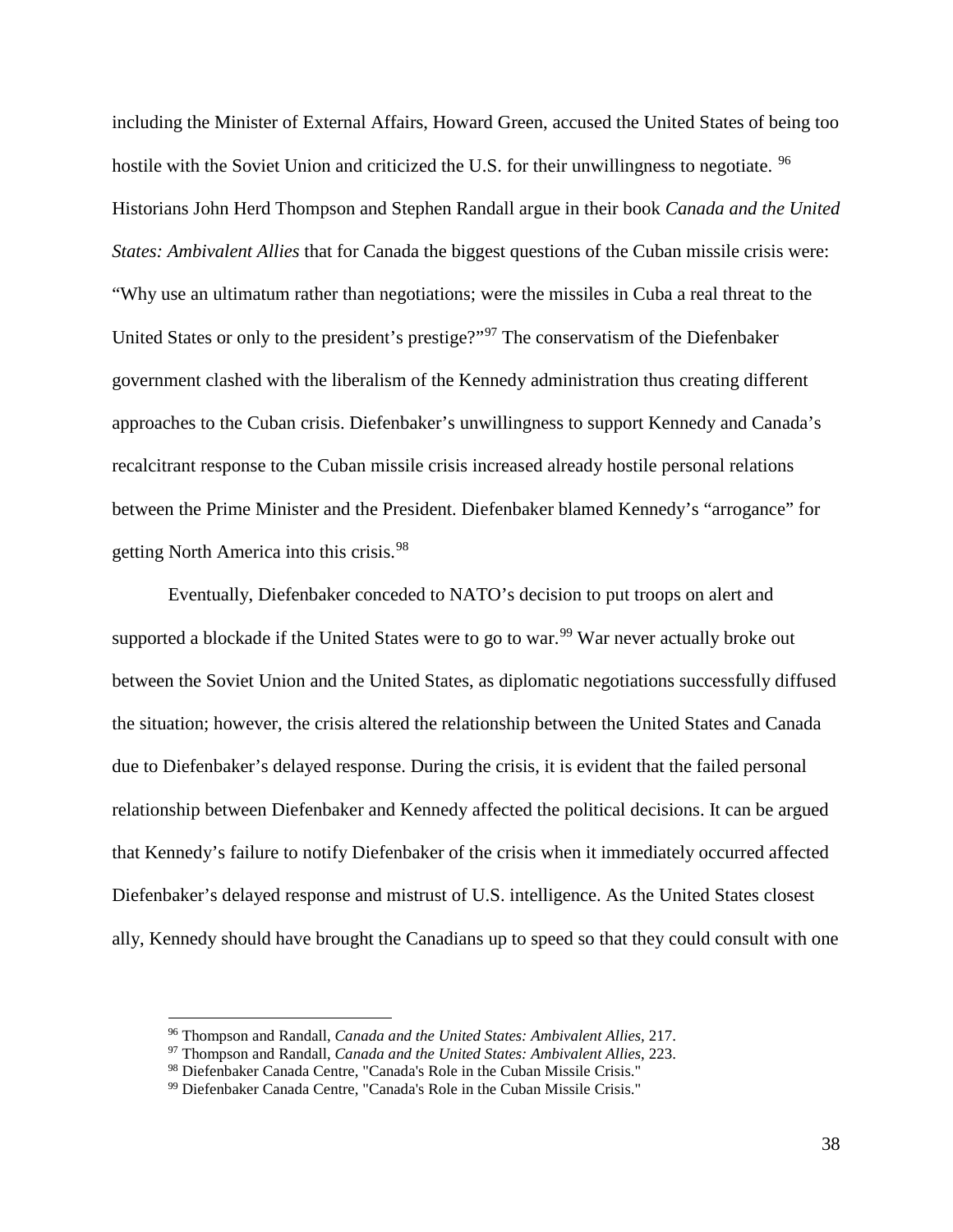including the Minister of External Affairs, Howard Green, accused the United States of being too hostile with the Soviet Union and criticized the U.S. for their unwillingness to negotiate. [96] Historians John Herd Thompson and Stephen Randall argue in their book *Canada and the United States: Ambivalent Allies* that for Canada the biggest questions of the Cuban missile crisis were: "Why use an ultimatum rather than negotiations; were the missiles in Cuba a real threat to the United States or only to the president's prestige?"[97] The conservatism of the Diefenbaker government clashed with the liberalism of the Kennedy administration thus creating different approaches to the Cuban crisis. Diefenbaker's unwillingness to support Kennedy and Canada's recalcitrant response to the Cuban missile crisis increased already hostile personal relations between the Prime Minister and the President. Diefenbaker blamed Kennedy's "arrogance" for getting North America into this crisis.[98]

Eventually, Diefenbaker conceded to NATO's decision to put troops on alert and supported a blockade if the United States were to go to war.[99] War never actually broke out between the Soviet Union and the United States, as diplomatic negotiations successfully diffused the situation; however, the crisis altered the relationship between the United States and Canada due to Diefenbaker's delayed response. During the crisis, it is evident that the failed personal relationship between Diefenbaker and Kennedy affected the political decisions. It can be argued that Kennedy's failure to notify Diefenbaker of the crisis when it immediately occurred affected Diefenbaker's delayed response and mistrust of U.S. intelligence. As the United States closest ally, Kennedy should have brought the Canadians up to speed so that they could consult with one

---

[96] Thompson and Randall, *Canada and the United States: Ambivalent Allies,* 217.

[97] Thompson and Randall, *Canada and the United States: Ambivalent Allies*, 223.

[98] Diefenbaker Canada Centre, "Canada's Role in the Cuban Missile Crisis."

[99] Diefenbaker Canada Centre, "Canada's Role in the Cuban Missile Crisis."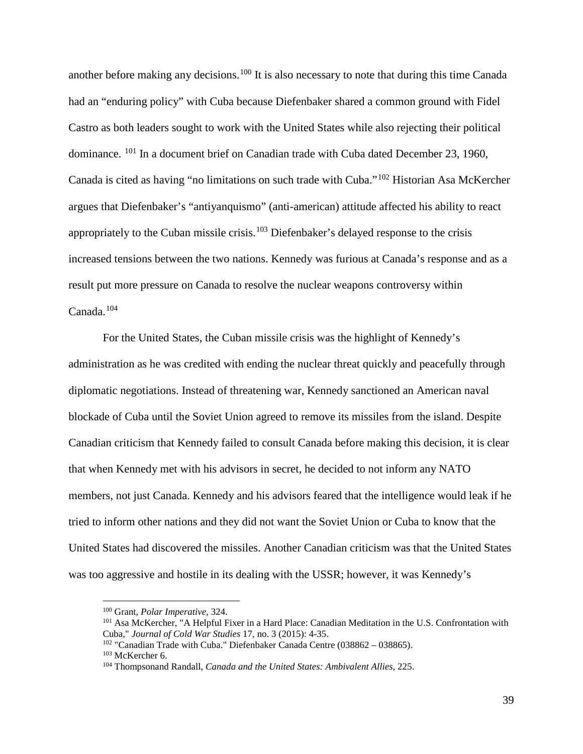another before making any decisions.[100] It is also necessary to note that during this time Canada had an "enduring policy" with Cuba because Diefenbaker shared a common ground with Fidel Castro as both leaders sought to work with the United States while also rejecting their political dominance. [101] In a document brief on Canadian trade with Cuba dated December 23, 1960, Canada is cited as having "no limitations on such trade with Cuba."[102] Historian Asa McKercher argues that Diefenbaker's "antiyanquismo" (anti-american) attitude affected his ability to react appropriately to the Cuban missile crisis.[103] Diefenbaker's delayed response to the crisis increased tensions between the two nations. Kennedy was furious at Canada's response and as a result put more pressure on Canada to resolve the nuclear weapons controversy within Canada.[104]

For the United States, the Cuban missile crisis was the highlight of Kennedy's administration as he was credited with ending the nuclear threat quickly and peacefully through diplomatic negotiations. Instead of threatening war, Kennedy sanctioned an American naval blockade of Cuba until the Soviet Union agreed to remove its missiles from the island. Despite Canadian criticism that Kennedy failed to consult Canada before making this decision, it is clear that when Kennedy met with his advisors in secret, he decided to not inform any NATO members, not just Canada. Kennedy and his advisors feared that the intelligence would leak if he tried to inform other nations and they did not want the Soviet Union or Cuba to know that the United States had discovered the missiles. Another Canadian criticism was that the United States was too aggressive and hostile in its dealing with the USSR; however, it was Kennedy's

---

[100] Grant, *Polar Imperative*, 324.

[101] Asa McKercher, "A Helpful Fixer in a Hard Place: Canadian Meditation in the U.S. Confrontation with Cuba," *Journal of Cold War Studies* 17, no. 3 (2015): 4-35.

[102] "Canadian Trade with Cuba." Diefenbaker Canada Centre (038862 – 038865).

[103] McKercher 6.

[104] Thompsonand Randall, *Canada and the United States: Ambivalent Allies*, 225.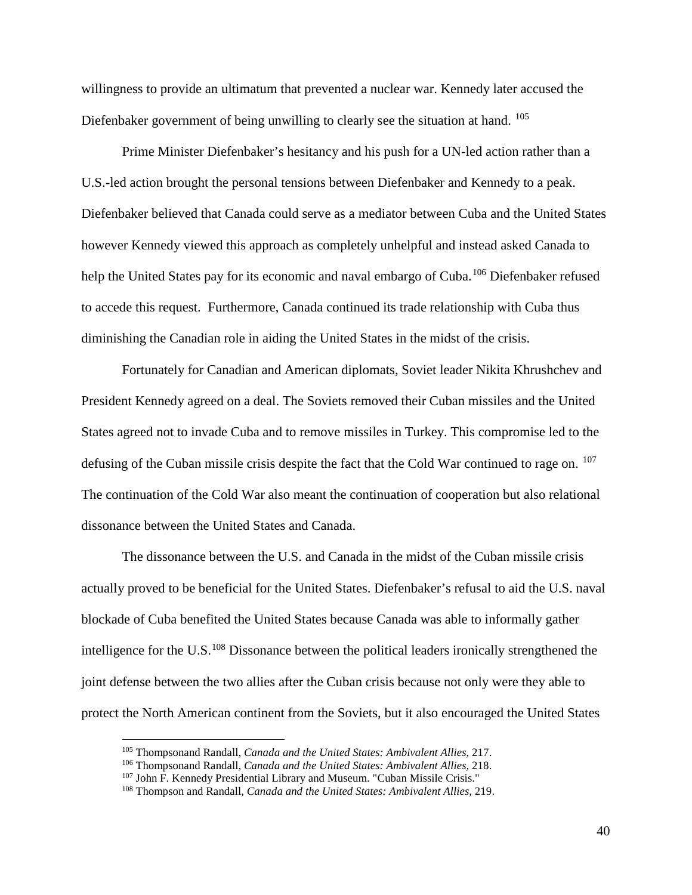willingness to provide an ultimatum that prevented a nuclear war. Kennedy later accused the Diefenbaker government of being unwilling to clearly see the situation at hand. [105]

Prime Minister Diefenbaker's hesitancy and his push for a UN-led action rather than a U.S.-led action brought the personal tensions between Diefenbaker and Kennedy to a peak. Diefenbaker believed that Canada could serve as a mediator between Cuba and the United States however Kennedy viewed this approach as completely unhelpful and instead asked Canada to help the United States pay for its economic and naval embargo of Cuba.[106] Diefenbaker refused to accede this request. Furthermore, Canada continued its trade relationship with Cuba thus diminishing the Canadian role in aiding the United States in the midst of the crisis.

Fortunately for Canadian and American diplomats, Soviet leader Nikita Khrushchev and President Kennedy agreed on a deal. The Soviets removed their Cuban missiles and the United States agreed not to invade Cuba and to remove missiles in Turkey. This compromise led to the defusing of the Cuban missile crisis despite the fact that the Cold War continued to rage on. [107] The continuation of the Cold War also meant the continuation of cooperation but also relational dissonance between the United States and Canada.

The dissonance between the U.S. and Canada in the midst of the Cuban missile crisis actually proved to be beneficial for the United States. Diefenbaker's refusal to aid the U.S. naval blockade of Cuba benefited the United States because Canada was able to informally gather intelligence for the U.S.[108] Dissonance between the political leaders ironically strengthened the joint defense between the two allies after the Cuban crisis because not only were they able to protect the North American continent from the Soviets, but it also encouraged the United States

---

[105] Thompsonand Randall, *Canada and the United States: Ambivalent Allies*, 217.

[106] Thompsonand Randall, *Canada and the United States: Ambivalent Allies*, 218.

[107] John F. Kennedy Presidential Library and Museum. "Cuban Missile Crisis."

[108] Thompson and Randall, *Canada and the United States: Ambivalent Allies*, 219.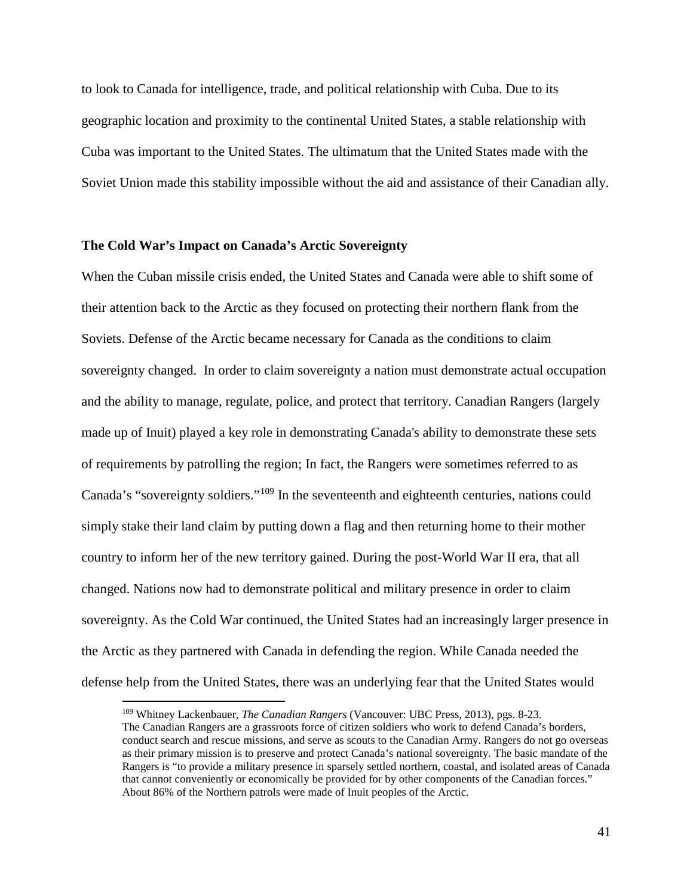to look to Canada for intelligence, trade, and political relationship with Cuba. Due to its geographic location and proximity to the continental United States, a stable relationship with Cuba was important to the United States. The ultimatum that the United States made with the Soviet Union made this stability impossible without the aid and assistance of their Canadian ally.

### The Cold War's Impact on Canada's Arctic Sovereignty

When the Cuban missile crisis ended, the United States and Canada were able to shift some of their attention back to the Arctic as they focused on protecting their northern flank from the Soviets. Defense of the Arctic became necessary for Canada as the conditions to claim sovereignty changed. In order to claim sovereignty a nation must demonstrate actual occupation and the ability to manage, regulate, police, and protect that territory. Canadian Rangers (largely made up of Inuit) played a key role in demonstrating Canada's ability to demonstrate these sets of requirements by patrolling the region; In fact, the Rangers were sometimes referred to as Canada's "sovereignty soldiers."[109] In the seventeenth and eighteenth centuries, nations could simply stake their land claim by putting down a flag and then returning home to their mother country to inform her of the new territory gained. During the post-World War II era, that all changed. Nations now had to demonstrate political and military presence in order to claim sovereignty. As the Cold War continued, the United States had an increasingly larger presence in the Arctic as they partnered with Canada in defending the region. While Canada needed the defense help from the United States, there was an underlying fear that the United States would

---

[109] Whitney Lackenbauer, *The Canadian Rangers* (Vancouver: UBC Press, 2013), pgs. 8-23. The Canadian Rangers are a grassroots force of citizen soldiers who work to defend Canada's borders, conduct search and rescue missions, and serve as scouts to the Canadian Army. Rangers do not go overseas as their primary mission is to preserve and protect Canada's national sovereignty. The basic mandate of the Rangers is "to provide a military presence in sparsely settled northern, coastal, and isolated areas of Canada that cannot conveniently or economically be provided for by other components of the Canadian forces." About 86% of the Northern patrols were made of Inuit peoples of the Arctic.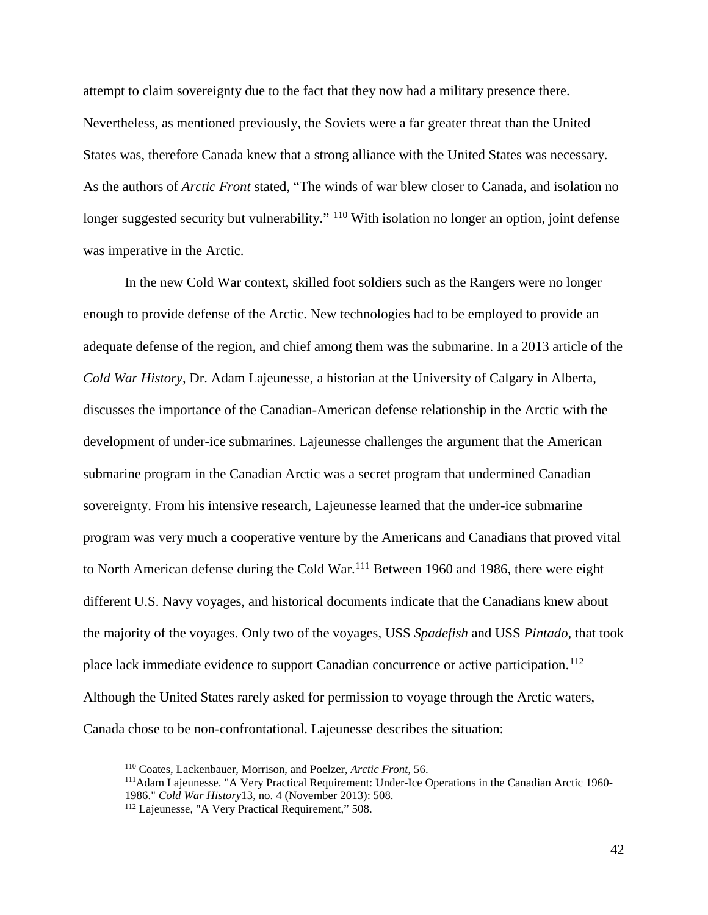attempt to claim sovereignty due to the fact that they now had a military presence there. Nevertheless, as mentioned previously, the Soviets were a far greater threat than the United States was, therefore Canada knew that a strong alliance with the United States was necessary. As the authors of *Arctic Front* stated, "The winds of war blew closer to Canada, and isolation no longer suggested security but vulnerability." [110] With isolation no longer an option, joint defense was imperative in the Arctic.

In the new Cold War context, skilled foot soldiers such as the Rangers were no longer enough to provide defense of the Arctic. New technologies had to be employed to provide an adequate defense of the region, and chief among them was the submarine. In a 2013 article of the *Cold War History*, Dr. Adam Lajeunesse, a historian at the University of Calgary in Alberta, discusses the importance of the Canadian-American defense relationship in the Arctic with the development of under-ice submarines. Lajeunesse challenges the argument that the American submarine program in the Canadian Arctic was a secret program that undermined Canadian sovereignty. From his intensive research, Lajeunesse learned that the under-ice submarine program was very much a cooperative venture by the Americans and Canadians that proved vital to North American defense during the Cold War.[111] Between 1960 and 1986, there were eight different U.S. Navy voyages, and historical documents indicate that the Canadians knew about the majority of the voyages. Only two of the voyages, USS *Spadefish* and USS *Pintado*, that took place lack immediate evidence to support Canadian concurrence or active participation.[112] Although the United States rarely asked for permission to voyage through the Arctic waters, Canada chose to be non-confrontational. Lajeunesse describes the situation:

---

[110] Coates, Lackenbauer, Morrison, and Poelzer, *Arctic Front*, 56.

[111] Adam Lajeunesse. "A Very Practical Requirement: Under-Ice Operations in the Canadian Arctic 1960-1986." *Cold War History*13, no. 4 (November 2013): 508.

[112] Lajeunesse, "A Very Practical Requirement," 508.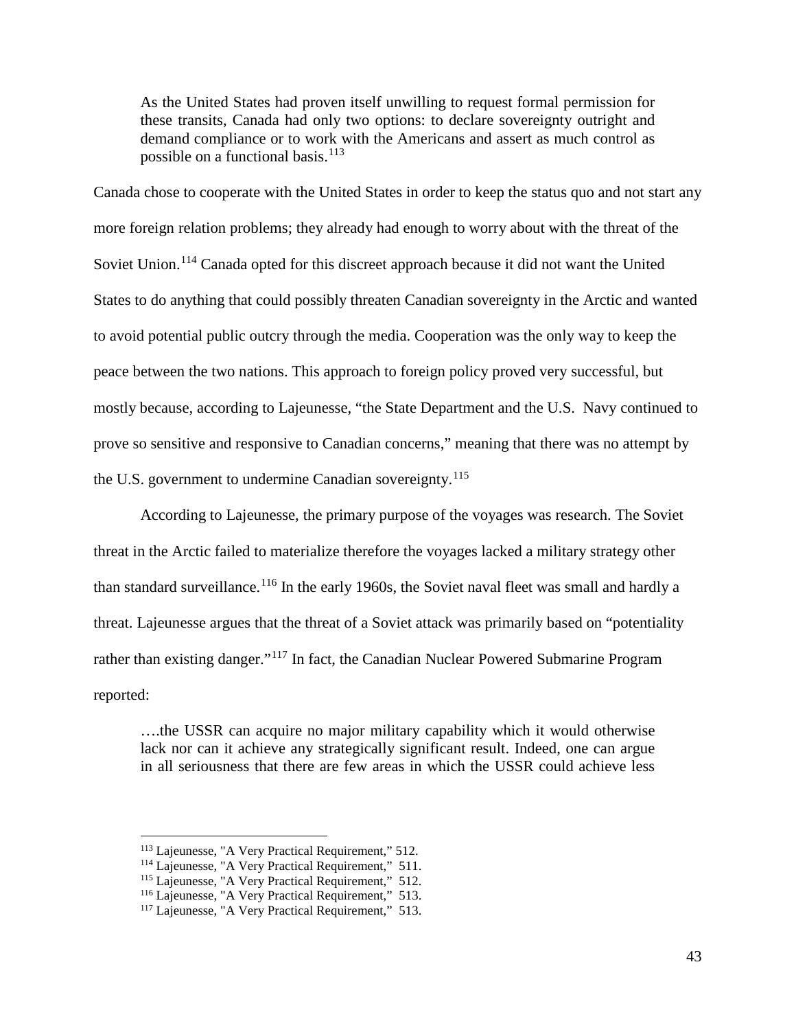> As the United States had proven itself unwilling to request formal permission for these transits, Canada had only two options: to declare sovereignty outright and demand compliance or to work with the Americans and assert as much control as possible on a functional basis.[113]

Canada chose to cooperate with the United States in order to keep the status quo and not start any more foreign relation problems; they already had enough to worry about with the threat of the Soviet Union.[114] Canada opted for this discreet approach because it did not want the United States to do anything that could possibly threaten Canadian sovereignty in the Arctic and wanted to avoid potential public outcry through the media. Cooperation was the only way to keep the peace between the two nations. This approach to foreign policy proved very successful, but mostly because, according to Lajeunesse, "the State Department and the U.S. Navy continued to prove so sensitive and responsive to Canadian concerns," meaning that there was no attempt by the U.S. government to undermine Canadian sovereignty.[115]

According to Lajeunesse, the primary purpose of the voyages was research. The Soviet threat in the Arctic failed to materialize therefore the voyages lacked a military strategy other than standard surveillance.[116] In the early 1960s, the Soviet naval fleet was small and hardly a threat. Lajeunesse argues that the threat of a Soviet attack was primarily based on "potentiality rather than existing danger."[117] In fact, the Canadian Nuclear Powered Submarine Program reported:

> ….the USSR can acquire no major military capability which it would otherwise lack nor can it achieve any strategically significant result. Indeed, one can argue in all seriousness that there are few areas in which the USSR could achieve less

[113] Lajeunesse, "A Very Practical Requirement," 512.
[114] Lajeunesse, "A Very Practical Requirement," 511.
[115] Lajeunesse, "A Very Practical Requirement," 512.
[116] Lajeunesse, "A Very Practical Requirement," 513.
[117] Lajeunesse, "A Very Practical Requirement," 513.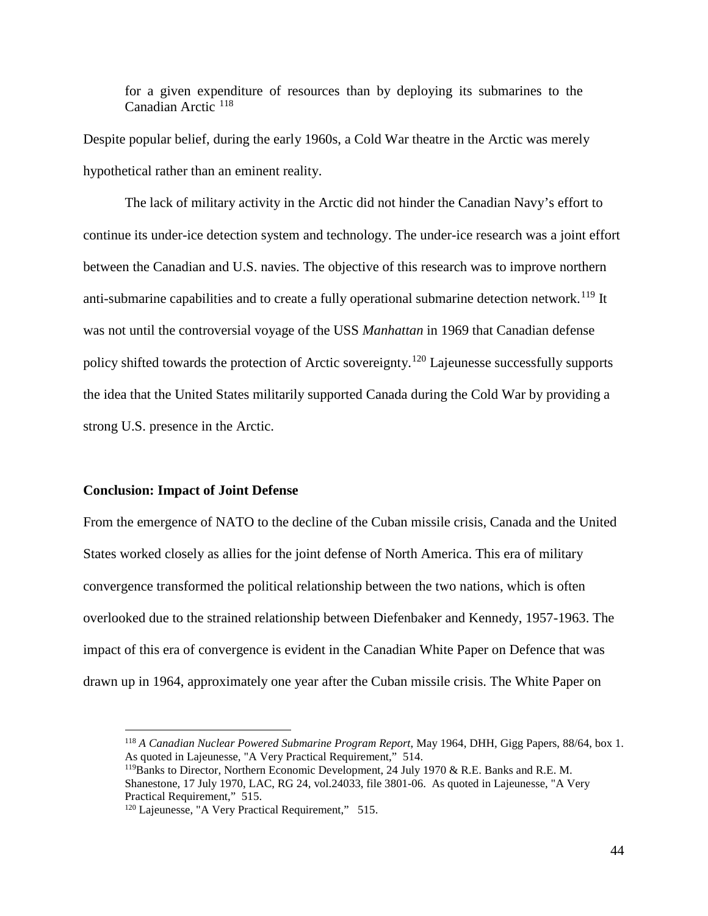for a given expenditure of resources than by deploying its submarines to the Canadian Arctic [118]

Despite popular belief, during the early 1960s, a Cold War theatre in the Arctic was merely hypothetical rather than an eminent reality.

The lack of military activity in the Arctic did not hinder the Canadian Navy's effort to continue its under-ice detection system and technology. The under-ice research was a joint effort between the Canadian and U.S. navies. The objective of this research was to improve northern anti-submarine capabilities and to create a fully operational submarine detection network.[119] It was not until the controversial voyage of the USS *Manhattan* in 1969 that Canadian defense policy shifted towards the protection of Arctic sovereignty.[120] Lajeunesse successfully supports the idea that the United States militarily supported Canada during the Cold War by providing a strong U.S. presence in the Arctic.

**Conclusion: Impact of Joint Defense**

From the emergence of NATO to the decline of the Cuban missile crisis, Canada and the United States worked closely as allies for the joint defense of North America. This era of military convergence transformed the political relationship between the two nations, which is often overlooked due to the strained relationship between Diefenbaker and Kennedy, 1957-1963. The impact of this era of convergence is evident in the Canadian White Paper on Defence that was drawn up in 1964, approximately one year after the Cuban missile crisis. The White Paper on

[118] *A Canadian Nuclear Powered Submarine Program Report*, May 1964, DHH, Gigg Papers, 88/64, box 1. As quoted in Lajeunesse, "A Very Practical Requirement," 514.

[119] Banks to Director, Northern Economic Development, 24 July 1970 & R.E. Banks and R.E. M. Shanestone, 17 July 1970, LAC, RG 24, vol.24033, file 3801-06. As quoted in Lajeunesse, "A Very Practical Requirement," 515.

[120] Lajeunesse, "A Very Practical Requirement," 515.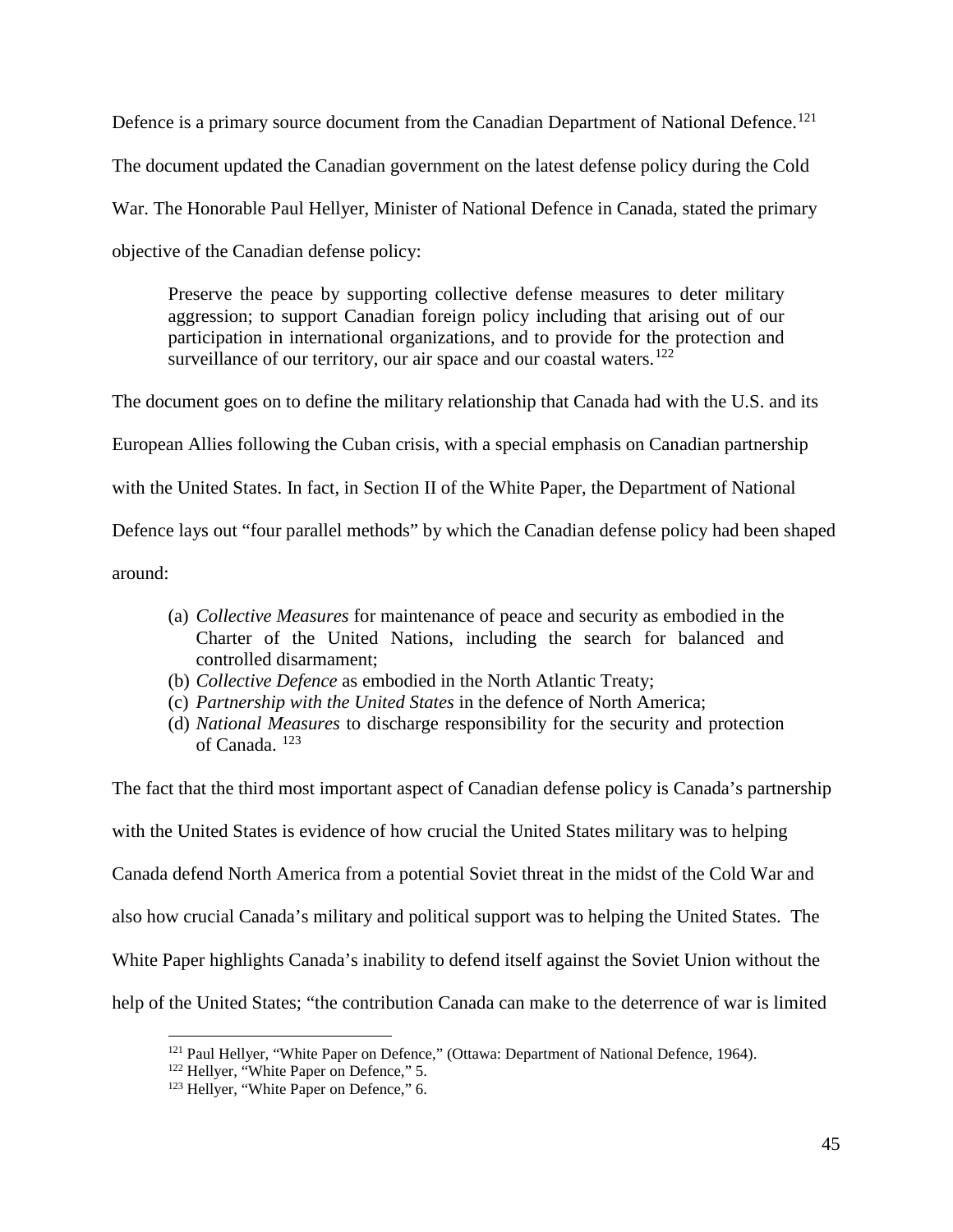Defence is a primary source document from the Canadian Department of National Defence.[121] The document updated the Canadian government on the latest defense policy during the Cold War. The Honorable Paul Hellyer, Minister of National Defence in Canada, stated the primary objective of the Canadian defense policy:

> Preserve the peace by supporting collective defense measures to deter military aggression; to support Canadian foreign policy including that arising out of our participation in international organizations, and to provide for the protection and surveillance of our territory, our air space and our coastal waters.[122]

The document goes on to define the military relationship that Canada had with the U.S. and its European Allies following the Cuban crisis, with a special emphasis on Canadian partnership with the United States. In fact, in Section II of the White Paper, the Department of National Defence lays out "four parallel methods" by which the Canadian defense policy had been shaped around:

> (a) *Collective Measures* for maintenance of peace and security as embodied in the Charter of the United Nations, including the search for balanced and controlled disarmament;
> (b) *Collective Defence* as embodied in the North Atlantic Treaty;
> (c) *Partnership with the United States* in the defence of North America;
> (d) *National Measures* to discharge responsibility for the security and protection of Canada. [123]

The fact that the third most important aspect of Canadian defense policy is Canada's partnership with the United States is evidence of how crucial the United States military was to helping Canada defend North America from a potential Soviet threat in the midst of the Cold War and also how crucial Canada's military and political support was to helping the United States. The White Paper highlights Canada's inability to defend itself against the Soviet Union without the help of the United States; "the contribution Canada can make to the deterrence of war is limited

---

[121] Paul Hellyer, "White Paper on Defence," (Ottawa: Department of National Defence, 1964).
[122] Hellyer, "White Paper on Defence," 5.
[123] Hellyer, "White Paper on Defence," 6.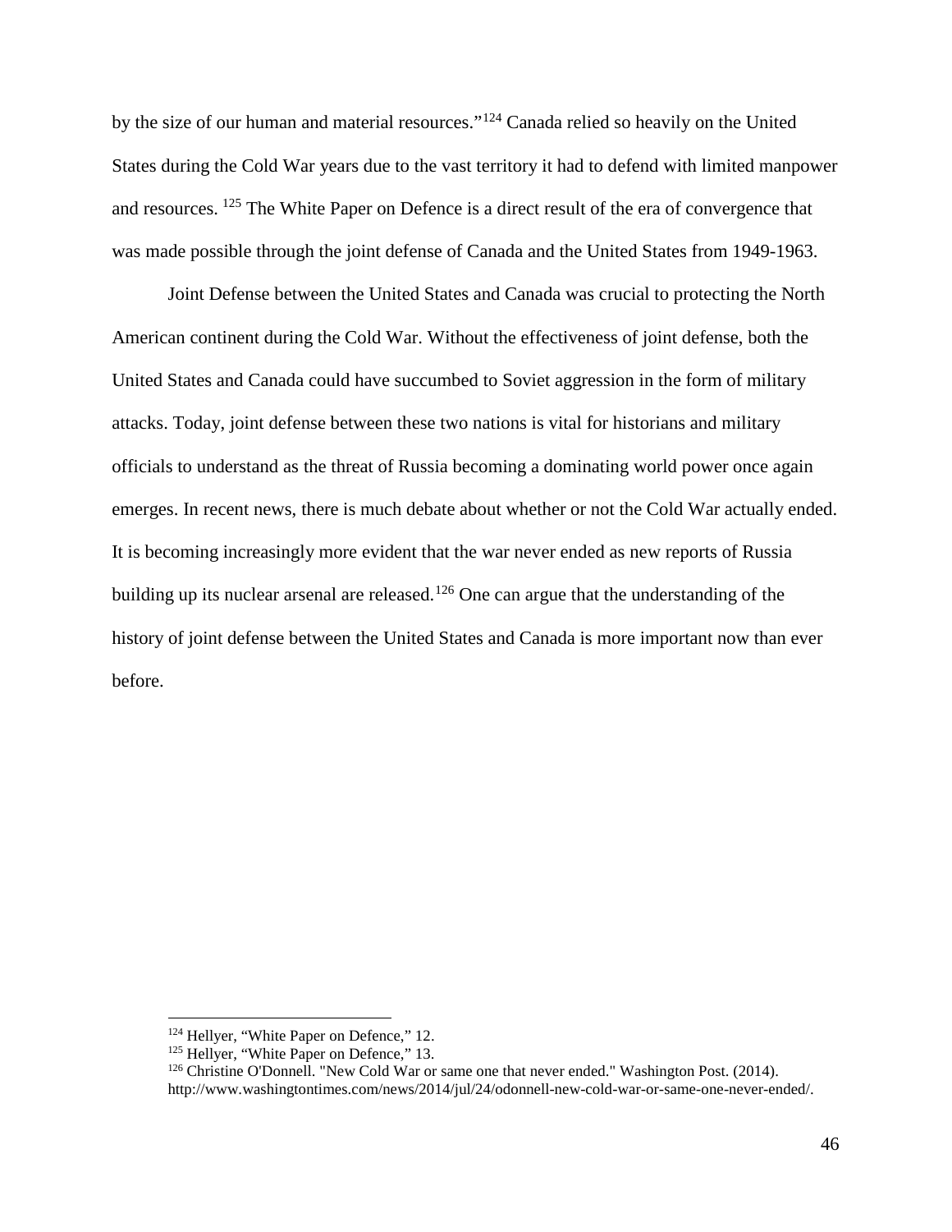by the size of our human and material resources."[124] Canada relied so heavily on the United States during the Cold War years due to the vast territory it had to defend with limited manpower and resources. [125] The White Paper on Defence is a direct result of the era of convergence that was made possible through the joint defense of Canada and the United States from 1949-1963.

Joint Defense between the United States and Canada was crucial to protecting the North American continent during the Cold War. Without the effectiveness of joint defense, both the United States and Canada could have succumbed to Soviet aggression in the form of military attacks. Today, joint defense between these two nations is vital for historians and military officials to understand as the threat of Russia becoming a dominating world power once again emerges. In recent news, there is much debate about whether or not the Cold War actually ended. It is becoming increasingly more evident that the war never ended as new reports of Russia building up its nuclear arsenal are released.[126] One can argue that the understanding of the history of joint defense between the United States and Canada is more important now than ever before.

---

[124] Hellyer, "White Paper on Defence," 12.

[125] Hellyer, "White Paper on Defence," 13.

[126] Christine O'Donnell. "New Cold War or same one that never ended." Washington Post. (2014). http://www.washingtontimes.com/news/2014/jul/24/odonnell-new-cold-war-or-same-one-never-ended/.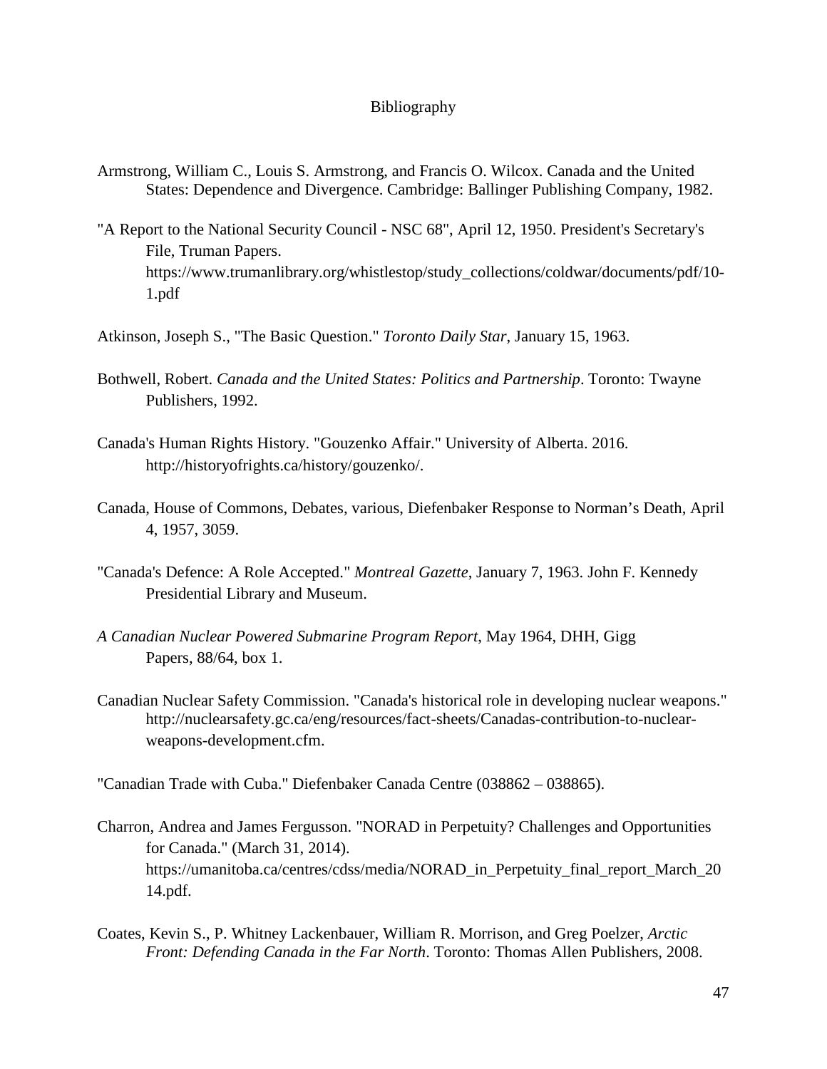# Bibliography

Armstrong, William C., Louis S. Armstrong, and Francis O. Wilcox. Canada and the United States: Dependence and Divergence. Cambridge: Ballinger Publishing Company, 1982.

"A Report to the National Security Council - NSC 68", April 12, 1950. President's Secretary's File, Truman Papers. https://www.trumanlibrary.org/whistlestop/study_collections/coldwar/documents/pdf/10-1.pdf

Atkinson, Joseph S., "The Basic Question." *Toronto Daily Star*, January 15, 1963.

Bothwell, Robert. *Canada and the United States: Politics and Partnership*. Toronto: Twayne Publishers, 1992.

Canada's Human Rights History. "Gouzenko Affair." University of Alberta. 2016. http://historyofrights.ca/history/gouzenko/.

Canada, House of Commons, Debates, various, Diefenbaker Response to Norman's Death, April 4, 1957, 3059.

"Canada's Defence: A Role Accepted." *Montreal Gazette*, January 7, 1963. John F. Kennedy Presidential Library and Museum.

*A Canadian Nuclear Powered Submarine Program Report*, May 1964, DHH, Gigg Papers, 88/64, box 1.

Canadian Nuclear Safety Commission. "Canada's historical role in developing nuclear weapons." http://nuclearsafety.gc.ca/eng/resources/fact-sheets/Canadas-contribution-to-nuclear-weapons-development.cfm.

"Canadian Trade with Cuba." Diefenbaker Canada Centre (038862 – 038865).

Charron, Andrea and James Fergusson. "NORAD in Perpetuity? Challenges and Opportunities for Canada." (March 31, 2014). https://umanitoba.ca/centres/cdss/media/NORAD_in_Perpetuity_final_report_March_2014.pdf.

Coates, Kevin S., P. Whitney Lackenbauer, William R. Morrison, and Greg Poelzer, *Arctic Front: Defending Canada in the Far North*. Toronto: Thomas Allen Publishers, 2008.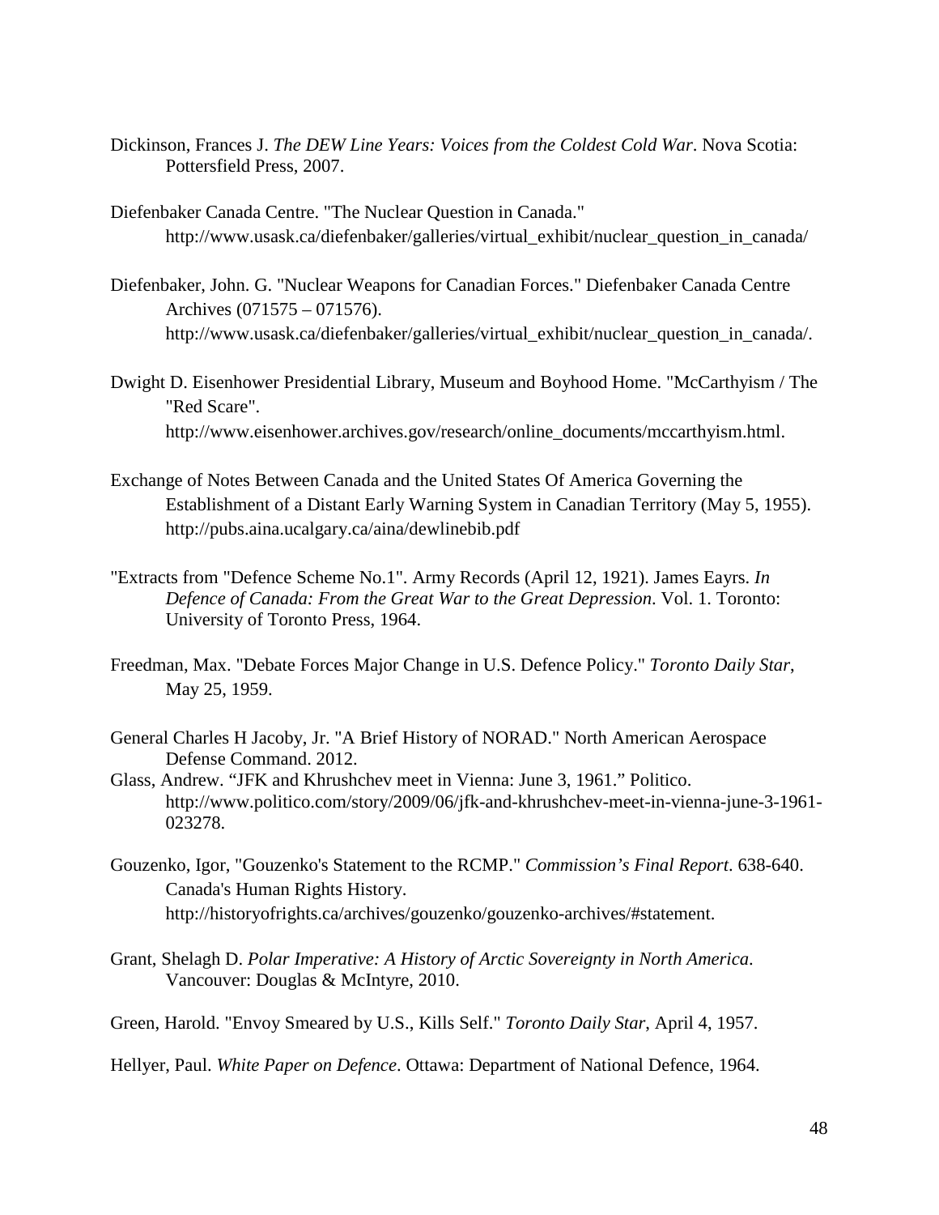Dickinson, Frances J. *The DEW Line Years: Voices from the Coldest Cold War*. Nova Scotia: Pottersfield Press, 2007.

Diefenbaker Canada Centre. "The Nuclear Question in Canada." http://www.usask.ca/diefenbaker/galleries/virtual_exhibit/nuclear_question_in_canada/

Diefenbaker, John. G. "Nuclear Weapons for Canadian Forces." Diefenbaker Canada Centre Archives (071575 – 071576). http://www.usask.ca/diefenbaker/galleries/virtual_exhibit/nuclear_question_in_canada/.

Dwight D. Eisenhower Presidential Library, Museum and Boyhood Home. "McCarthyism / The "Red Scare". http://www.eisenhower.archives.gov/research/online_documents/mccarthyism.html.

Exchange of Notes Between Canada and the United States Of America Governing the Establishment of a Distant Early Warning System in Canadian Territory (May 5, 1955). http://pubs.aina.ucalgary.ca/aina/dewlinebib.pdf

"Extracts from "Defence Scheme No.1". Army Records (April 12, 1921). James Eayrs. *In Defence of Canada: From the Great War to the Great Depression*. Vol. 1. Toronto: University of Toronto Press, 1964.

Freedman, Max. "Debate Forces Major Change in U.S. Defence Policy." *Toronto Daily Star*, May 25, 1959.

General Charles H Jacoby, Jr. "A Brief History of NORAD." North American Aerospace Defense Command. 2012.

Glass, Andrew. "JFK and Khrushchev meet in Vienna: June 3, 1961." Politico. http://www.politico.com/story/2009/06/jfk-and-khrushchev-meet-in-vienna-june-3-1961-023278.

Gouzenko, Igor, "Gouzenko's Statement to the RCMP." *Commission's Final Report*. 638-640. Canada's Human Rights History. http://historyofrights.ca/archives/gouzenko/gouzenko-archives/#statement.

Grant, Shelagh D. *Polar Imperative: A History of Arctic Sovereignty in North America*. Vancouver: Douglas & McIntyre, 2010.

Green, Harold. "Envoy Smeared by U.S., Kills Self." *Toronto Daily Star*, April 4, 1957.

Hellyer, Paul. *White Paper on Defence*. Ottawa: Department of National Defence, 1964.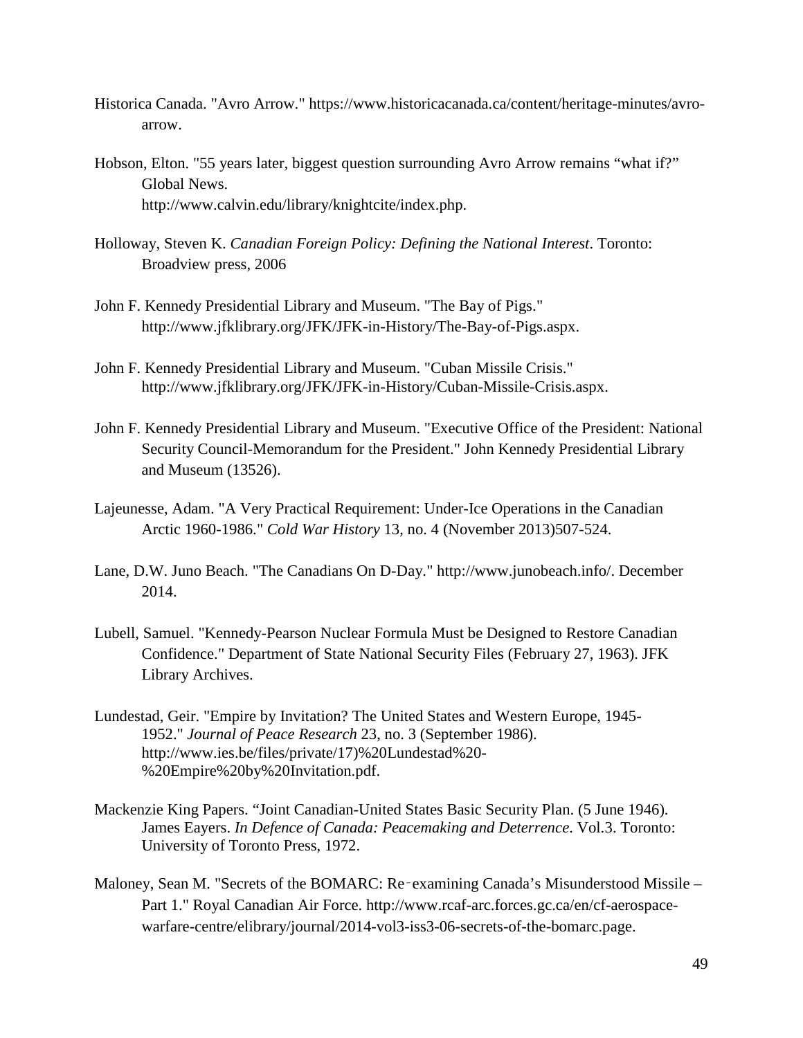Historica Canada. "Avro Arrow." https://www.historicacanada.ca/content/heritage-minutes/avro-arrow.

Hobson, Elton. "55 years later, biggest question surrounding Avro Arrow remains "what if?" Global News. http://www.calvin.edu/library/knightcite/index.php.

Holloway, Steven K. *Canadian Foreign Policy: Defining the National Interest*. Toronto: Broadview press, 2006

John F. Kennedy Presidential Library and Museum. "The Bay of Pigs." http://www.jfklibrary.org/JFK/JFK-in-History/The-Bay-of-Pigs.aspx.

John F. Kennedy Presidential Library and Museum. "Cuban Missile Crisis." http://www.jfklibrary.org/JFK/JFK-in-History/Cuban-Missile-Crisis.aspx.

John F. Kennedy Presidential Library and Museum. "Executive Office of the President: National Security Council-Memorandum for the President." John Kennedy Presidential Library and Museum (13526).

Lajeunesse, Adam. "A Very Practical Requirement: Under-Ice Operations in the Canadian Arctic 1960-1986." *Cold War History* 13, no. 4 (November 2013)507-524.

Lane, D.W. Juno Beach. "The Canadians On D-Day." http://www.junobeach.info/. December 2014.

Lubell, Samuel. "Kennedy-Pearson Nuclear Formula Must be Designed to Restore Canadian Confidence." Department of State National Security Files (February 27, 1963). JFK Library Archives.

Lundestad, Geir. "Empire by Invitation? The United States and Western Europe, 1945-1952." *Journal of Peace Research* 23, no. 3 (September 1986). http://www.ies.be/files/private/17)%20Lundestad%20-%20Empire%20by%20Invitation.pdf.

Mackenzie King Papers. "Joint Canadian-United States Basic Security Plan. (5 June 1946). James Eayers. *In Defence of Canada: Peacemaking and Deterrence*. Vol.3. Toronto: University of Toronto Press, 1972.

Maloney, Sean M. "Secrets of the BOMARC: Re‑examining Canada's Misunderstood Missile – Part 1." Royal Canadian Air Force. http://www.rcaf-arc.forces.gc.ca/en/cf-aerospace-warfare-centre/elibrary/journal/2014-vol3-iss3-06-secrets-of-the-bomarc.page.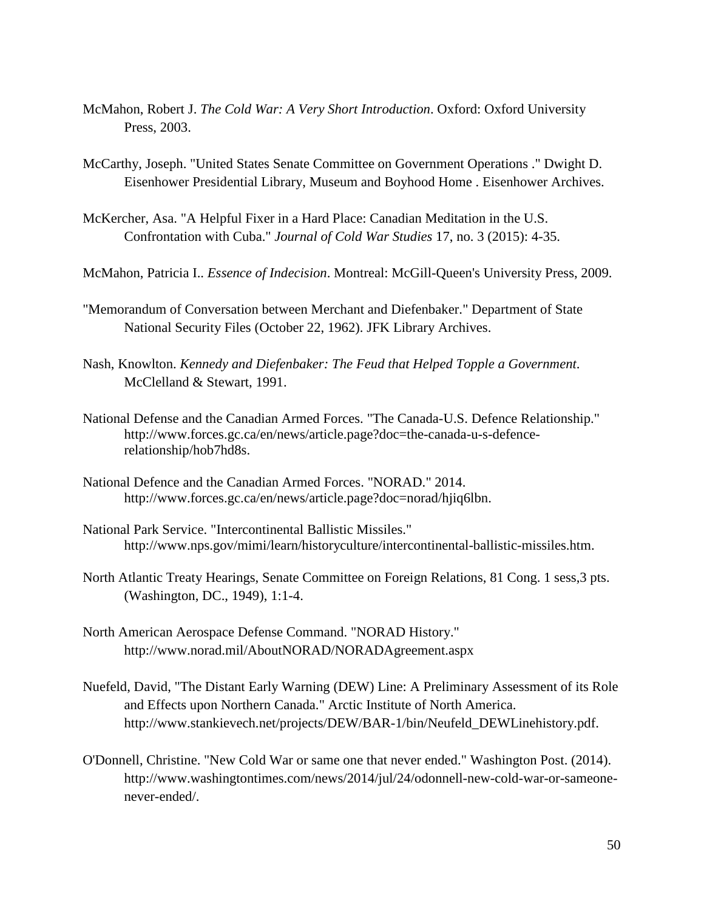McMahon, Robert J. *The Cold War: A Very Short Introduction*. Oxford: Oxford University Press, 2003.

McCarthy, Joseph. "United States Senate Committee on Government Operations ." Dwight D. Eisenhower Presidential Library, Museum and Boyhood Home . Eisenhower Archives.

McKercher, Asa. "A Helpful Fixer in a Hard Place: Canadian Meditation in the U.S. Confrontation with Cuba." *Journal of Cold War Studies* 17, no. 3 (2015): 4-35.

McMahon, Patricia I.. *Essence of Indecision*. Montreal: McGill-Queen's University Press, 2009.

"Memorandum of Conversation between Merchant and Diefenbaker." Department of State National Security Files (October 22, 1962). JFK Library Archives.

Nash, Knowlton. *Kennedy and Diefenbaker: The Feud that Helped Topple a Government*. McClelland & Stewart, 1991.

National Defense and the Canadian Armed Forces. "The Canada-U.S. Defence Relationship." http://www.forces.gc.ca/en/news/article.page?doc=the-canada-u-s-defence-relationship/hob7hd8s.

National Defence and the Canadian Armed Forces. "NORAD." 2014. http://www.forces.gc.ca/en/news/article.page?doc=norad/hjiq6lbn.

National Park Service. "Intercontinental Ballistic Missiles." http://www.nps.gov/mimi/learn/historyculture/intercontinental-ballistic-missiles.htm.

North Atlantic Treaty Hearings, Senate Committee on Foreign Relations, 81 Cong. 1 sess,3 pts. (Washington, DC., 1949), 1:1-4.

North American Aerospace Defense Command. "NORAD History." http://www.norad.mil/AboutNORAD/NORADAgreement.aspx

Nuefeld, David, "The Distant Early Warning (DEW) Line: A Preliminary Assessment of its Role and Effects upon Northern Canada." Arctic Institute of North America. http://www.stankievech.net/projects/DEW/BAR-1/bin/Neufeld_DEWLinehistory.pdf.

O'Donnell, Christine. "New Cold War or same one that never ended." Washington Post. (2014). http://www.washingtontimes.com/news/2014/jul/24/odonnell-new-cold-war-or-sameone-never-ended/.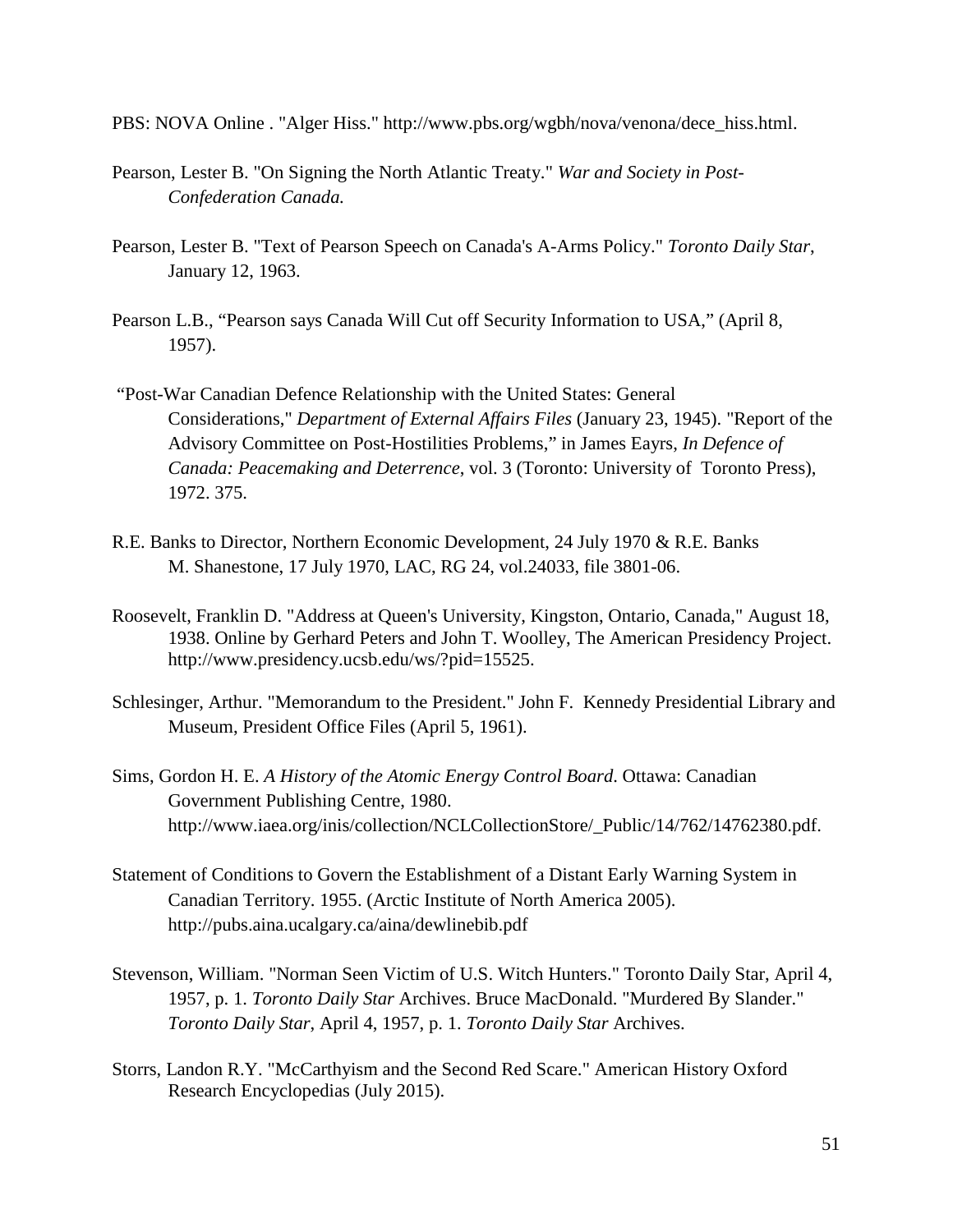PBS: NOVA Online . "Alger Hiss." http://www.pbs.org/wgbh/nova/venona/dece_hiss.html.

Pearson, Lester B. "On Signing the North Atlantic Treaty." *War and Society in Post-Confederation Canada.*

Pearson, Lester B. "Text of Pearson Speech on Canada's A-Arms Policy." *Toronto Daily Star*, January 12, 1963.

Pearson L.B., "Pearson says Canada Will Cut off Security Information to USA," (April 8, 1957).

"Post-War Canadian Defence Relationship with the United States: General Considerations," *Department of External Affairs Files* (January 23, 1945). "Report of the Advisory Committee on Post-Hostilities Problems," in James Eayrs, *In Defence of Canada: Peacemaking and Deterrence*, vol. 3 (Toronto: University of Toronto Press), 1972. 375.

R.E. Banks to Director, Northern Economic Development, 24 July 1970 & R.E. Banks M. Shanestone, 17 July 1970, LAC, RG 24, vol.24033, file 3801-06.

Roosevelt, Franklin D. "Address at Queen's University, Kingston, Ontario, Canada," August 18, 1938. Online by Gerhard Peters and John T. Woolley, The American Presidency Project. http://www.presidency.ucsb.edu/ws/?pid=15525.

Schlesinger, Arthur. "Memorandum to the President." John F. Kennedy Presidential Library and Museum, President Office Files (April 5, 1961).

Sims, Gordon H. E. *A History of the Atomic Energy Control Board*. Ottawa: Canadian Government Publishing Centre, 1980. http://www.iaea.org/inis/collection/NCLCollectionStore/_Public/14/762/14762380.pdf.

Statement of Conditions to Govern the Establishment of a Distant Early Warning System in Canadian Territory. 1955. (Arctic Institute of North America 2005). http://pubs.aina.ucalgary.ca/aina/dewlinebib.pdf

Stevenson, William. "Norman Seen Victim of U.S. Witch Hunters." Toronto Daily Star, April 4, 1957, p. 1. *Toronto Daily Star* Archives. Bruce MacDonald. "Murdered By Slander." *Toronto Daily Star*, April 4, 1957, p. 1. *Toronto Daily Star* Archives.

Storrs, Landon R.Y. "McCarthyism and the Second Red Scare." American History Oxford Research Encyclopedias (July 2015).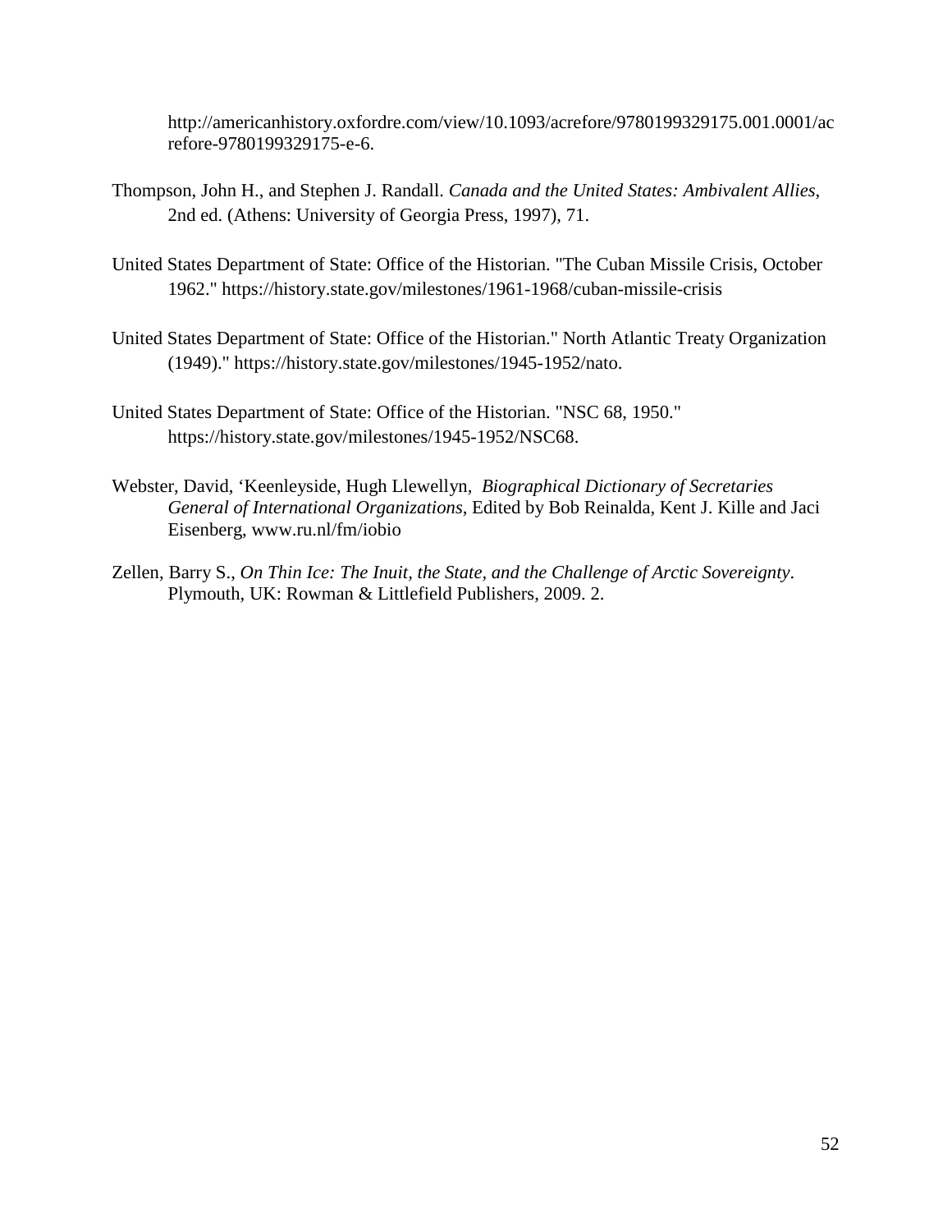http://americanhistory.oxfordre.com/view/10.1093/acrefore/9780199329175.001.0001/acrefore-9780199329175-e-6.

Thompson, John H., and Stephen J. Randall. *Canada and the United States: Ambivalent Allies*, 2nd ed. (Athens: University of Georgia Press, 1997), 71.

United States Department of State: Office of the Historian. "The Cuban Missile Crisis, October 1962." https://history.state.gov/milestones/1961-1968/cuban-missile-crisis

United States Department of State: Office of the Historian." North Atlantic Treaty Organization (1949)." https://history.state.gov/milestones/1945-1952/nato.

United States Department of State: Office of the Historian. "NSC 68, 1950." https://history.state.gov/milestones/1945-1952/NSC68.

Webster, David, 'Keenleyside, Hugh Llewellyn, *Biographical Dictionary of Secretaries General of International Organizations*, Edited by Bob Reinalda, Kent J. Kille and Jaci Eisenberg, www.ru.nl/fm/iobio

Zellen, Barry S., *On Thin Ice: The Inuit, the State, and the Challenge of Arctic Sovereignty*. Plymouth, UK: Rowman & Littlefield Publishers, 2009. 2.